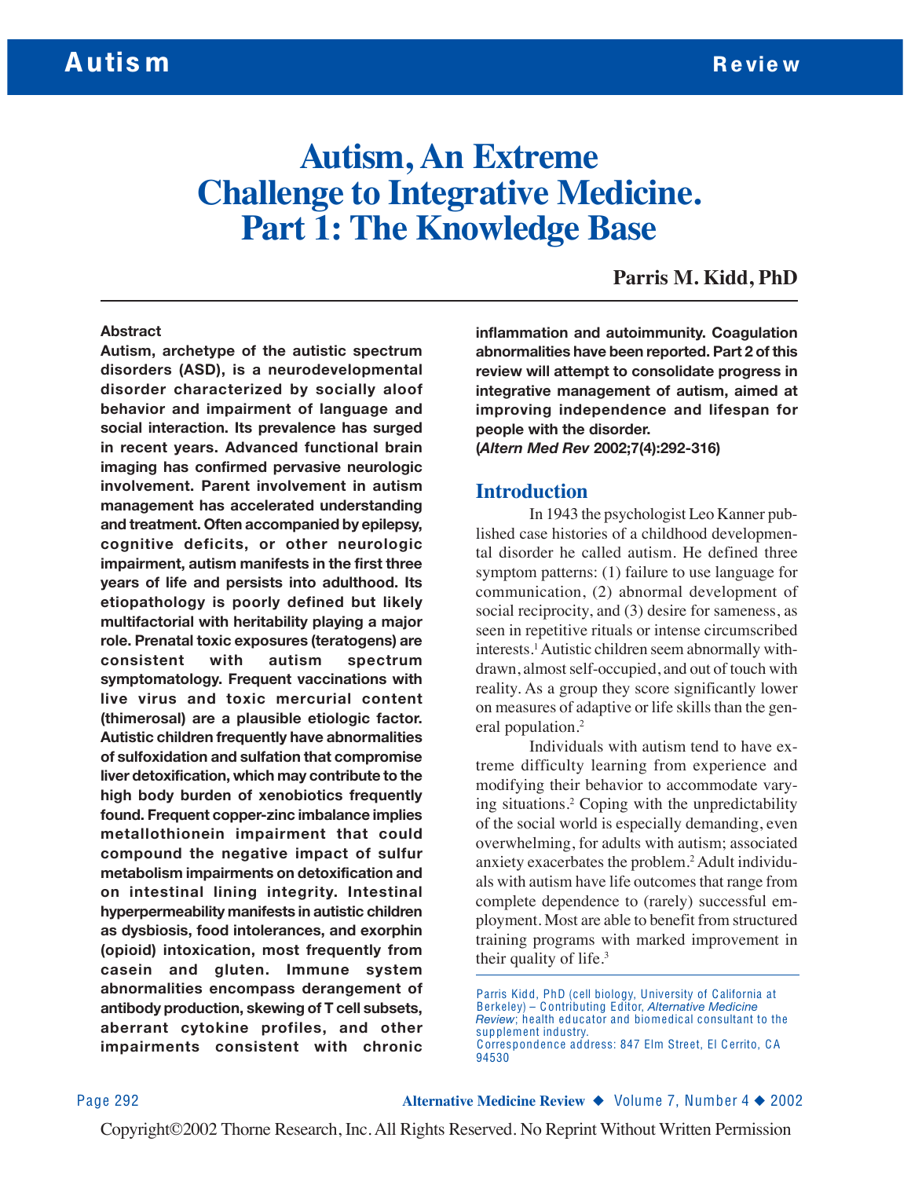# Autism, An Extreme Challenge to Integrative Medicine. Part 1: The Knowledge Base

**Parris M. Kidd, PhD**

### Abstract

**Autism, archetype of the autistic spectrum disorders (ASD), is a neurodevelopmental disorder characterized by socially aloof behavior and impairment of language and social interaction. Its prevalence has surged in recent years. Advanced functional brain imaging has confirmed pervasive neurologic involvement. Parent involvement in autism management has accelerated understanding and treatment. Often accompanied by epilepsy, cognitive deficits, or other neurologic impairment, autism manifests in the first three years of life and persists into adulthood. Its etiopathology is poorly defined but likely multifactorial with heritability playing a major role. Prenatal toxic exposures (teratogens) are consistent with autism spectrum symptomatology. Frequent vaccinations with live virus and toxic mercurial content (thimerosal) are a plausible etiologic factor. Autistic children frequently have abnormalities of sulfoxidation and sulfation that compromise liver detoxification, which may contribute to the high body burden of xenobiotics frequently found. Frequent copper-zinc imbalance implies metallothionein impairment that could compound the negative impact of sulfur metabolism impairments on detoxification and on intestinal lining integrity. Intestinal hyperpermeability manifests in autistic children as dysbiosis, food intolerances, and exorphin (opioid) intoxication, most frequently from casein and gluten. Immune system abnormalities encompass derangement of antibody production, skewing of T cell subsets, aberrant cytokine profiles, and other impairments consistent with chronic inflammation and autoimmunity. Coagulation abnormalities have been reported. Part 2 of this review will attempt to consolidate progress in integrative management of autism, aimed at improving independence and lifespan for people with the disorder.**
**(*Altern Med Rev* 2002;7(4):292-316)**

## Introduction

In 1943 the psychologist Leo Kanner published case histories of a childhood developmental disorder he called autism. He defined three symptom patterns: (1) failure to use language for communication, (2) abnormal development of social reciprocity, and (3) desire for sameness, as seen in repetitive rituals or intense circumscribed interests.[1] Autistic children seem abnormally withdrawn, almost self-occupied, and out of touch with reality. As a group they score significantly lower on measures of adaptive or life skills than the general population.[2]

Individuals with autism tend to have extreme difficulty learning from experience and modifying their behavior to accommodate varying situations.[2] Coping with the unpredictability of the social world is especially demanding, even overwhelming, for adults with autism; associated anxiety exacerbates the problem.[2] Adult individuals with autism have life outcomes that range from complete dependence to (rarely) successful employment. Most are able to benefit from structured training programs with marked improvement in their quality of life.[3]

Parris Kidd, PhD (cell biology, University of California at Berkeley) – Contributing Editor, *Alternative Medicine Review*; health educator and biomedical consultant to the supplement industry.
Correspondence address: 847 Elm Street, El Cerrito, CA 94530

Copyright©2002 Thorne Research, Inc. All Rights Reserved. No Reprint Without Written Permission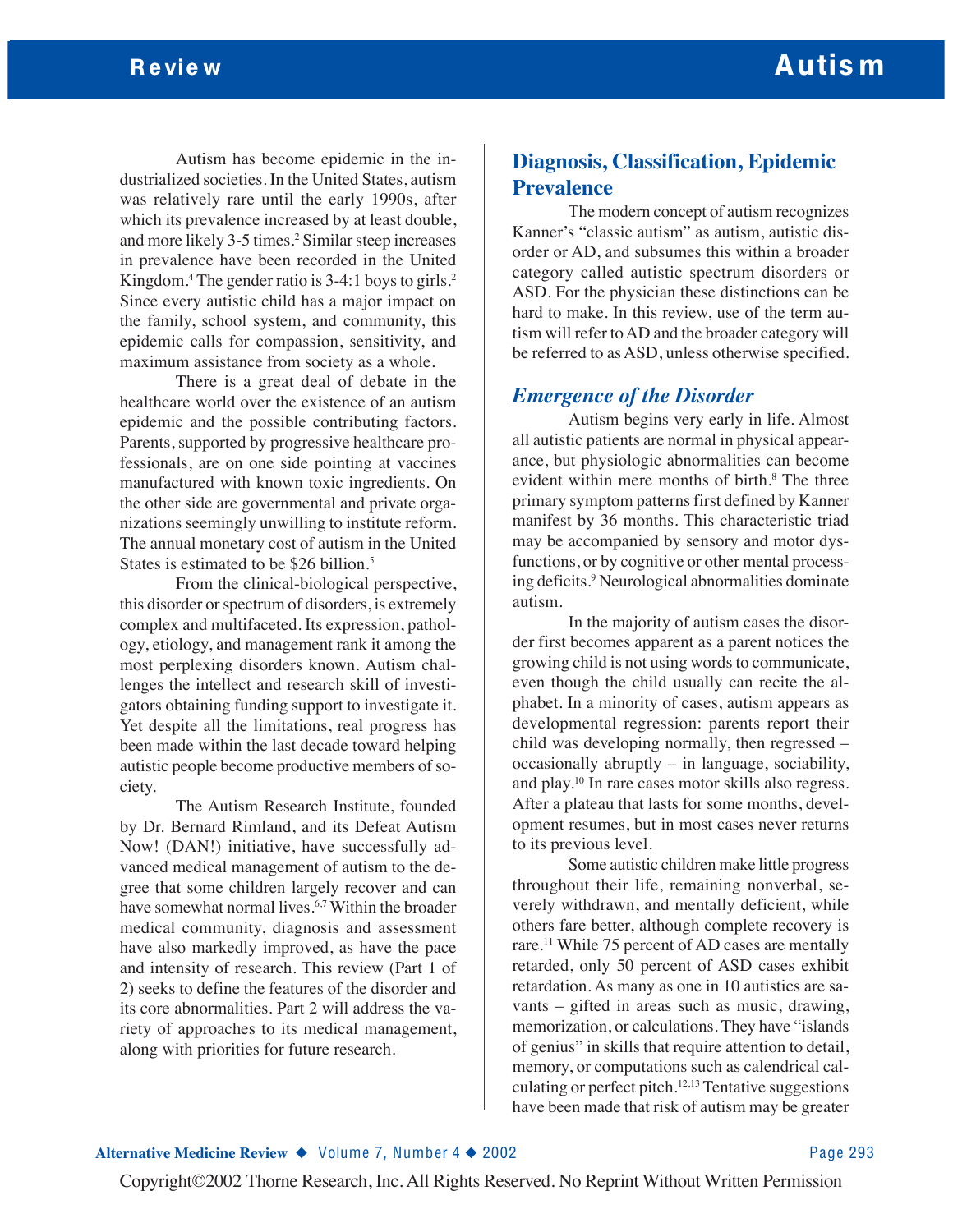Autism has become epidemic in the industrialized societies. In the United States, autism was relatively rare until the early 1990s, after which its prevalence increased by at least double, and more likely 3-5 times.[2] Similar steep increases in prevalence have been recorded in the United Kingdom.[4] The gender ratio is 3-4:1 boys to girls.[2] Since every autistic child has a major impact on the family, school system, and community, this epidemic calls for compassion, sensitivity, and maximum assistance from society as a whole.

There is a great deal of debate in the healthcare world over the existence of an autism epidemic and the possible contributing factors. Parents, supported by progressive healthcare professionals, are on one side pointing at vaccines manufactured with known toxic ingredients. On the other side are governmental and private organizations seemingly unwilling to institute reform. The annual monetary cost of autism in the United States is estimated to be $26 billion.[5]

From the clinical-biological perspective, this disorder or spectrum of disorders, is extremely complex and multifaceted. Its expression, pathology, etiology, and management rank it among the most perplexing disorders known. Autism challenges the intellect and research skill of investigators obtaining funding support to investigate it. Yet despite all the limitations, real progress has been made within the last decade toward helping autistic people become productive members of society.

The Autism Research Institute, founded by Dr. Bernard Rimland, and its Defeat Autism Now! (DAN!) initiative, have successfully advanced medical management of autism to the degree that some children largely recover and can have somewhat normal lives.[6,7] Within the broader medical community, diagnosis and assessment have also markedly improved, as have the pace and intensity of research. This review (Part 1 of 2) seeks to define the features of the disorder and its core abnormalities. Part 2 will address the variety of approaches to its medical management, along with priorities for future research.

## Diagnosis, Classification, Epidemic Prevalence

The modern concept of autism recognizes Kanner's "classic autism" as autism, autistic disorder or AD, and subsumes this within a broader category called autistic spectrum disorders or ASD. For the physician these distinctions can be hard to make. In this review, use of the term autism will refer to AD and the broader category will be referred to as ASD, unless otherwise specified.

### *Emergence of the Disorder*

Autism begins very early in life. Almost all autistic patients are normal in physical appearance, but physiologic abnormalities can become evident within mere months of birth.[8] The three primary symptom patterns first defined by Kanner manifest by 36 months. This characteristic triad may be accompanied by sensory and motor dysfunctions, or by cognitive or other mental processing deficits.[9] Neurological abnormalities dominate autism.

In the majority of autism cases the disorder first becomes apparent as a parent notices the growing child is not using words to communicate, even though the child usually can recite the alphabet. In a minority of cases, autism appears as developmental regression: parents report their child was developing normally, then regressed – occasionally abruptly – in language, sociability, and play.[10] In rare cases motor skills also regress. After a plateau that lasts for some months, development resumes, but in most cases never returns to its previous level.

Some autistic children make little progress throughout their life, remaining nonverbal, severely withdrawn, and mentally deficient, while others fare better, although complete recovery is rare.[11] While 75 percent of AD cases are mentally retarded, only 50 percent of ASD cases exhibit retardation. As many as one in 10 autistics are savants – gifted in areas such as music, drawing, memorization, or calculations. They have "islands of genius" in skills that require attention to detail, memory, or computations such as calendrical calculating or perfect pitch.[12,13] Tentative suggestions have been made that risk of autism may be greater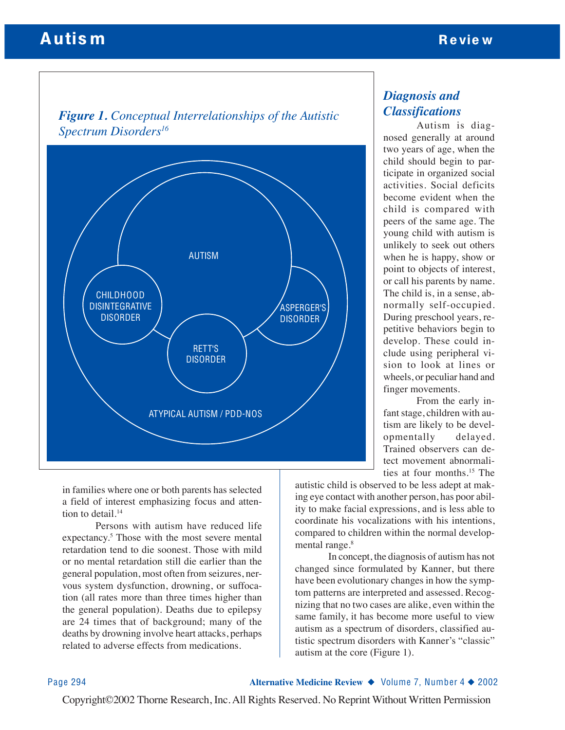*Figure 1. Conceptual Interrelationships of the Autistic Spectrum Disorders*[16]

AUTISM

CHILDHOOD DISINTEGRATIVE DISORDER

ASPERGER'S DISORDER

RETT'S DISORDER

ATYPICAL AUTISM / PDD-NOS

in families where one or both parents has selected a field of interest emphasizing focus and attention to detail.[14]

Persons with autism have reduced life expectancy.[5] Those with the most severe mental retardation tend to die soonest. Those with mild or no mental retardation still die earlier than the general population, most often from seizures, nervous system dysfunction, drowning, or suffocation (all rates more than three times higher than the general population). Deaths due to epilepsy are 24 times that of background; many of the deaths by drowning involve heart attacks, perhaps related to adverse effects from medications.

## *Diagnosis and Classifications*

Autism is diagnosed generally at around two years of age, when the child should begin to participate in organized social activities. Social deficits become evident when the child is compared with peers of the same age. The young child with autism is unlikely to seek out others when he is happy, show or point to objects of interest, or call his parents by name. The child is, in a sense, abnormally self-occupied. During preschool years, repetitive behaviors begin to develop. These could include using peripheral vision to look at lines or wheels, or peculiar hand and finger movements.

From the early infant stage, children with autism are likely to be developmentally delayed. Trained observers can detect movement abnormalities at four months.[15] The autistic child is observed to be less adept at making eye contact with another person, has poor ability to make facial expressions, and is less able to coordinate his vocalizations with his intentions, compared to children within the normal developmental range.[8]

In concept, the diagnosis of autism has not changed since formulated by Kanner, but there have been evolutionary changes in how the symptom patterns are interpreted and assessed. Recognizing that no two cases are alike, even within the same family, it has become more useful to view autism as a spectrum of disorders, classified autistic spectrum disorders with Kanner's "classic" autism at the core (Figure 1).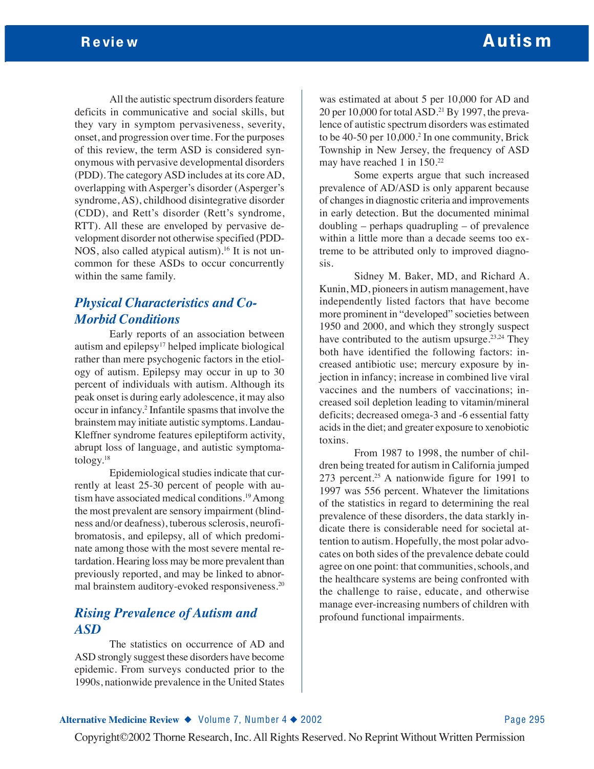All the autistic spectrum disorders feature deficits in communicative and social skills, but they vary in symptom pervasiveness, severity, onset, and progression over time. For the purposes of this review, the term ASD is considered synonymous with pervasive developmental disorders (PDD). The category ASD includes at its core AD, overlapping with Asperger's disorder (Asperger's syndrome, AS), childhood disintegrative disorder (CDD), and Rett's disorder (Rett's syndrome, RTT). All these are enveloped by pervasive development disorder not otherwise specified (PDD-NOS, also called atypical autism).[16] It is not uncommon for these ASDs to occur concurrently within the same family.

## *Physical Characteristics and Co-Morbid Conditions*

Early reports of an association between autism and epilepsy[17] helped implicate biological rather than mere psychogenic factors in the etiology of autism. Epilepsy may occur in up to 30 percent of individuals with autism. Although its peak onset is during early adolescence, it may also occur in infancy.[2] Infantile spasms that involve the brainstem may initiate autistic symptoms. Landau-Kleffner syndrome features epileptiform activity, abrupt loss of language, and autistic symptomatology.[18]

Epidemiological studies indicate that currently at least 25-30 percent of people with autism have associated medical conditions.[19] Among the most prevalent are sensory impairment (blindness and/or deafness), tuberous sclerosis, neurofibromatosis, and epilepsy, all of which predominate among those with the most severe mental retardation. Hearing loss may be more prevalent than previously reported, and may be linked to abnormal brainstem auditory-evoked responsiveness.[20]

## *Rising Prevalence of Autism and ASD*

The statistics on occurrence of AD and ASD strongly suggest these disorders have become epidemic. From surveys conducted prior to the 1990s, nationwide prevalence in the United States was estimated at about 5 per 10,000 for AD and 20 per 10,000 for total ASD.[21] By 1997, the prevalence of autistic spectrum disorders was estimated to be 40-50 per 10,000.[2] In one community, Brick Township in New Jersey, the frequency of ASD may have reached 1 in 150.[22]

Some experts argue that such increased prevalence of AD/ASD is only apparent because of changes in diagnostic criteria and improvements in early detection. But the documented minimal doubling – perhaps quadrupling – of prevalence within a little more than a decade seems too extreme to be attributed only to improved diagnosis.

Sidney M. Baker, MD, and Richard A. Kunin, MD, pioneers in autism management, have independently listed factors that have become more prominent in "developed" societies between 1950 and 2000, and which they strongly suspect have contributed to the autism upsurge.[23,24] They both have identified the following factors: increased antibiotic use; mercury exposure by injection in infancy; increase in combined live viral vaccines and the numbers of vaccinations; increased soil depletion leading to vitamin/mineral deficits; decreased omega-3 and -6 essential fatty acids in the diet; and greater exposure to xenobiotic toxins.

From 1987 to 1998, the number of children being treated for autism in California jumped 273 percent.[25] A nationwide figure for 1991 to 1997 was 556 percent. Whatever the limitations of the statistics in regard to determining the real prevalence of these disorders, the data starkly indicate there is considerable need for societal attention to autism. Hopefully, the most polar advocates on both sides of the prevalence debate could agree on one point: that communities, schools, and the healthcare systems are being confronted with the challenge to raise, educate, and otherwise manage ever-increasing numbers of children with profound functional impairments.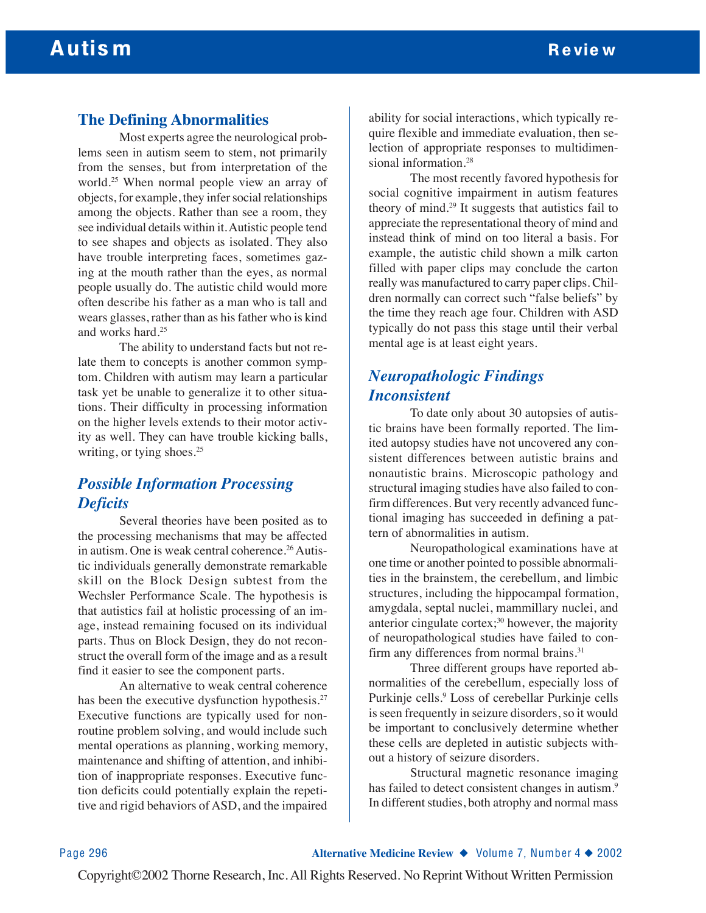## The Defining Abnormalities

Most experts agree the neurological problems seen in autism seem to stem, not primarily from the senses, but from interpretation of the world.[25] When normal people view an array of objects, for example, they infer social relationships among the objects. Rather than see a room, they see individual details within it. Autistic people tend to see shapes and objects as isolated. They also have trouble interpreting faces, sometimes gazing at the mouth rather than the eyes, as normal people usually do. The autistic child would more often describe his father as a man who is tall and wears glasses, rather than as his father who is kind and works hard.[25]

The ability to understand facts but not relate them to concepts is another common symptom. Children with autism may learn a particular task yet be unable to generalize it to other situations. Their difficulty in processing information on the higher levels extends to their motor activity as well. They can have trouble kicking balls, writing, or tying shoes.[25]

### *Possible Information Processing Deficits*

Several theories have been posited as to the processing mechanisms that may be affected in autism. One is weak central coherence.[26] Autistic individuals generally demonstrate remarkable skill on the Block Design subtest from the Wechsler Performance Scale. The hypothesis is that autistics fail at holistic processing of an image, instead remaining focused on its individual parts. Thus on Block Design, they do not reconstruct the overall form of the image and as a result find it easier to see the component parts.

An alternative to weak central coherence has been the executive dysfunction hypothesis.[27] Executive functions are typically used for non-routine problem solving, and would include such mental operations as planning, working memory, maintenance and shifting of attention, and inhibition of inappropriate responses. Executive function deficits could potentially explain the repetitive and rigid behaviors of ASD, and the impaired ability for social interactions, which typically require flexible and immediate evaluation, then selection of appropriate responses to multidimensional information.[28]

The most recently favored hypothesis for social cognitive impairment in autism features theory of mind.[29] It suggests that autistics fail to appreciate the representational theory of mind and instead think of mind on too literal a basis. For example, the autistic child shown a milk carton filled with paper clips may conclude the carton really was manufactured to carry paper clips. Children normally can correct such "false beliefs" by the time they reach age four. Children with ASD typically do not pass this stage until their verbal mental age is at least eight years.

### *Neuropathologic Findings Inconsistent*

To date only about 30 autopsies of autistic brains have been formally reported. The limited autopsy studies have not uncovered any consistent differences between autistic brains and nonautistic brains. Microscopic pathology and structural imaging studies have also failed to confirm differences. But very recently advanced functional imaging has succeeded in defining a pattern of abnormalities in autism.

Neuropathological examinations have at one time or another pointed to possible abnormalities in the brainstem, the cerebellum, and limbic structures, including the hippocampal formation, amygdala, septal nuclei, mammillary nuclei, and anterior cingulate cortex;[30] however, the majority of neuropathological studies have failed to confirm any differences from normal brains.[31]

Three different groups have reported abnormalities of the cerebellum, especially loss of Purkinje cells.[9] Loss of cerebellar Purkinje cells is seen frequently in seizure disorders, so it would be important to conclusively determine whether these cells are depleted in autistic subjects without a history of seizure disorders.

Structural magnetic resonance imaging has failed to detect consistent changes in autism.[9] In different studies, both atrophy and normal mass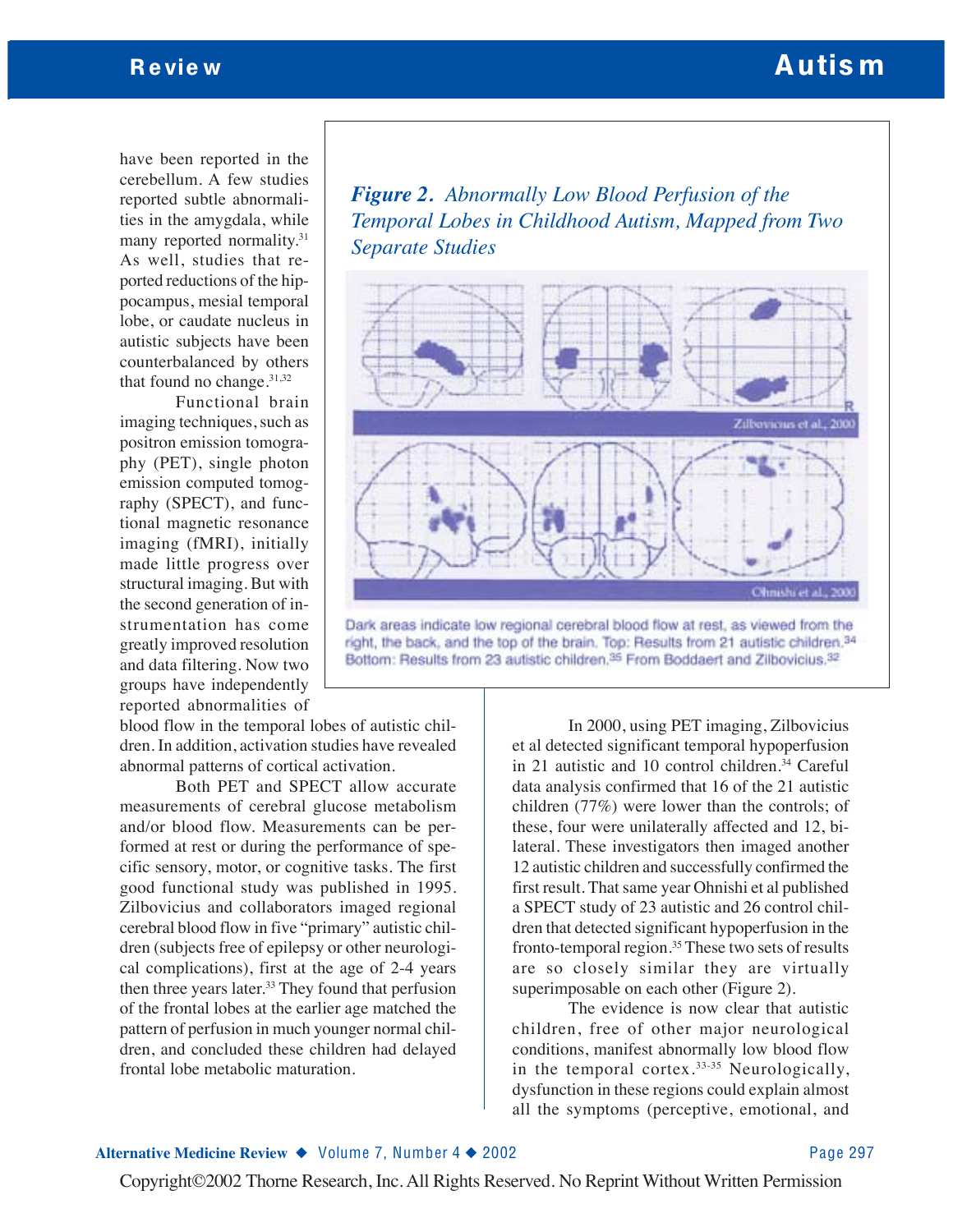have been reported in the cerebellum. A few studies reported subtle abnormalities in the amygdala, while many reported normality.[31] As well, studies that reported reductions of the hippocampus, mesial temporal lobe, or caudate nucleus in autistic subjects have been counterbalanced by others that found no change.[31,32]

Functional brain imaging techniques, such as positron emission tomography (PET), single photon emission computed tomography (SPECT), and functional magnetic resonance imaging (fMRI), initially made little progress over structural imaging. But with the second generation of instrumentation has come greatly improved resolution and data filtering. Now two groups have independently reported abnormalities of blood flow in the temporal lobes of autistic children. In addition, activation studies have revealed abnormal patterns of cortical activation.

Both PET and SPECT allow accurate measurements of cerebral glucose metabolism and/or blood flow. Measurements can be performed at rest or during the performance of specific sensory, motor, or cognitive tasks. The first good functional study was published in 1995. Zilbovicius and collaborators imaged regional cerebral blood flow in five "primary" autistic children (subjects free of epilepsy or other neurological complications), first at the age of 2-4 years then three years later.[33] They found that perfusion of the frontal lobes at the earlier age matched the pattern of perfusion in much younger normal children, and concluded these children had delayed frontal lobe metabolic maturation.

***Figure 2.*** *Abnormally Low Blood Perfusion of the Temporal Lobes in Childhood Autism, Mapped from Two Separate Studies*

Zilbovicius et al., 2000

Ohnishi et al., 2000

Dark areas indicate low regional cerebral blood flow at rest, as viewed from the right, the back, and the top of the brain. Top: Results from 21 autistic children.[34] Bottom: Results from 23 autistic children.[35] From Boddaert and Zilbovicius.[32]

In 2000, using PET imaging, Zilbovicius et al detected significant temporal hypoperfusion in 21 autistic and 10 control children.[34] Careful data analysis confirmed that 16 of the 21 autistic children (77%) were lower than the controls; of these, four were unilaterally affected and 12, bilateral. These investigators then imaged another 12 autistic children and successfully confirmed the first result. That same year Ohnishi et al published a SPECT study of 23 autistic and 26 control children that detected significant hypoperfusion in the fronto-temporal region.[35] These two sets of results are so closely similar they are virtually superimposable on each other (Figure 2).

The evidence is now clear that autistic children, free of other major neurological conditions, manifest abnormally low blood flow in the temporal cortex.[33-35] Neurologically, dysfunction in these regions could explain almost all the symptoms (perceptive, emotional, and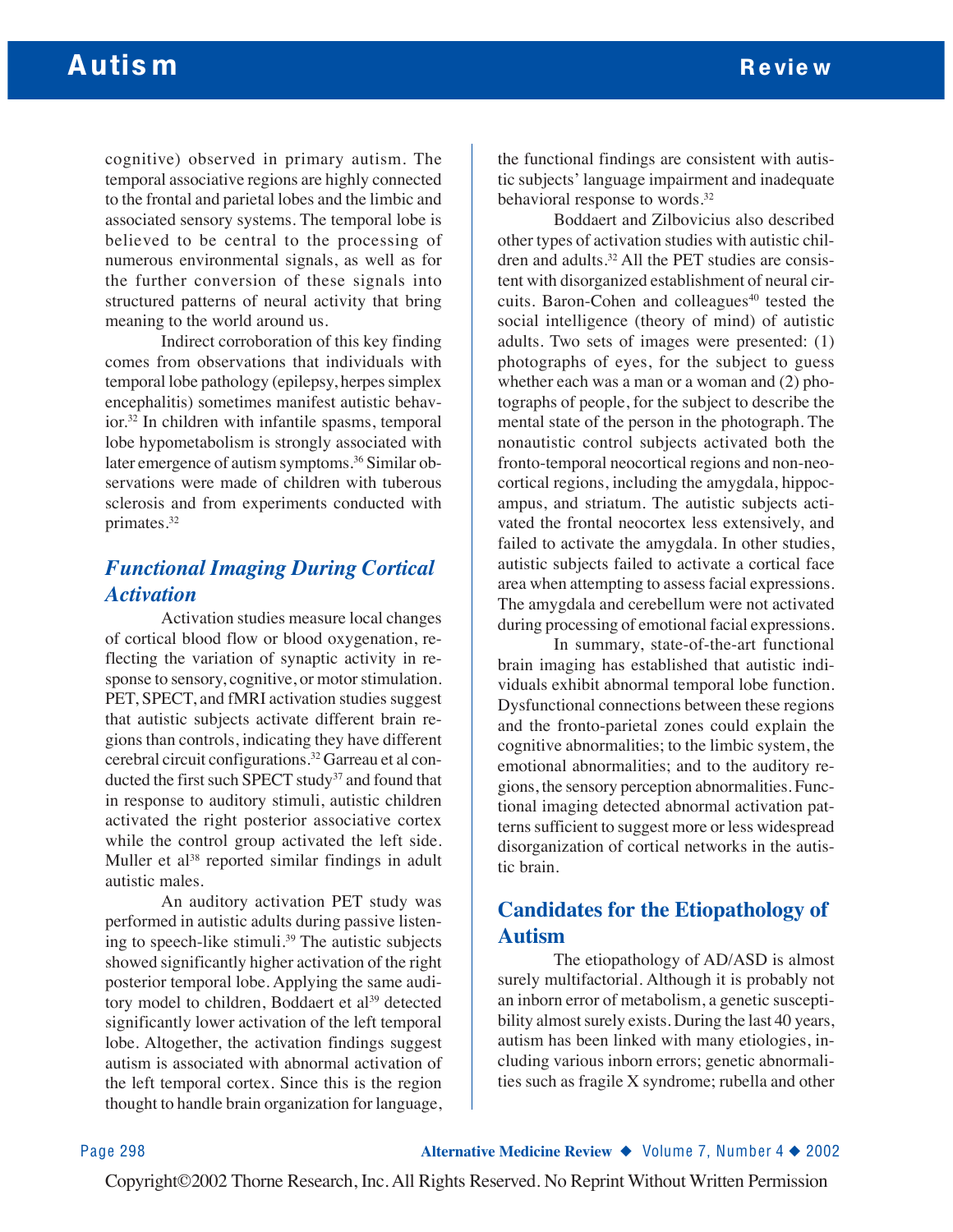cognitive) observed in primary autism. The temporal associative regions are highly connected to the frontal and parietal lobes and the limbic and associated sensory systems. The temporal lobe is believed to be central to the processing of numerous environmental signals, as well as for the further conversion of these signals into structured patterns of neural activity that bring meaning to the world around us.

Indirect corroboration of this key finding comes from observations that individuals with temporal lobe pathology (epilepsy, herpes simplex encephalitis) sometimes manifest autistic behavior.[32] In children with infantile spasms, temporal lobe hypometabolism is strongly associated with later emergence of autism symptoms.[36] Similar observations were made of children with tuberous sclerosis and from experiments conducted with primates.[32]

## *Functional Imaging During Cortical Activation*

Activation studies measure local changes of cortical blood flow or blood oxygenation, reflecting the variation of synaptic activity in response to sensory, cognitive, or motor stimulation. PET, SPECT, and fMRI activation studies suggest that autistic subjects activate different brain regions than controls, indicating they have different cerebral circuit configurations.[32] Garreau et al conducted the first such SPECT study[37] and found that in response to auditory stimuli, autistic children activated the right posterior associative cortex while the control group activated the left side. Muller et al[38] reported similar findings in adult autistic males.

An auditory activation PET study was performed in autistic adults during passive listening to speech-like stimuli.[39] The autistic subjects showed significantly higher activation of the right posterior temporal lobe. Applying the same auditory model to children, Boddaert et al[39] detected significantly lower activation of the left temporal lobe. Altogether, the activation findings suggest autism is associated with abnormal activation of the left temporal cortex. Since this is the region thought to handle brain organization for language, the functional findings are consistent with autistic subjects' language impairment and inadequate behavioral response to words.[32]

Boddaert and Zilbovicius also described other types of activation studies with autistic children and adults.[32] All the PET studies are consistent with disorganized establishment of neural circuits. Baron-Cohen and colleagues[40] tested the social intelligence (theory of mind) of autistic adults. Two sets of images were presented: (1) photographs of eyes, for the subject to guess whether each was a man or a woman and (2) photographs of people, for the subject to describe the mental state of the person in the photograph. The nonautistic control subjects activated both the fronto-temporal neocortical regions and non-neocortical regions, including the amygdala, hippocampus, and striatum. The autistic subjects activated the frontal neocortex less extensively, and failed to activate the amygdala. In other studies, autistic subjects failed to activate a cortical face area when attempting to assess facial expressions. The amygdala and cerebellum were not activated during processing of emotional facial expressions.

In summary, state-of-the-art functional brain imaging has established that autistic individuals exhibit abnormal temporal lobe function. Dysfunctional connections between these regions and the fronto-parietal zones could explain the cognitive abnormalities; to the limbic system, the emotional abnormalities; and to the auditory regions, the sensory perception abnormalities. Functional imaging detected abnormal activation patterns sufficient to suggest more or less widespread disorganization of cortical networks in the autistic brain.

## Candidates for the Etiopathology of Autism

The etiopathology of AD/ASD is almost surely multifactorial. Although it is probably not an inborn error of metabolism, a genetic susceptibility almost surely exists. During the last 40 years, autism has been linked with many etiologies, including various inborn errors; genetic abnormalities such as fragile X syndrome; rubella and other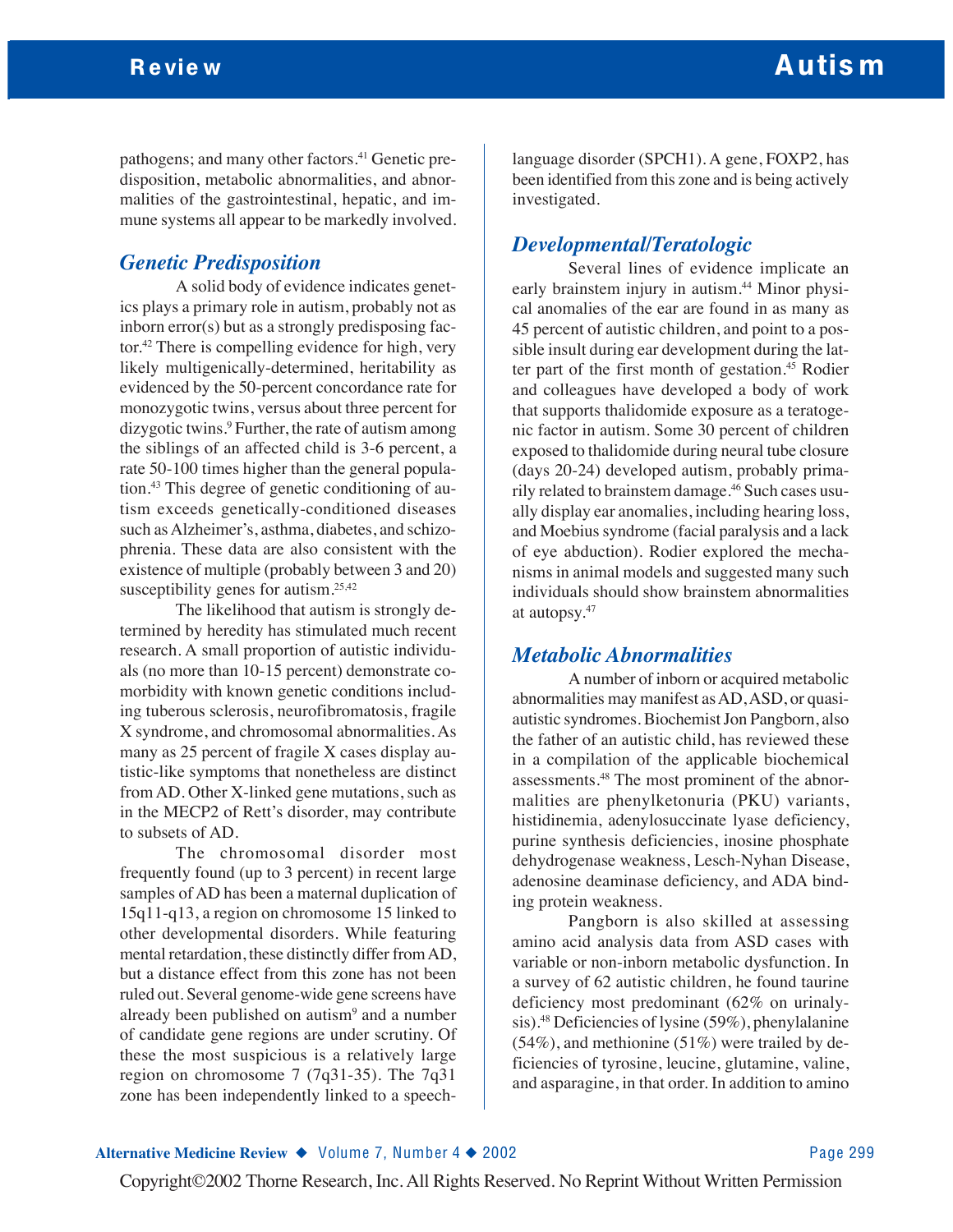pathogens; and many other factors.[41] Genetic predisposition, metabolic abnormalities, and abnormalities of the gastrointestinal, hepatic, and immune systems all appear to be markedly involved.

### *Genetic Predisposition*

A solid body of evidence indicates genetics plays a primary role in autism, probably not as inborn error(s) but as a strongly predisposing factor.[42] There is compelling evidence for high, very likely multigenically-determined, heritability as evidenced by the 50-percent concordance rate for monozygotic twins, versus about three percent for dizygotic twins.[9] Further, the rate of autism among the siblings of an affected child is 3-6 percent, a rate 50-100 times higher than the general population.[43] This degree of genetic conditioning of autism exceeds genetically-conditioned diseases such as Alzheimer's, asthma, diabetes, and schizophrenia. These data are also consistent with the existence of multiple (probably between 3 and 20) susceptibility genes for autism.[25,42]

The likelihood that autism is strongly determined by heredity has stimulated much recent research. A small proportion of autistic individuals (no more than 10-15 percent) demonstrate comorbidity with known genetic conditions including tuberous sclerosis, neurofibromatosis, fragile X syndrome, and chromosomal abnormalities. As many as 25 percent of fragile X cases display autistic-like symptoms that nonetheless are distinct from AD. Other X-linked gene mutations, such as in the MECP2 of Rett's disorder, may contribute to subsets of AD.

The chromosomal disorder most frequently found (up to 3 percent) in recent large samples of AD has been a maternal duplication of 15q11-q13, a region on chromosome 15 linked to other developmental disorders. While featuring mental retardation, these distinctly differ from AD, but a distance effect from this zone has not been ruled out. Several genome-wide gene screens have already been published on autism[9] and a number of candidate gene regions are under scrutiny. Of these the most suspicious is a relatively large region on chromosome 7 (7q31-35). The 7q31 zone has been independently linked to a speech-language disorder (SPCH1). A gene, FOXP2, has been identified from this zone and is being actively investigated.

### *Developmental/Teratologic*

Several lines of evidence implicate an early brainstem injury in autism.[44] Minor physical anomalies of the ear are found in as many as 45 percent of autistic children, and point to a possible insult during ear development during the latter part of the first month of gestation.[45] Rodier and colleagues have developed a body of work that supports thalidomide exposure as a teratogenic factor in autism. Some 30 percent of children exposed to thalidomide during neural tube closure (days 20-24) developed autism, probably primarily related to brainstem damage.[46] Such cases usually display ear anomalies, including hearing loss, and Moebius syndrome (facial paralysis and a lack of eye abduction). Rodier explored the mechanisms in animal models and suggested many such individuals should show brainstem abnormalities at autopsy.[47]

### *Metabolic Abnormalities*

A number of inborn or acquired metabolic abnormalities may manifest as AD, ASD, or quasi-autistic syndromes. Biochemist Jon Pangborn, also the father of an autistic child, has reviewed these in a compilation of the applicable biochemical assessments.[48] The most prominent of the abnormalities are phenylketonuria (PKU) variants, histidinemia, adenylosuccinate lyase deficiency, purine synthesis deficiencies, inosine phosphate dehydrogenase weakness, Lesch-Nyhan Disease, adenosine deaminase deficiency, and ADA binding protein weakness.

Pangborn is also skilled at assessing amino acid analysis data from ASD cases with variable or non-inborn metabolic dysfunction. In a survey of 62 autistic children, he found taurine deficiency most predominant (62% on urinalysis).[48] Deficiencies of lysine (59%), phenylalanine (54%), and methionine (51%) were trailed by deficiencies of tyrosine, leucine, glutamine, valine, and asparagine, in that order. In addition to amino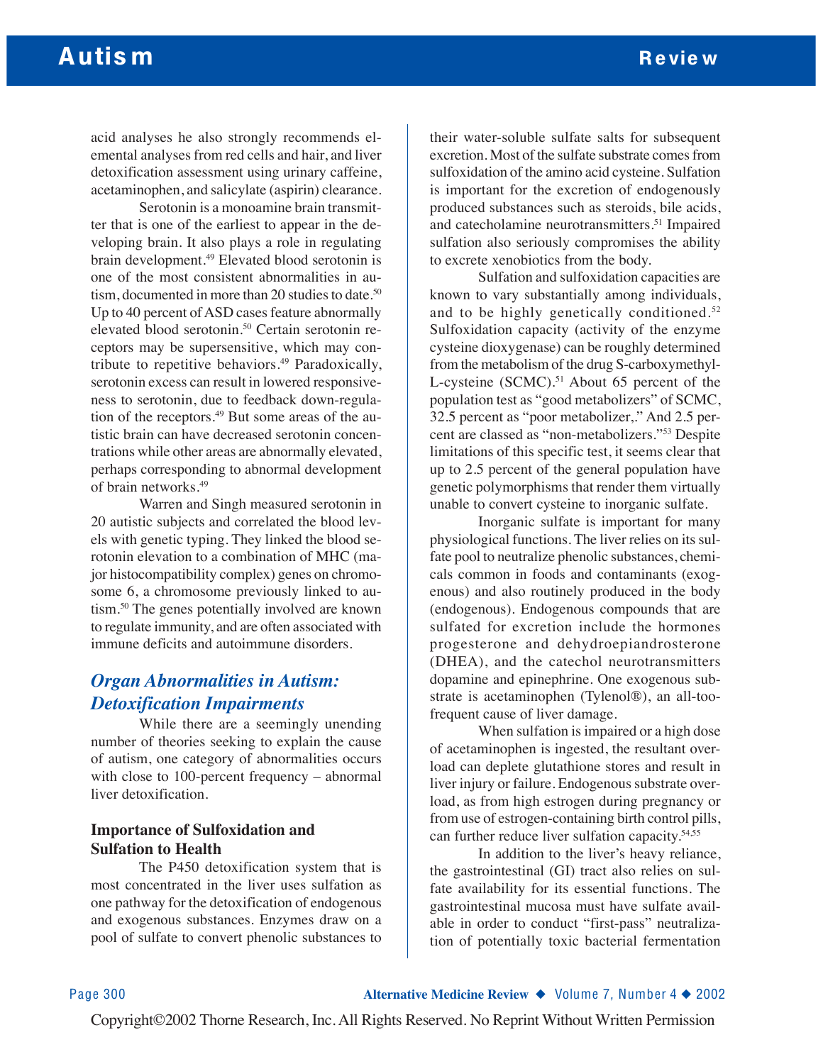acid analyses he also strongly recommends elemental analyses from red cells and hair, and liver detoxification assessment using urinary caffeine, acetaminophen, and salicylate (aspirin) clearance.

Serotonin is a monoamine brain transmitter that is one of the earliest to appear in the developing brain. It also plays a role in regulating brain development.[49] Elevated blood serotonin is one of the most consistent abnormalities in autism, documented in more than 20 studies to date.[50] Up to 40 percent of ASD cases feature abnormally elevated blood serotonin.[50] Certain serotonin receptors may be supersensitive, which may contribute to repetitive behaviors.[49] Paradoxically, serotonin excess can result in lowered responsiveness to serotonin, due to feedback down-regulation of the receptors.[49] But some areas of the autistic brain can have decreased serotonin concentrations while other areas are abnormally elevated, perhaps corresponding to abnormal development of brain networks.[49]

Warren and Singh measured serotonin in 20 autistic subjects and correlated the blood levels with genetic typing. They linked the blood serotonin elevation to a combination of MHC (major histocompatibility complex) genes on chromosome 6, a chromosome previously linked to autism.[50] The genes potentially involved are known to regulate immunity, and are often associated with immune deficits and autoimmune disorders.

## *Organ Abnormalities in Autism: Detoxification Impairments*

While there are a seemingly unending number of theories seeking to explain the cause of autism, one category of abnormalities occurs with close to 100-percent frequency – abnormal liver detoxification.

### Importance of Sulfoxidation and Sulfation to Health

The P450 detoxification system that is most concentrated in the liver uses sulfation as one pathway for the detoxification of endogenous and exogenous substances. Enzymes draw on a pool of sulfate to convert phenolic substances to their water-soluble sulfate salts for subsequent excretion. Most of the sulfate substrate comes from sulfoxidation of the amino acid cysteine. Sulfation is important for the excretion of endogenously produced substances such as steroids, bile acids, and catecholamine neurotransmitters.[51] Impaired sulfation also seriously compromises the ability to excrete xenobiotics from the body.

Sulfation and sulfoxidation capacities are known to vary substantially among individuals, and to be highly genetically conditioned.[52] Sulfoxidation capacity (activity of the enzyme cysteine dioxygenase) can be roughly determined from the metabolism of the drug S-carboxymethyl-L-cysteine (SCMC).[51] About 65 percent of the population test as "good metabolizers" of SCMC, 32.5 percent as "poor metabolizer,." And 2.5 percent are classed as "non-metabolizers."[53] Despite limitations of this specific test, it seems clear that up to 2.5 percent of the general population have genetic polymorphisms that render them virtually unable to convert cysteine to inorganic sulfate.

Inorganic sulfate is important for many physiological functions. The liver relies on its sulfate pool to neutralize phenolic substances, chemicals common in foods and contaminants (exogenous) and also routinely produced in the body (endogenous). Endogenous compounds that are sulfated for excretion include the hormones progesterone and dehydroepiandrosterone (DHEA), and the catechol neurotransmitters dopamine and epinephrine. One exogenous substrate is acetaminophen (Tylenol®), an all-too-frequent cause of liver damage.

When sulfation is impaired or a high dose of acetaminophen is ingested, the resultant overload can deplete glutathione stores and result in liver injury or failure. Endogenous substrate overload, as from high estrogen during pregnancy or from use of estrogen-containing birth control pills, can further reduce liver sulfation capacity.[54,55]

In addition to the liver's heavy reliance, the gastrointestinal (GI) tract also relies on sulfate availability for its essential functions. The gastrointestinal mucosa must have sulfate available in order to conduct "first-pass" neutralization of potentially toxic bacterial fermentation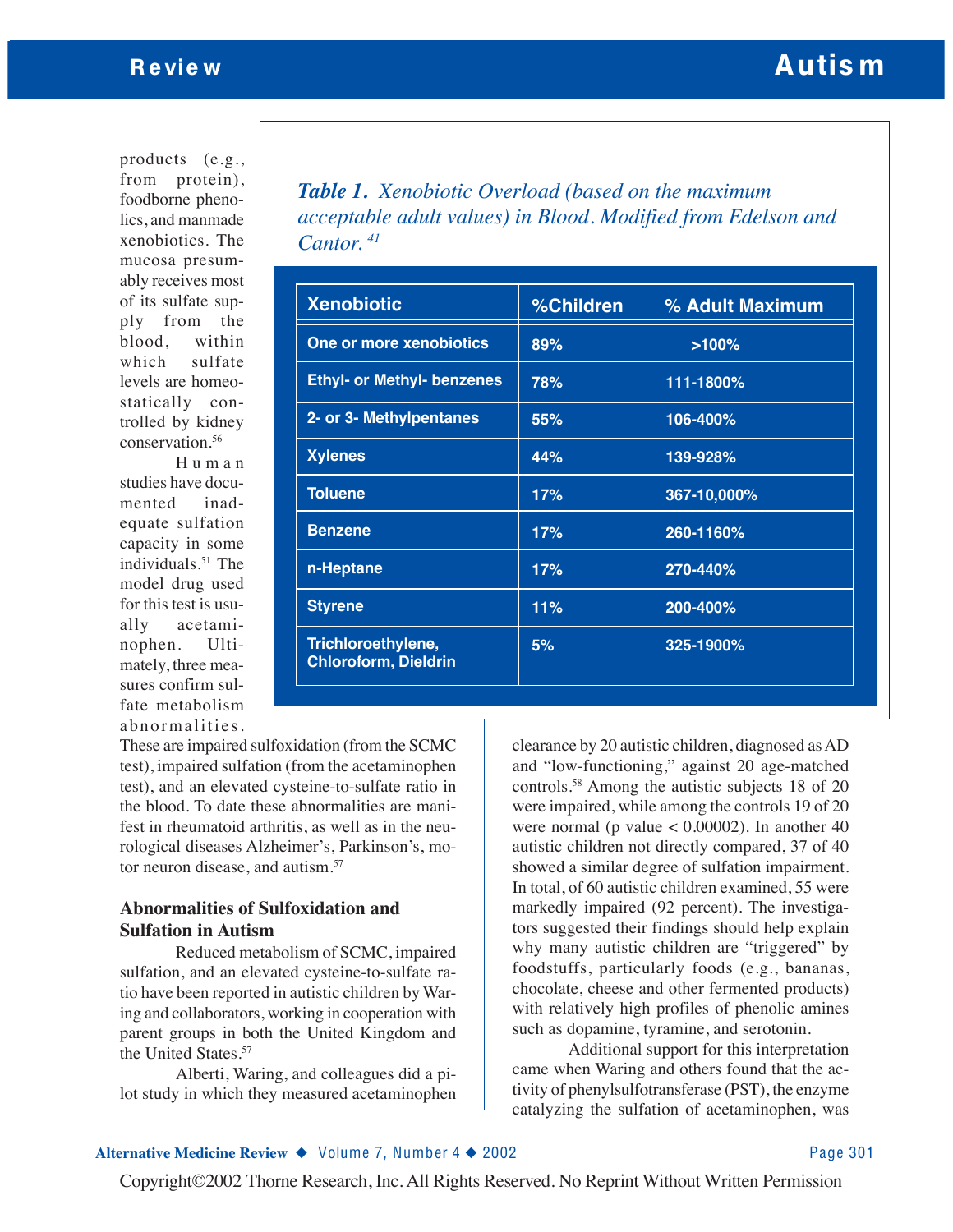products (e.g., from protein), foodborne phenolics, and manmade xenobiotics. The mucosa presumably receives most of its sulfate supply from the blood, within which sulfate levels are homeostatically controlled by kidney conservation.[56]

Human studies have documented inadequate sulfation capacity in some individuals.[51] The model drug used for this test is usually acetaminophen. Ultimately, three measures confirm sulfate metabolism abnormalities. These are impaired sulfoxidation (from the SCMC test), impaired sulfation (from the acetaminophen test), and an elevated cysteine-to-sulfate ratio in the blood. To date these abnormalities are manifest in rheumatoid arthritis, as well as in the neurological diseases Alzheimer's, Parkinson's, motor neuron disease, and autism.[57]

*Table 1. Xenobiotic Overload (based on the maximum acceptable adult values) in Blood. Modified from Edelson and Cantor.[41]*

| Xenobiotic | %Children | % Adult Maximum |
|---|---|---|
| One or more xenobiotics | 89% | >100% |
| Ethyl- or Methyl- benzenes | 78% | 111-1800% |
| 2- or 3- Methylpentanes | 55% | 106-400% |
| Xylenes | 44% | 139-928% |
| Toluene | 17% | 367-10,000% |
| Benzene | 17% | 260-1160% |
| n-Heptane | 17% | 270-440% |
| Styrene | 11% | 200-400% |
| Trichloroethylene, Chloroform, Dieldrin | 5% | 325-1900% |

### Abnormalities of Sulfoxidation and Sulfation in Autism

Reduced metabolism of SCMC, impaired sulfation, and an elevated cysteine-to-sulfate ratio have been reported in autistic children by Waring and collaborators, working in cooperation with parent groups in both the United Kingdom and the United States.[57]

Alberti, Waring, and colleagues did a pilot study in which they measured acetaminophen clearance by 20 autistic children, diagnosed as AD and "low-functioning," against 20 age-matched controls.[58] Among the autistic subjects 18 of 20 were impaired, while among the controls 19 of 20 were normal ($p$ value $< 0.00002$). In another 40 autistic children not directly compared, 37 of 40 showed a similar degree of sulfation impairment. In total, of 60 autistic children examined, 55 were markedly impaired (92 percent). The investigators suggested their findings should help explain why many autistic children are "triggered" by foodstuffs, particularly foods (e.g., bananas, chocolate, cheese and other fermented products) with relatively high profiles of phenolic amines such as dopamine, tyramine, and serotonin.

Additional support for this interpretation came when Waring and others found that the activity of phenylsulfotransferase (PST), the enzyme catalyzing the sulfation of acetaminophen, was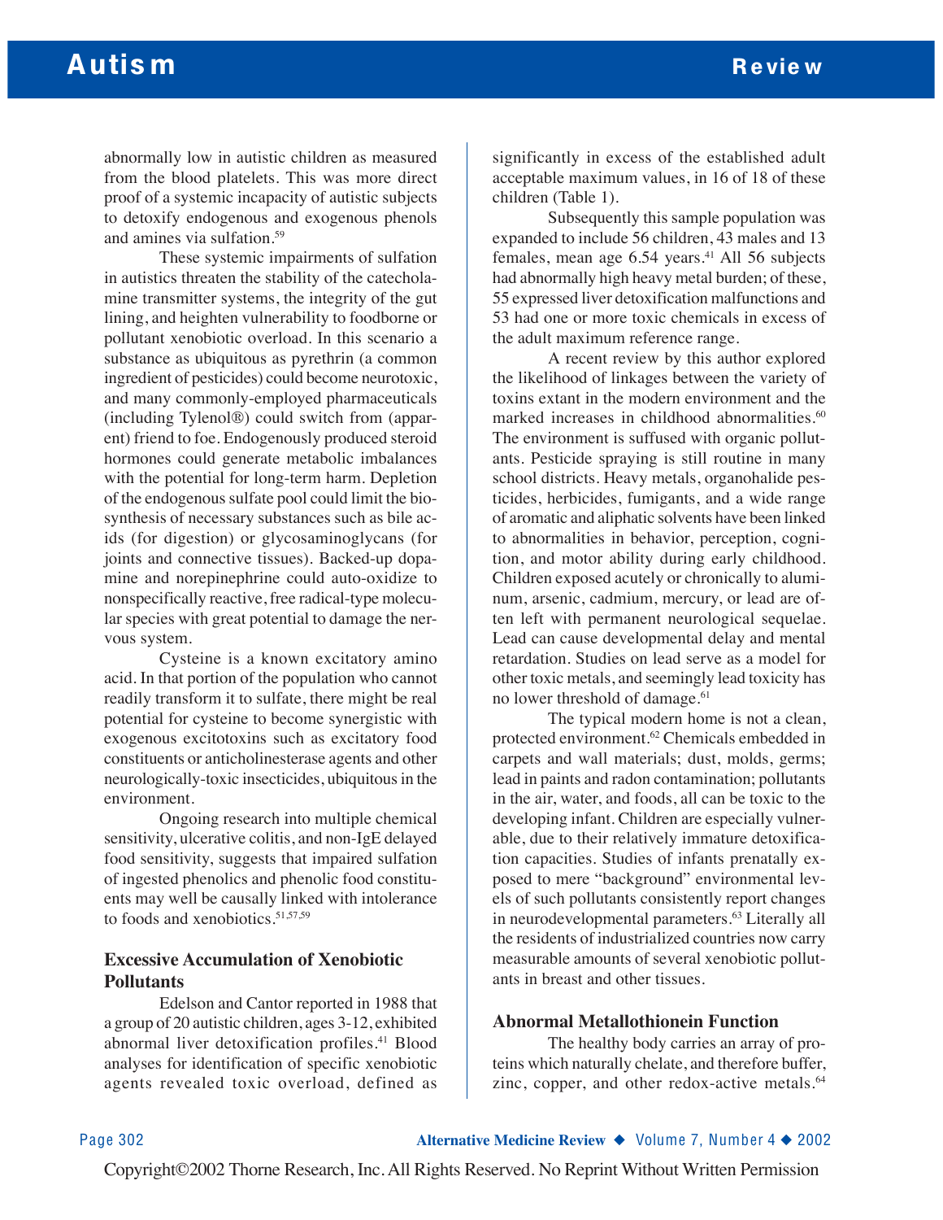abnormally low in autistic children as measured from the blood platelets. This was more direct proof of a systemic incapacity of autistic subjects to detoxify endogenous and exogenous phenols and amines via sulfation.[59]

These systemic impairments of sulfation in autistics threaten the stability of the catecholamine transmitter systems, the integrity of the gut lining, and heighten vulnerability to foodborne or pollutant xenobiotic overload. In this scenario a substance as ubiquitous as pyrethrin (a common ingredient of pesticides) could become neurotoxic, and many commonly-employed pharmaceuticals (including Tylenol®) could switch from (apparent) friend to foe. Endogenously produced steroid hormones could generate metabolic imbalances with the potential for long-term harm. Depletion of the endogenous sulfate pool could limit the biosynthesis of necessary substances such as bile acids (for digestion) or glycosaminoglycans (for joints and connective tissues). Backed-up dopamine and norepinephrine could auto-oxidize to nonspecifically reactive, free radical-type molecular species with great potential to damage the nervous system.

Cysteine is a known excitatory amino acid. In that portion of the population who cannot readily transform it to sulfate, there might be real potential for cysteine to become synergistic with exogenous excitotoxins such as excitatory food constituents or anticholinesterase agents and other neurologically-toxic insecticides, ubiquitous in the environment.

Ongoing research into multiple chemical sensitivity, ulcerative colitis, and non-IgE delayed food sensitivity, suggests that impaired sulfation of ingested phenolics and phenolic food constituents may well be causally linked with intolerance to foods and xenobiotics.[51,57,59]

### Excessive Accumulation of Xenobiotic Pollutants

Edelson and Cantor reported in 1988 that a group of 20 autistic children, ages 3-12, exhibited abnormal liver detoxification profiles.[41] Blood analyses for identification of specific xenobiotic agents revealed toxic overload, defined as significantly in excess of the established adult acceptable maximum values, in 16 of 18 of these children (Table 1).

Subsequently this sample population was expanded to include 56 children, 43 males and 13 females, mean age 6.54 years.[41] All 56 subjects had abnormally high heavy metal burden; of these, 55 expressed liver detoxification malfunctions and 53 had one or more toxic chemicals in excess of the adult maximum reference range.

A recent review by this author explored the likelihood of linkages between the variety of toxins extant in the modern environment and the marked increases in childhood abnormalities.[60] The environment is suffused with organic pollutants. Pesticide spraying is still routine in many school districts. Heavy metals, organohalide pesticides, herbicides, fumigants, and a wide range of aromatic and aliphatic solvents have been linked to abnormalities in behavior, perception, cognition, and motor ability during early childhood. Children exposed acutely or chronically to aluminum, arsenic, cadmium, mercury, or lead are often left with permanent neurological sequelae. Lead can cause developmental delay and mental retardation. Studies on lead serve as a model for other toxic metals, and seemingly lead toxicity has no lower threshold of damage.[61]

The typical modern home is not a clean, protected environment.[62] Chemicals embedded in carpets and wall materials; dust, molds, germs; lead in paints and radon contamination; pollutants in the air, water, and foods, all can be toxic to the developing infant. Children are especially vulnerable, due to their relatively immature detoxification capacities. Studies of infants prenatally exposed to mere "background" environmental levels of such pollutants consistently report changes in neurodevelopmental parameters.[63] Literally all the residents of industrialized countries now carry measurable amounts of several xenobiotic pollutants in breast and other tissues.

### Abnormal Metallothionein Function

The healthy body carries an array of proteins which naturally chelate, and therefore buffer, zinc, copper, and other redox-active metals.[64]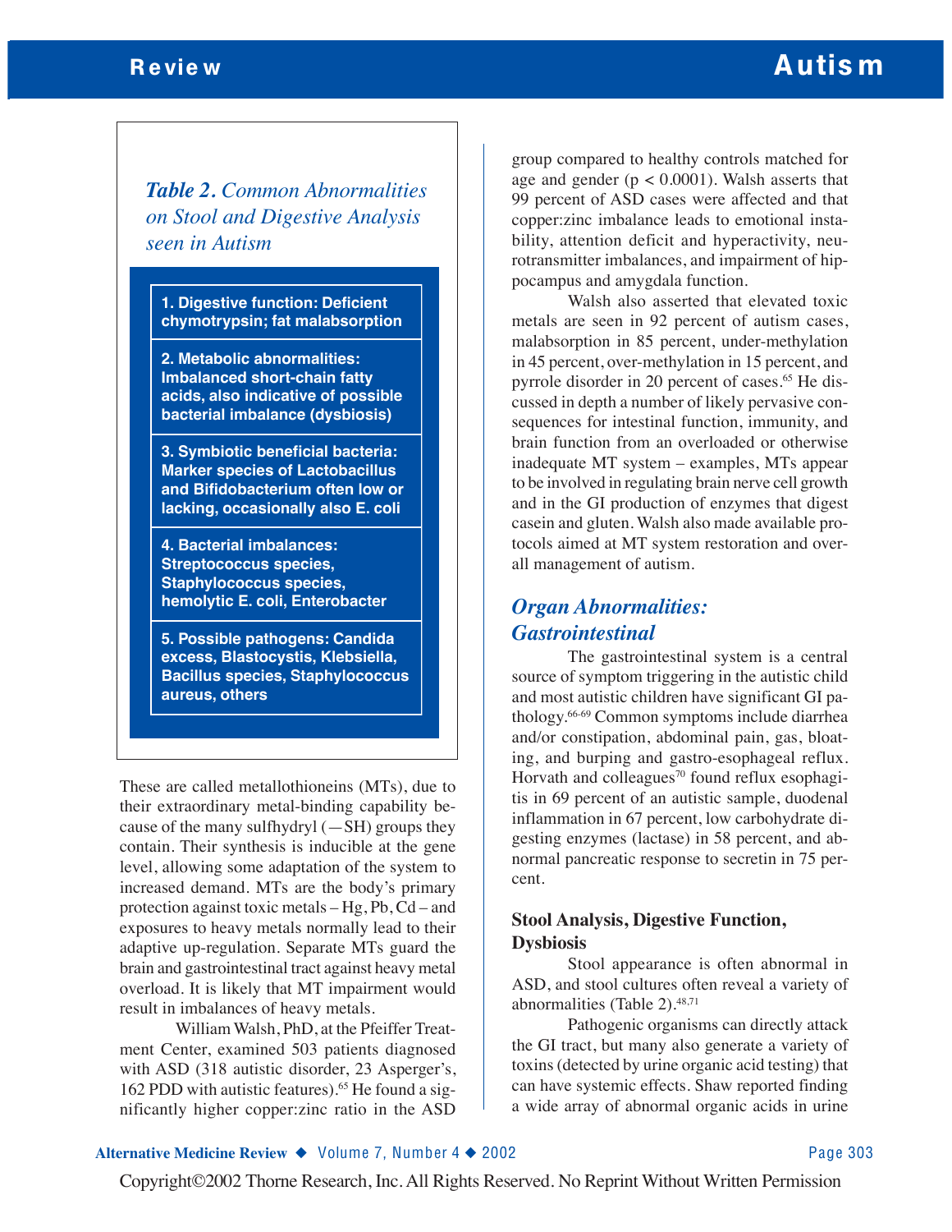*Table 2. Common Abnormalities on Stool and Digestive Analysis seen in Autism*

| |
|---|
| **1. Digestive function: Deficient chymotrypsin; fat malabsorption** |
| **2. Metabolic abnormalities: Imbalanced short-chain fatty acids, also indicative of possible bacterial imbalance (dysbiosis)** |
| **3. Symbiotic beneficial bacteria: Marker species of Lactobacillus and Bifidobacterium often low or lacking, occasionally also E. coli** |
| **4. Bacterial imbalances: Streptococcus species, Staphylococcus species, hemolytic E. coli, Enterobacter** |
| **5. Possible pathogens: Candida excess, Blastocystis, Klebsiella, Bacillus species, Staphylococcus aureus, others** |

These are called metallothioneins (MTs), due to their extraordinary metal-binding capability because of the many sulfhydryl (—SH) groups they contain. Their synthesis is inducible at the gene level, allowing some adaptation of the system to increased demand. MTs are the body's primary protection against toxic metals – Hg, Pb, Cd – and exposures to heavy metals normally lead to their adaptive up-regulation. Separate MTs guard the brain and gastrointestinal tract against heavy metal overload. It is likely that MT impairment would result in imbalances of heavy metals.

William Walsh, PhD, at the Pfeiffer Treatment Center, examined 503 patients diagnosed with ASD (318 autistic disorder, 23 Asperger's, 162 PDD with autistic features).[65] He found a significantly higher copper:zinc ratio in the ASD group compared to healthy controls matched for age and gender ($p < 0.0001$). Walsh asserts that 99 percent of ASD cases were affected and that copper:zinc imbalance leads to emotional instability, attention deficit and hyperactivity, neurotransmitter imbalances, and impairment of hippocampus and amygdala function.

Walsh also asserted that elevated toxic metals are seen in 92 percent of autism cases, malabsorption in 85 percent, under-methylation in 45 percent, over-methylation in 15 percent, and pyrrole disorder in 20 percent of cases.[65] He discussed in depth a number of likely pervasive consequences for intestinal function, immunity, and brain function from an overloaded or otherwise inadequate MT system – examples, MTs appear to be involved in regulating brain nerve cell growth and in the GI production of enzymes that digest casein and gluten. Walsh also made available protocols aimed at MT system restoration and overall management of autism.

## Organ Abnormalities: Gastrointestinal

The gastrointestinal system is a central source of symptom triggering in the autistic child and most autistic children have significant GI pathology.[66-69] Common symptoms include diarrhea and/or constipation, abdominal pain, gas, bloating, and burping and gastro-esophageal reflux. Horvath and colleagues[70] found reflux esophagitis in 69 percent of an autistic sample, duodenal inflammation in 67 percent, low carbohydrate digesting enzymes (lactase) in 58 percent, and abnormal pancreatic response to secretin in 75 percent.

### Stool Analysis, Digestive Function, Dysbiosis

Stool appearance is often abnormal in ASD, and stool cultures often reveal a variety of abnormalities (Table 2).[48,71]

Pathogenic organisms can directly attack the GI tract, but many also generate a variety of toxins (detected by urine organic acid testing) that can have systemic effects. Shaw reported finding a wide array of abnormal organic acids in urine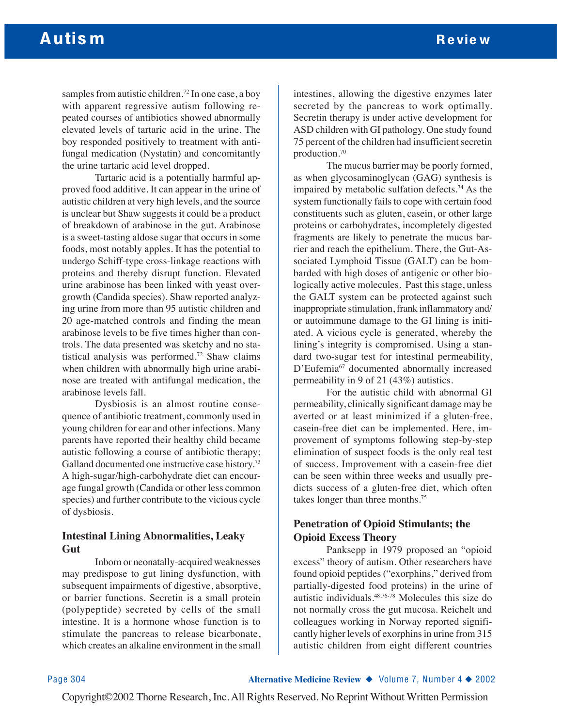samples from autistic children.[72] In one case, a boy with apparent regressive autism following repeated courses of antibiotics showed abnormally elevated levels of tartaric acid in the urine. The boy responded positively to treatment with antifungal medication (Nystatin) and concomitantly the urine tartaric acid level dropped.

Tartaric acid is a potentially harmful approved food additive. It can appear in the urine of autistic children at very high levels, and the source is unclear but Shaw suggests it could be a product of breakdown of arabinose in the gut. Arabinose is a sweet-tasting aldose sugar that occurs in some foods, most notably apples. It has the potential to undergo Schiff-type cross-linkage reactions with proteins and thereby disrupt function. Elevated urine arabinose has been linked with yeast overgrowth (Candida species). Shaw reported analyzing urine from more than 95 autistic children and 20 age-matched controls and finding the mean arabinose levels to be five times higher than controls. The data presented was sketchy and no statistical analysis was performed.[72] Shaw claims when children with abnormally high urine arabinose are treated with antifungal medication, the arabinose levels fall.

Dysbiosis is an almost routine consequence of antibiotic treatment, commonly used in young children for ear and other infections. Many parents have reported their healthy child became autistic following a course of antibiotic therapy; Galland documented one instructive case history.[73] A high-sugar/high-carbohydrate diet can encourage fungal growth (Candida or other less common species) and further contribute to the vicious cycle of dysbiosis.

### Intestinal Lining Abnormalities, Leaky Gut

Inborn or neonatally-acquired weaknesses may predispose to gut lining dysfunction, with subsequent impairments of digestive, absorptive, or barrier functions. Secretin is a small protein (polypeptide) secreted by cells of the small intestine. It is a hormone whose function is to stimulate the pancreas to release bicarbonate, which creates an alkaline environment in the small intestines, allowing the digestive enzymes later secreted by the pancreas to work optimally. Secretin therapy is under active development for ASD children with GI pathology. One study found 75 percent of the children had insufficient secretin production.[70]

The mucus barrier may be poorly formed, as when glycosaminoglycan (GAG) synthesis is impaired by metabolic sulfation defects.[74] As the system functionally fails to cope with certain food constituents such as gluten, casein, or other large proteins or carbohydrates, incompletely digested fragments are likely to penetrate the mucus barrier and reach the epithelium. There, the Gut-Associated Lymphoid Tissue (GALT) can be bombarded with high doses of antigenic or other biologically active molecules. Past this stage, unless the GALT system can be protected against such inappropriate stimulation, frank inflammatory and/or autoimmune damage to the GI lining is initiated. A vicious cycle is generated, whereby the lining's integrity is compromised. Using a standard two-sugar test for intestinal permeability, D'Eufemia[67] documented abnormally increased permeability in 9 of 21 (43%) autistics.

For the autistic child with abnormal GI permeability, clinically significant damage may be averted or at least minimized if a gluten-free, casein-free diet can be implemented. Here, improvement of symptoms following step-by-step elimination of suspect foods is the only real test of success. Improvement with a casein-free diet can be seen within three weeks and usually predicts success of a gluten-free diet, which often takes longer than three months.[75]

### Penetration of Opioid Stimulants; the Opioid Excess Theory

Panksepp in 1979 proposed an "opioid excess" theory of autism. Other researchers have found opioid peptides ("exorphins," derived from partially-digested food proteins) in the urine of autistic individuals.[48,76-78] Molecules this size do not normally cross the gut mucosa. Reichelt and colleagues working in Norway reported significantly higher levels of exorphins in urine from 315 autistic children from eight different countries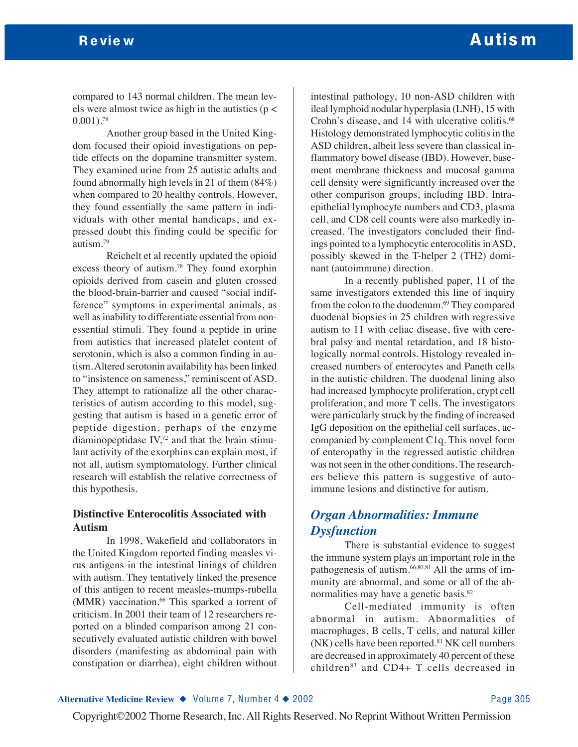compared to 143 normal children. The mean levels were almost twice as high in the autistics ($p < 0.001$).[78]

Another group based in the United Kingdom focused their opioid investigations on peptide effects on the dopamine transmitter system. They examined urine from 25 autistic adults and found abnormally high levels in 21 of them (84%) when compared to 20 healthy controls. However, they found essentially the same pattern in individuals with other mental handicaps, and expressed doubt this finding could be specific for autism.[79]

Reichelt et al recently updated the opioid excess theory of autism.[78] They found exorphin opioids derived from casein and gluten crossed the blood-brain-barrier and caused "social indifference" symptoms in experimental animals, as well as inability to differentiate essential from nonessential stimuli. They found a peptide in urine from autistics that increased platelet content of serotonin, which is also a common finding in autism. Altered serotonin availability has been linked to "insistence on sameness," reminiscent of ASD. They attempt to rationalize all the other characteristics of autism according to this model, suggesting that autism is based in a genetic error of peptide digestion, perhaps of the enzyme diaminopeptidase IV,[72] and that the brain stimulant activity of the exorphins can explain most, if not all, autism symptomatology. Further clinical research will establish the relative correctness of this hypothesis.

### Distinctive Enterocolitis Associated with Autism

In 1998, Wakefield and collaborators in the United Kingdom reported finding measles virus antigens in the intestinal linings of children with autism. They tentatively linked the presence of this antigen to recent measles-mumps-rubella (MMR) vaccination.[66] This sparked a torrent of criticism. In 2001 their team of 12 researchers reported on a blinded comparison among 21 consecutively evaluated autistic children with bowel disorders (manifesting as abdominal pain with constipation or diarrhea), eight children without intestinal pathology, 10 non-ASD children with ileal lymphoid nodular hyperplasia (LNH), 15 with Crohn's disease, and 14 with ulcerative colitis.[68] Histology demonstrated lymphocytic colitis in the ASD children, albeit less severe than classical inflammatory bowel disease (IBD). However, basement membrane thickness and mucosal gamma cell density were significantly increased over the other comparison groups, including IBD. Intraepithelial lymphocyte numbers and CD3, plasma cell, and CD8 cell counts were also markedly increased. The investigators concluded their findings pointed to a lymphocytic enterocolitis in ASD, possibly skewed in the T-helper 2 (TH2) dominant (autoimmune) direction.

In a recently published paper, 11 of the same investigators extended this line of inquiry from the colon to the duodenum.[69] They compared duodenal biopsies in 25 children with regressive autism to 11 with celiac disease, five with cerebral palsy and mental retardation, and 18 histologically normal controls. Histology revealed increased numbers of enterocytes and Paneth cells in the autistic children. The duodenal lining also had increased lymphocyte proliferation, crypt cell proliferation, and more T cells. The investigators were particularly struck by the finding of increased IgG deposition on the epithelial cell surfaces, accompanied by complement C1q. This novel form of enteropathy in the regressed autistic children was not seen in the other conditions. The researchers believe this pattern is suggestive of autoimmune lesions and distinctive for autism.

## *Organ Abnormalities: Immune Dysfunction*

There is substantial evidence to suggest the immune system plays an important role in the pathogenesis of autism.[66,80,81] All the arms of immunity are abnormal, and some or all of the abnormalities may have a genetic basis.[82]

Cell-mediated immunity is often abnormal in autism. Abnormalities of macrophages, B cells, T cells, and natural killer (NK) cells have been reported.[81] NK cell numbers are decreased in approximately 40 percent of these children[83] and CD4+ T cells decreased in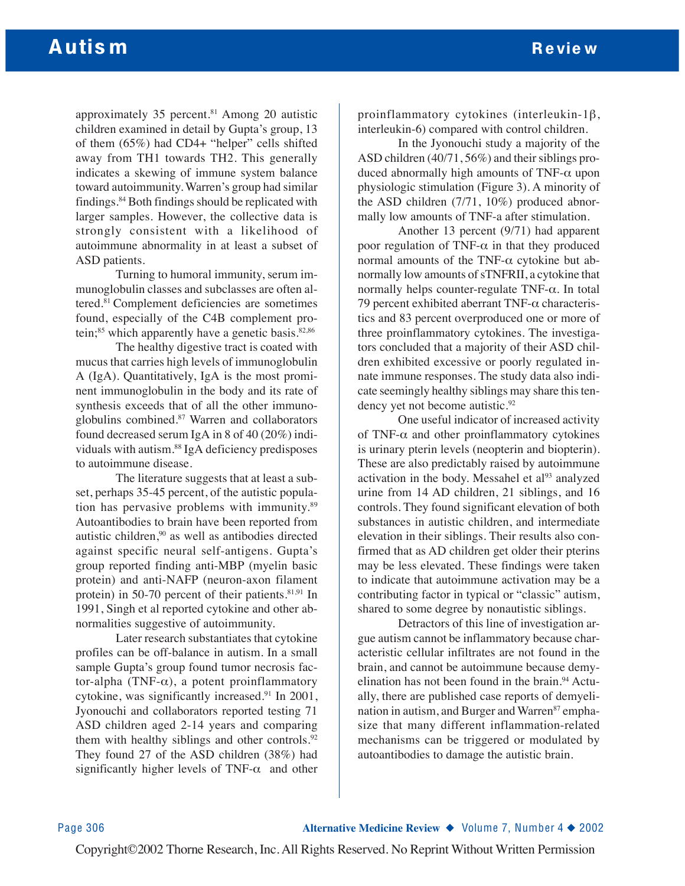approximately 35 percent.[81] Among 20 autistic children examined in detail by Gupta's group, 13 of them (65%) had CD4+ "helper" cells shifted away from TH1 towards TH2. This generally indicates a skewing of immune system balance toward autoimmunity. Warren's group had similar findings.[84] Both findings should be replicated with larger samples. However, the collective data is strongly consistent with a likelihood of autoimmune abnormality in at least a subset of ASD patients.

Turning to humoral immunity, serum immunoglobulin classes and subclasses are often altered.[81] Complement deficiencies are sometimes found, especially of the C4B complement protein;[85] which apparently have a genetic basis.[82,86]

The healthy digestive tract is coated with mucus that carries high levels of immunoglobulin A (IgA). Quantitatively, IgA is the most prominent immunoglobulin in the body and its rate of synthesis exceeds that of all the other immunoglobulins combined.[87] Warren and collaborators found decreased serum IgA in 8 of 40 (20%) individuals with autism.[88] IgA deficiency predisposes to autoimmune disease.

The literature suggests that at least a subset, perhaps 35-45 percent, of the autistic population has pervasive problems with immunity.[89] Autoantibodies to brain have been reported from autistic children,[90] as well as antibodies directed against specific neural self-antigens. Gupta's group reported finding anti-MBP (myelin basic protein) and anti-NAFP (neuron-axon filament protein) in 50-70 percent of their patients.[81,91] In 1991, Singh et al reported cytokine and other abnormalities suggestive of autoimmunity.

Later research substantiates that cytokine profiles can be off-balance in autism. In a small sample Gupta's group found tumor necrosis factor-alpha (TNF-α), a potent proinflammatory cytokine, was significantly increased.[91] In 2001, Jyonouchi and collaborators reported testing 71 ASD children aged 2-14 years and comparing them with healthy siblings and other controls.[92] They found 27 of the ASD children (38%) had significantly higher levels of TNF-α and other proinflammatory cytokines (interleukin-1β, interleukin-6) compared with control children.

In the Jyonouchi study a majority of the ASD children (40/71, 56%) and their siblings produced abnormally high amounts of TNF-α upon physiologic stimulation (Figure 3). A minority of the ASD children (7/71, 10%) produced abnormally low amounts of TNF-a after stimulation.

Another 13 percent (9/71) had apparent poor regulation of TNF-α in that they produced normal amounts of the TNF-α cytokine but abnormally low amounts of sTNFRII, a cytokine that normally helps counter-regulate TNF-α. In total 79 percent exhibited aberrant TNF-α characteristics and 83 percent overproduced one or more of three proinflammatory cytokines. The investigators concluded that a majority of their ASD children exhibited excessive or poorly regulated innate immune responses. The study data also indicate seemingly healthy siblings may share this tendency yet not become autistic.[92]

One useful indicator of increased activity of TNF-α and other proinflammatory cytokines is urinary pterin levels (neopterin and biopterin). These are also predictably raised by autoimmune activation in the body. Messahel et al[93] analyzed urine from 14 AD children, 21 siblings, and 16 controls. They found significant elevation of both substances in autistic children, and intermediate elevation in their siblings. Their results also confirmed that as AD children get older their pterins may be less elevated. These findings were taken to indicate that autoimmune activation may be a contributing factor in typical or "classic" autism, shared to some degree by nonautistic siblings.

Detractors of this line of investigation argue autism cannot be inflammatory because characteristic cellular infiltrates are not found in the brain, and cannot be autoimmune because demyelination has not been found in the brain.[94] Actually, there are published case reports of demyelination in autism, and Burger and Warren[87] emphasize that many different inflammation-related mechanisms can be triggered or modulated by autoantibodies to damage the autistic brain.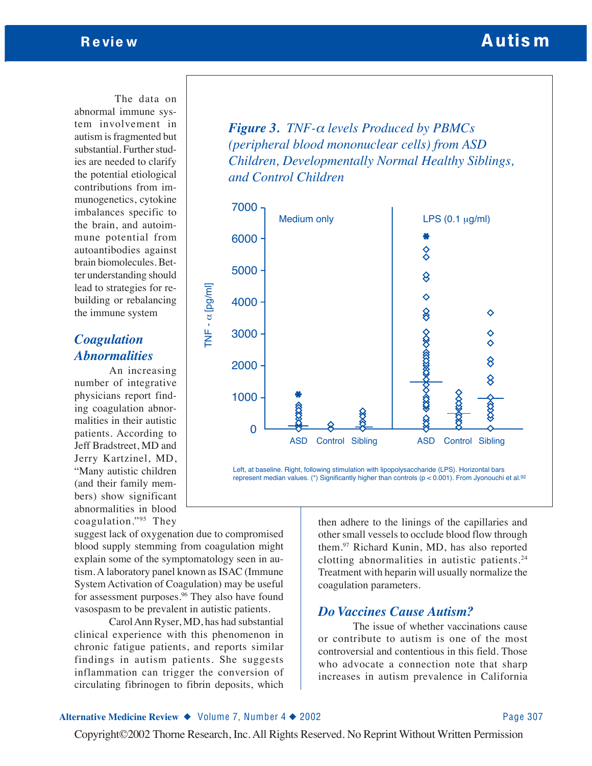The data on abnormal immune system involvement in autism is fragmented but substantial. Further studies are needed to clarify the potential etiological contributions from immunogenetics, cytokine imbalances specific to the brain, and autoimmune potential from autoantibodies against brain biomolecules. Better understanding should lead to strategies for rebuilding or rebalancing the immune system

***Figure 3.*** *TNF-α levels Produced by PBMCs (peripheral blood mononuclear cells) from ASD Children, Developmentally Normal Healthy Siblings, and Control Children*

Left, at baseline. Right, following stimulation with lipopolysaccharide (LPS). Horizontal bars represent median values. (*) Significantly higher than controls ($p < 0.001$). From Jyonouchi et al.[92]

### *Coagulation Abnormalities*

An increasing number of integrative physicians report finding coagulation abnormalities in their autistic patients. According to Jeff Bradstreet, MD and Jerry Kartzinel, MD, "Many autistic children (and their family members) show significant abnormalities in blood coagulation."[95] They suggest lack of oxygenation due to compromised blood supply stemming from coagulation might explain some of the symptomatology seen in autism. A laboratory panel known as ISAC (Immune System Activation of Coagulation) may be useful for assessment purposes.[96] They also have found vasospasm to be prevalent in autistic patients.

Carol Ann Ryser, MD, has had substantial clinical experience with this phenomenon in chronic fatigue patients, and reports similar findings in autism patients. She suggests inflammation can trigger the conversion of circulating fibrinogen to fibrin deposits, which then adhere to the linings of the capillaries and other small vessels to occlude blood flow through them.[97] Richard Kunin, MD, has also reported clotting abnormalities in autistic patients.[24] Treatment with heparin will usually normalize the coagulation parameters.

### *Do Vaccines Cause Autism?*

The issue of whether vaccinations cause or contribute to autism is one of the most controversial and contentious in this field. Those who advocate a connection note that sharp increases in autism prevalence in California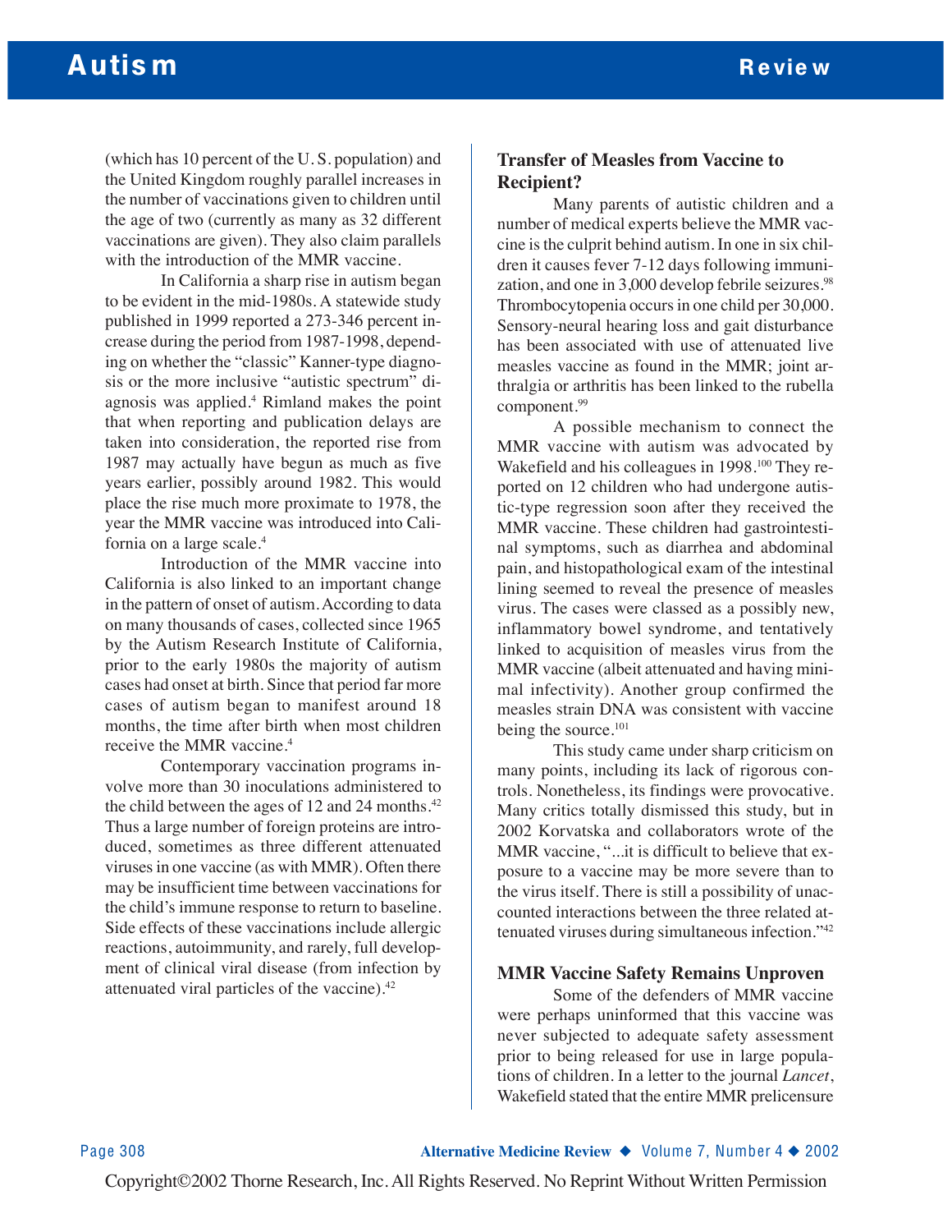(which has 10 percent of the U. S. population) and the United Kingdom roughly parallel increases in the number of vaccinations given to children until the age of two (currently as many as 32 different vaccinations are given). They also claim parallels with the introduction of the MMR vaccine.

In California a sharp rise in autism began to be evident in the mid-1980s. A statewide study published in 1999 reported a 273-346 percent increase during the period from 1987-1998, depending on whether the "classic" Kanner-type diagnosis or the more inclusive "autistic spectrum" diagnosis was applied.[4] Rimland makes the point that when reporting and publication delays are taken into consideration, the reported rise from 1987 may actually have begun as much as five years earlier, possibly around 1982. This would place the rise much more proximate to 1978, the year the MMR vaccine was introduced into California on a large scale.[4]

Introduction of the MMR vaccine into California is also linked to an important change in the pattern of onset of autism. According to data on many thousands of cases, collected since 1965 by the Autism Research Institute of California, prior to the early 1980s the majority of autism cases had onset at birth. Since that period far more cases of autism began to manifest around 18 months, the time after birth when most children receive the MMR vaccine.[4]

Contemporary vaccination programs involve more than 30 inoculations administered to the child between the ages of 12 and 24 months.[42] Thus a large number of foreign proteins are introduced, sometimes as three different attenuated viruses in one vaccine (as with MMR). Often there may be insufficient time between vaccinations for the child's immune response to return to baseline. Side effects of these vaccinations include allergic reactions, autoimmunity, and rarely, full development of clinical viral disease (from infection by attenuated viral particles of the vaccine).[42]

### Transfer of Measles from Vaccine to Recipient?

Many parents of autistic children and a number of medical experts believe the MMR vaccine is the culprit behind autism. In one in six children it causes fever 7-12 days following immunization, and one in 3,000 develop febrile seizures.[98] Thrombocytopenia occurs in one child per 30,000. Sensory-neural hearing loss and gait disturbance has been associated with use of attenuated live measles vaccine as found in the MMR; joint arthralgia or arthritis has been linked to the rubella component.[99]

A possible mechanism to connect the MMR vaccine with autism was advocated by Wakefield and his colleagues in 1998.[100] They reported on 12 children who had undergone autistic-type regression soon after they received the MMR vaccine. These children had gastrointestinal symptoms, such as diarrhea and abdominal pain, and histopathological exam of the intestinal lining seemed to reveal the presence of measles virus. The cases were classed as a possibly new, inflammatory bowel syndrome, and tentatively linked to acquisition of measles virus from the MMR vaccine (albeit attenuated and having minimal infectivity). Another group confirmed the measles strain DNA was consistent with vaccine being the source.[101]

This study came under sharp criticism on many points, including its lack of rigorous controls. Nonetheless, its findings were provocative. Many critics totally dismissed this study, but in 2002 Korvatska and collaborators wrote of the MMR vaccine, "...it is difficult to believe that exposure to a vaccine may be more severe than to the virus itself. There is still a possibility of unaccounted interactions between the three related attenuated viruses during simultaneous infection."[42]

### MMR Vaccine Safety Remains Unproven

Some of the defenders of MMR vaccine were perhaps uninformed that this vaccine was never subjected to adequate safety assessment prior to being released for use in large populations of children. In a letter to the journal *Lancet*, Wakefield stated that the entire MMR prelicensure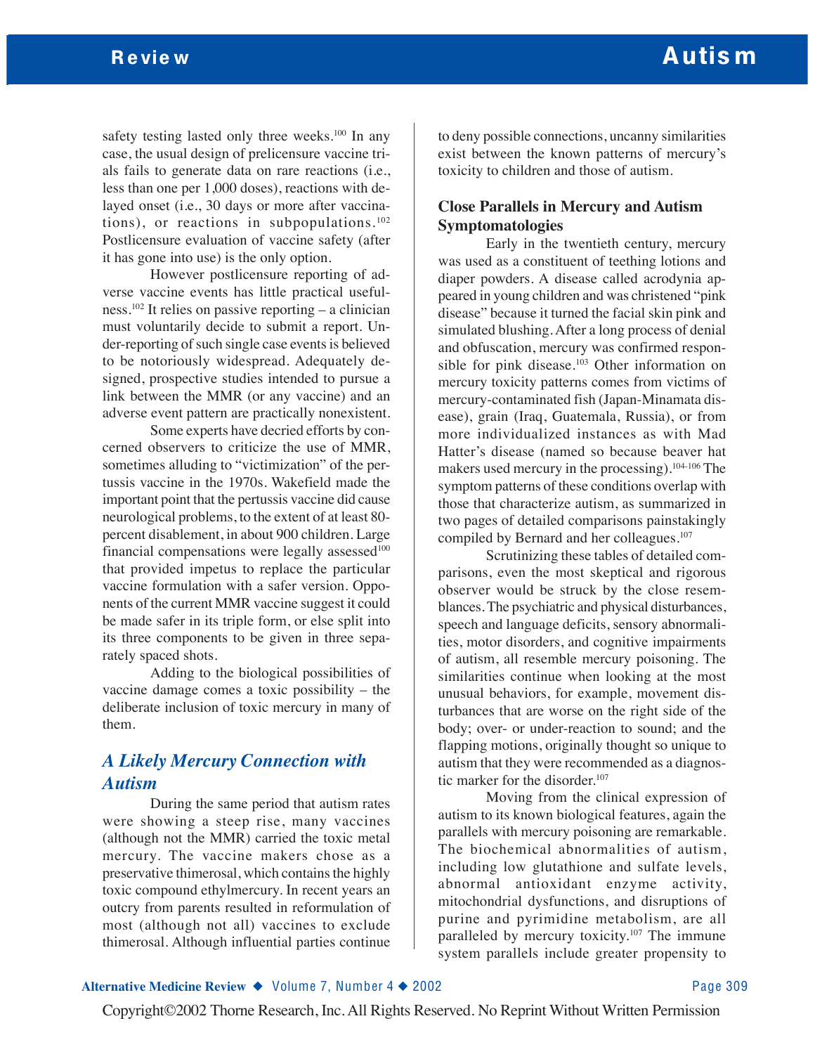safety testing lasted only three weeks.[100] In any case, the usual design of prelicensure vaccine trials fails to generate data on rare reactions (i.e., less than one per 1,000 doses), reactions with delayed onset (i.e., 30 days or more after vaccinations), or reactions in subpopulations.[102] Postlicensure evaluation of vaccine safety (after it has gone into use) is the only option.

However postlicensure reporting of adverse vaccine events has little practical usefulness.[102] It relies on passive reporting – a clinician must voluntarily decide to submit a report. Under-reporting of such single case events is believed to be notoriously widespread. Adequately designed, prospective studies intended to pursue a link between the MMR (or any vaccine) and an adverse event pattern are practically nonexistent.

Some experts have decried efforts by concerned observers to criticize the use of MMR, sometimes alluding to "victimization" of the pertussis vaccine in the 1970s. Wakefield made the important point that the pertussis vaccine did cause neurological problems, to the extent of at least 80-percent disablement, in about 900 children. Large financial compensations were legally assessed[100] that provided impetus to replace the particular vaccine formulation with a safer version. Opponents of the current MMR vaccine suggest it could be made safer in its triple form, or else split into its three components to be given in three separately spaced shots.

Adding to the biological possibilities of vaccine damage comes a toxic possibility – the deliberate inclusion of toxic mercury in many of them.

## *A Likely Mercury Connection with Autism*

During the same period that autism rates were showing a steep rise, many vaccines (although not the MMR) carried the toxic metal mercury. The vaccine makers chose as a preservative thimerosal, which contains the highly toxic compound ethylmercury. In recent years an outcry from parents resulted in reformulation of most (although not all) vaccines to exclude thimerosal. Although influential parties continue to deny possible connections, uncanny similarities exist between the known patterns of mercury's toxicity to children and those of autism.

### Close Parallels in Mercury and Autism Symptomatologies

Early in the twentieth century, mercury was used as a constituent of teething lotions and diaper powders. A disease called acrodynia appeared in young children and was christened "pink disease" because it turned the facial skin pink and simulated blushing. After a long process of denial and obfuscation, mercury was confirmed responsible for pink disease.[103] Other information on mercury toxicity patterns comes from victims of mercury-contaminated fish (Japan-Minamata disease), grain (Iraq, Guatemala, Russia), or from more individualized instances as with Mad Hatter's disease (named so because beaver hat makers used mercury in the processing).[104-106] The symptom patterns of these conditions overlap with those that characterize autism, as summarized in two pages of detailed comparisons painstakingly compiled by Bernard and her colleagues.[107]

Scrutinizing these tables of detailed comparisons, even the most skeptical and rigorous observer would be struck by the close resemblances. The psychiatric and physical disturbances, speech and language deficits, sensory abnormalities, motor disorders, and cognitive impairments of autism, all resemble mercury poisoning. The similarities continue when looking at the most unusual behaviors, for example, movement disturbances that are worse on the right side of the body; over- or under-reaction to sound; and the flapping motions, originally thought so unique to autism that they were recommended as a diagnostic marker for the disorder.[107]

Moving from the clinical expression of autism to its known biological features, again the parallels with mercury poisoning are remarkable. The biochemical abnormalities of autism, including low glutathione and sulfate levels, abnormal antioxidant enzyme activity, mitochondrial dysfunctions, and disruptions of purine and pyrimidine metabolism, are all paralleled by mercury toxicity.[107] The immune system parallels include greater propensity to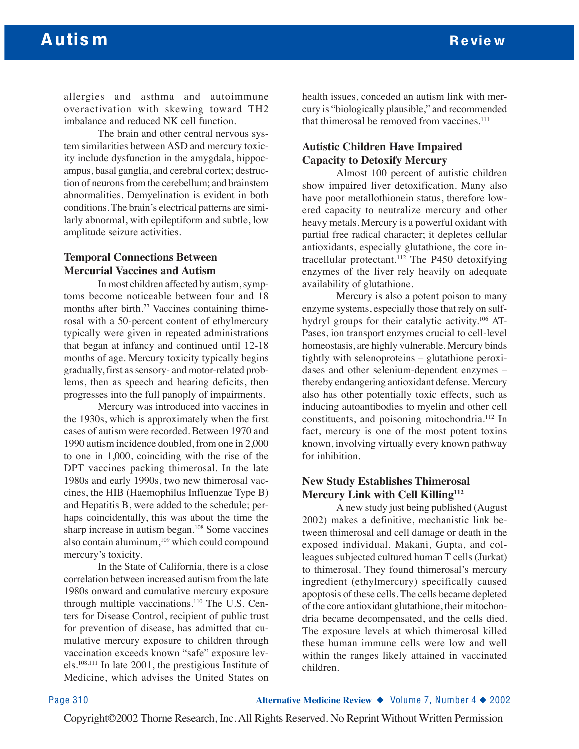allergies and asthma and autoimmune overactivation with skewing toward TH2 imbalance and reduced NK cell function.

The brain and other central nervous system similarities between ASD and mercury toxicity include dysfunction in the amygdala, hippocampus, basal ganglia, and cerebral cortex; destruction of neurons from the cerebellum; and brainstem abnormalities. Demyelination is evident in both conditions. The brain's electrical patterns are similarly abnormal, with epileptiform and subtle, low amplitude seizure activities.

### Temporal Connections Between Mercurial Vaccines and Autism

In most children affected by autism, symptoms become noticeable between four and 18 months after birth.[77] Vaccines containing thimerosal with a 50-percent content of ethylmercury typically were given in repeated administrations that began at infancy and continued until 12-18 months of age. Mercury toxicity typically begins gradually, first as sensory- and motor-related problems, then as speech and hearing deficits, then progresses into the full panoply of impairments.

Mercury was introduced into vaccines in the 1930s, which is approximately when the first cases of autism were recorded. Between 1970 and 1990 autism incidence doubled, from one in 2,000 to one in 1,000, coinciding with the rise of the DPT vaccines packing thimerosal. In the late 1980s and early 1990s, two new thimerosal vaccines, the HIB (Haemophilus Influenzae Type B) and Hepatitis B, were added to the schedule; perhaps coincidentally, this was about the time the sharp increase in autism began.[108] Some vaccines also contain aluminum,[109] which could compound mercury's toxicity.

In the State of California, there is a close correlation between increased autism from the late 1980s onward and cumulative mercury exposure through multiple vaccinations.[110] The U.S. Centers for Disease Control, recipient of public trust for prevention of disease, has admitted that cumulative mercury exposure to children through vaccination exceeds known "safe" exposure levels.[108,111] In late 2001, the prestigious Institute of Medicine, which advises the United States on health issues, conceded an autism link with mercury is "biologically plausible," and recommended that thimerosal be removed from vaccines.[111]

### Autistic Children Have Impaired Capacity to Detoxify Mercury

Almost 100 percent of autistic children show impaired liver detoxification. Many also have poor metallothionein status, therefore lowered capacity to neutralize mercury and other heavy metals. Mercury is a powerful oxidant with partial free radical character; it depletes cellular antioxidants, especially glutathione, the core intracellular protectant.[112] The P450 detoxifying enzymes of the liver rely heavily on adequate availability of glutathione.

Mercury is also a potent poison to many enzyme systems, especially those that rely on sulfhydryl groups for their catalytic activity.[106] ATPases, ion transport enzymes crucial to cell-level homeostasis, are highly vulnerable. Mercury binds tightly with selenoproteins – glutathione peroxidases and other selenium-dependent enzymes – thereby endangering antioxidant defense. Mercury also has other potentially toxic effects, such as inducing autoantibodies to myelin and other cell constituents, and poisoning mitochondria.[112] In fact, mercury is one of the most potent toxins known, involving virtually every known pathway for inhibition.

### New Study Establishes Thimerosal Mercury Link with Cell Killing[112]

A new study just being published (August 2002) makes a definitive, mechanistic link between thimerosal and cell damage or death in the exposed individual. Makani, Gupta, and colleagues subjected cultured human T cells (Jurkat) to thimerosal. They found thimerosal's mercury ingredient (ethylmercury) specifically caused apoptosis of these cells. The cells became depleted of the core antioxidant glutathione, their mitochondria became decompensated, and the cells died. The exposure levels at which thimerosal killed these human immune cells were low and well within the ranges likely attained in vaccinated children.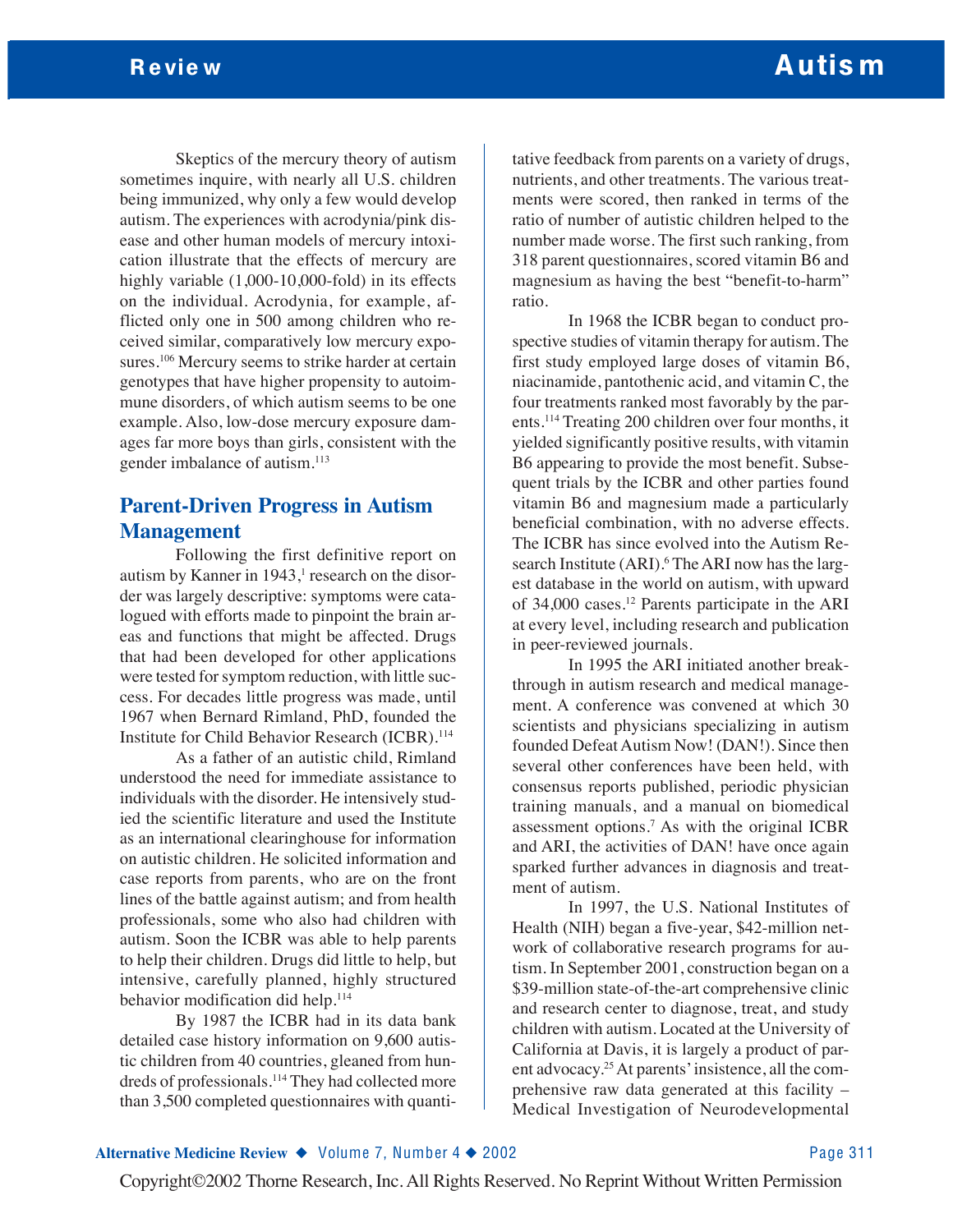Skeptics of the mercury theory of autism sometimes inquire, with nearly all U.S. children being immunized, why only a few would develop autism. The experiences with acrodynia/pink disease and other human models of mercury intoxication illustrate that the effects of mercury are highly variable (1,000-10,000-fold) in its effects on the individual. Acrodynia, for example, afflicted only one in 500 among children who received similar, comparatively low mercury exposures.[106] Mercury seems to strike harder at certain genotypes that have higher propensity to autoimmune disorders, of which autism seems to be one example. Also, low-dose mercury exposure damages far more boys than girls, consistent with the gender imbalance of autism.[113]

## Parent-Driven Progress in Autism Management

Following the first definitive report on autism by Kanner in 1943,[1] research on the disorder was largely descriptive: symptoms were catalogued with efforts made to pinpoint the brain areas and functions that might be affected. Drugs that had been developed for other applications were tested for symptom reduction, with little success. For decades little progress was made, until 1967 when Bernard Rimland, PhD, founded the Institute for Child Behavior Research (ICBR).[114]

As a father of an autistic child, Rimland understood the need for immediate assistance to individuals with the disorder. He intensively studied the scientific literature and used the Institute as an international clearinghouse for information on autistic children. He solicited information and case reports from parents, who are on the front lines of the battle against autism; and from health professionals, some who also had children with autism. Soon the ICBR was able to help parents to help their children. Drugs did little to help, but intensive, carefully planned, highly structured behavior modification did help.[114]

By 1987 the ICBR had in its data bank detailed case history information on 9,600 autistic children from 40 countries, gleaned from hundreds of professionals.[114] They had collected more than 3,500 completed questionnaires with quantitative feedback from parents on a variety of drugs, nutrients, and other treatments. The various treatments were scored, then ranked in terms of the ratio of number of autistic children helped to the number made worse. The first such ranking, from 318 parent questionnaires, scored vitamin B6 and magnesium as having the best "benefit-to-harm" ratio.

In 1968 the ICBR began to conduct prospective studies of vitamin therapy for autism. The first study employed large doses of vitamin B6, niacinamide, pantothenic acid, and vitamin C, the four treatments ranked most favorably by the parents.[114] Treating 200 children over four months, it yielded significantly positive results, with vitamin B6 appearing to provide the most benefit. Subsequent trials by the ICBR and other parties found vitamin B6 and magnesium made a particularly beneficial combination, with no adverse effects. The ICBR has since evolved into the Autism Research Institute (ARI).[6] The ARI now has the largest database in the world on autism, with upward of 34,000 cases.[12] Parents participate in the ARI at every level, including research and publication in peer-reviewed journals.

In 1995 the ARI initiated another breakthrough in autism research and medical management. A conference was convened at which 30 scientists and physicians specializing in autism founded Defeat Autism Now! (DAN!). Since then several other conferences have been held, with consensus reports published, periodic physician training manuals, and a manual on biomedical assessment options.[7] As with the original ICBR and ARI, the activities of DAN! have once again sparked further advances in diagnosis and treatment of autism.

In 1997, the U.S. National Institutes of Health (NIH) began a five-year, $42-million network of collaborative research programs for autism. In September 2001, construction began on a $39-million state-of-the-art comprehensive clinic and research center to diagnose, treat, and study children with autism. Located at the University of California at Davis, it is largely a product of parent advocacy.[25] At parents' insistence, all the comprehensive raw data generated at this facility – Medical Investigation of Neurodevelopmental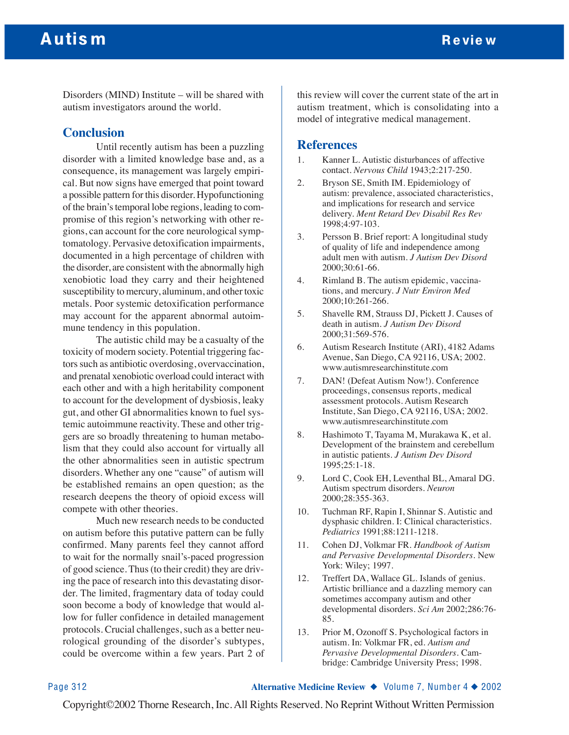Disorders (MIND) Institute – will be shared with autism investigators around the world.

## Conclusion

Until recently autism has been a puzzling disorder with a limited knowledge base and, as a consequence, its management was largely empirical. But now signs have emerged that point toward a possible pattern for this disorder. Hypofunctioning of the brain's temporal lobe regions, leading to compromise of this region's networking with other regions, can account for the core neurological symptomatology. Pervasive detoxification impairments, documented in a high percentage of children with the disorder, are consistent with the abnormally high xenobiotic load they carry and their heightened susceptibility to mercury, aluminum, and other toxic metals. Poor systemic detoxification performance may account for the apparent abnormal autoimmune tendency in this population.

The autistic child may be a casualty of the toxicity of modern society. Potential triggering factors such as antibiotic overdosing, overvaccination, and prenatal xenobiotic overload could interact with each other and with a high heritability component to account for the development of dysbiosis, leaky gut, and other GI abnormalities known to fuel systemic autoimmune reactivity. These and other triggers are so broadly threatening to human metabolism that they could also account for virtually all the other abnormalities seen in autistic spectrum disorders. Whether any one "cause" of autism will be established remains an open question; as the research deepens the theory of opioid excess will compete with other theories.

Much new research needs to be conducted on autism before this putative pattern can be fully confirmed. Many parents feel they cannot afford to wait for the normally snail's-paced progression of good science. Thus (to their credit) they are driving the pace of research into this devastating disorder. The limited, fragmentary data of today could soon become a body of knowledge that would allow for fuller confidence in detailed management protocols. Crucial challenges, such as a better neurological grounding of the disorder's subtypes, could be overcome within a few years. Part 2 of this review will cover the current state of the art in autism treatment, which is consolidating into a model of integrative medical management.

## References

1. Kanner L. Autistic disturbances of affective contact. *Nervous Child* 1943;2:217-250.
2. Bryson SE, Smith IM. Epidemiology of autism: prevalence, associated characteristics, and implications for research and service delivery. *Ment Retard Dev Disabil Res Rev* 1998;4:97-103.
3. Persson B. Brief report: A longitudinal study of quality of life and independence among adult men with autism. *J Autism Dev Disord* 2000;30:61-66.
4. Rimland B. The autism epidemic, vaccinations, and mercury. *J Nutr Environ Med* 2000;10:261-266.
5. Shavelle RM, Strauss DJ, Pickett J. Causes of death in autism. *J Autism Dev Disord* 2000;31:569-576.
6. Autism Research Institute (ARI), 4182 Adams Avenue, San Diego, CA 92116, USA; 2002. www.autismresearchinstitute.com
7. DAN! (Defeat Autism Now!). Conference proceedings, consensus reports, medical assessment protocols. Autism Research Institute, San Diego, CA 92116, USA; 2002. www.autismresearchinstitute.com
8. Hashimoto T, Tayama M, Murakawa K, et al. Development of the brainstem and cerebellum in autistic patients. *J Autism Dev Disord* 1995;25:1-18.
9. Lord C, Cook EH, Leventhal BL, Amaral DG. Autism spectrum disorders. *Neuron* 2000;28:355-363.
10. Tuchman RF, Rapin I, Shinnar S. Autistic and dysphasic children. I: Clinical characteristics. *Pediatrics* 1991;88:1211-1218.
11. Cohen DJ, Volkmar FR. *Handbook of Autism and Pervasive Developmental Disorders*. New York: Wiley; 1997.
12. Treffert DA, Wallace GL. Islands of genius. Artistic brilliance and a dazzling memory can sometimes accompany autism and other developmental disorders. *Sci Am* 2002;286:76-85.
13. Prior M, Ozonoff S. Psychological factors in autism. In: Volkmar FR, ed. *Autism and Pervasive Developmental Disorders*. Cambridge: Cambridge University Press; 1998.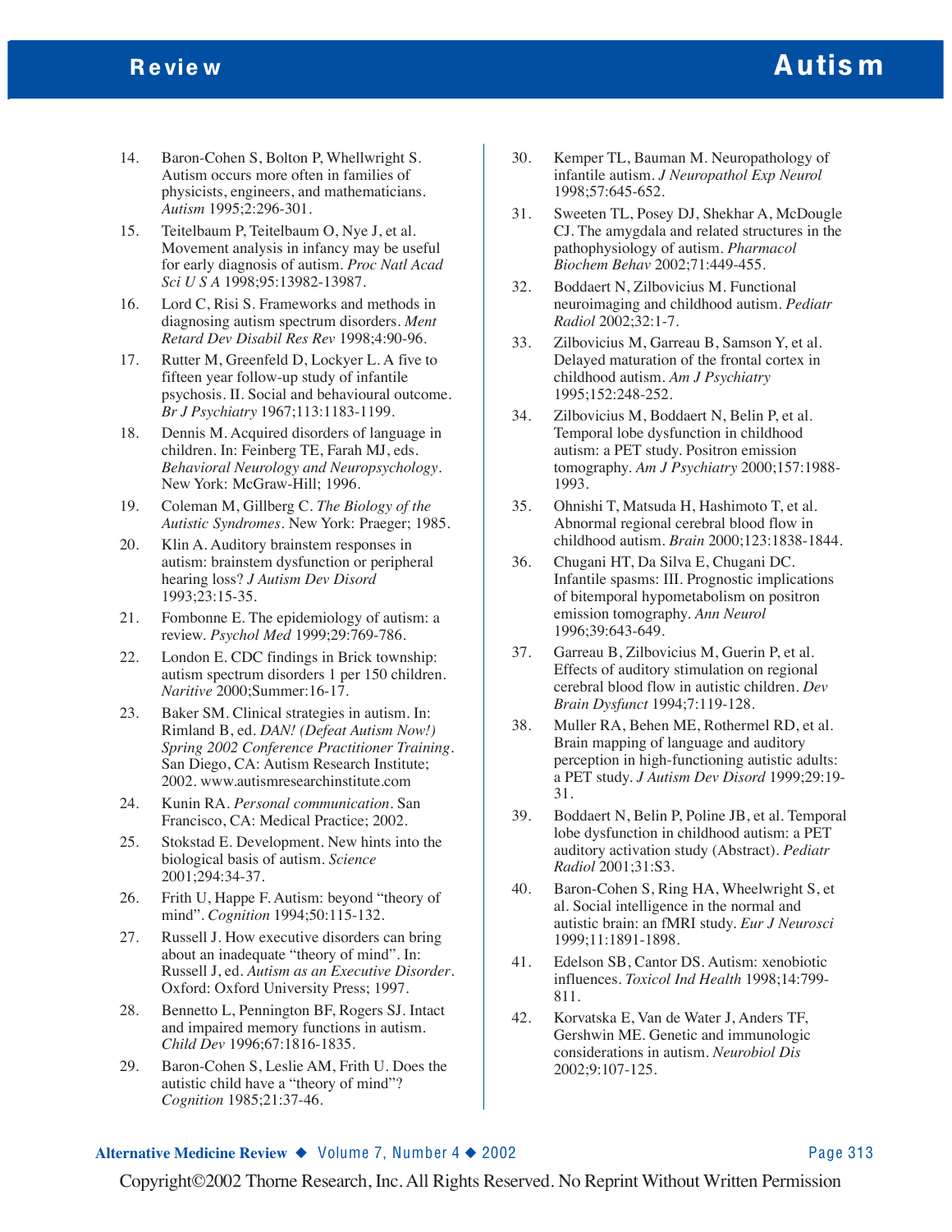14. Baron-Cohen S, Bolton P, Whellwright S. Autism occurs more often in families of physicists, engineers, and mathematicians. *Autism* 1995;2:296-301.
15. Teitelbaum P, Teitelbaum O, Nye J, et al. Movement analysis in infancy may be useful for early diagnosis of autism. *Proc Natl Acad Sci U S A* 1998;95:13982-13987.
16. Lord C, Risi S. Frameworks and methods in diagnosing autism spectrum disorders. *Ment Retard Dev Disabil Res Rev* 1998;4:90-96.
17. Rutter M, Greenfeld D, Lockyer L. A five to fifteen year follow-up study of infantile psychosis. II. Social and behavioural outcome. *Br J Psychiatry* 1967;113:1183-1199.
18. Dennis M. Acquired disorders of language in children. In: Feinberg TE, Farah MJ, eds. *Behavioral Neurology and Neuropsychology*. New York: McGraw-Hill; 1996.
19. Coleman M, Gillberg C. *The Biology of the Autistic Syndromes*. New York: Praeger; 1985.
20. Klin A. Auditory brainstem responses in autism: brainstem dysfunction or peripheral hearing loss? *J Autism Dev Disord* 1993;23:15-35.
21. Fombonne E. The epidemiology of autism: a review. *Psychol Med* 1999;29:769-786.
22. London E. CDC findings in Brick township: autism spectrum disorders 1 per 150 children. *Naritive* 2000;Summer:16-17.
23. Baker SM. Clinical strategies in autism. In: Rimland B, ed. *DAN! (Defeat Autism Now!) Spring 2002 Conference Practitioner Training*. San Diego, CA: Autism Research Institute; 2002. www.autismresearchinstitute.com
24. Kunin RA. *Personal communication*. San Francisco, CA: Medical Practice; 2002.
25. Stokstad E. Development. New hints into the biological basis of autism. *Science* 2001;294:34-37.
26. Frith U, Happe F. Autism: beyond "theory of mind". *Cognition* 1994;50:115-132.
27. Russell J. How executive disorders can bring about an inadequate "theory of mind". In: Russell J, ed. *Autism as an Executive Disorder*. Oxford: Oxford University Press; 1997.
28. Bennetto L, Pennington BF, Rogers SJ. Intact and impaired memory functions in autism. *Child Dev* 1996;67:1816-1835.
29. Baron-Cohen S, Leslie AM, Frith U. Does the autistic child have a "theory of mind"? *Cognition* 1985;21:37-46.
30. Kemper TL, Bauman M. Neuropathology of infantile autism. *J Neuropathol Exp Neurol* 1998;57:645-652.
31. Sweeten TL, Posey DJ, Shekhar A, McDougle CJ. The amygdala and related structures in the pathophysiology of autism. *Pharmacol Biochem Behav* 2002;71:449-455.
32. Boddaert N, Zilbovicius M. Functional neuroimaging and childhood autism. *Pediatr Radiol* 2002;32:1-7.
33. Zilbovicius M, Garreau B, Samson Y, et al. Delayed maturation of the frontal cortex in childhood autism. *Am J Psychiatry* 1995;152:248-252.
34. Zilbovicius M, Boddaert N, Belin P, et al. Temporal lobe dysfunction in childhood autism: a PET study. Positron emission tomography. *Am J Psychiatry* 2000;157:1988-1993.
35. Ohnishi T, Matsuda H, Hashimoto T, et al. Abnormal regional cerebral blood flow in childhood autism. *Brain* 2000;123:1838-1844.
36. Chugani HT, Da Silva E, Chugani DC. Infantile spasms: III. Prognostic implications of bitemporal hypometabolism on positron emission tomography. *Ann Neurol* 1996;39:643-649.
37. Garreau B, Zilbovicius M, Guerin P, et al. Effects of auditory stimulation on regional cerebral blood flow in autistic children. *Dev Brain Dysfunct* 1994;7:119-128.
38. Muller RA, Behen ME, Rothermel RD, et al. Brain mapping of language and auditory perception in high-functioning autistic adults: a PET study. *J Autism Dev Disord* 1999;29:19-31.
39. Boddaert N, Belin P, Poline JB, et al. Temporal lobe dysfunction in childhood autism: a PET auditory activation study (Abstract). *Pediatr Radiol* 2001;31:S3.
40. Baron-Cohen S, Ring HA, Wheelwright S, et al. Social intelligence in the normal and autistic brain: an fMRI study. *Eur J Neurosci* 1999;11:1891-1898.
41. Edelson SB, Cantor DS. Autism: xenobiotic influences. *Toxicol Ind Health* 1998;14:799-811.
42. Korvatska E, Van de Water J, Anders TF, Gershwin ME. Genetic and immunologic considerations in autism. *Neurobiol Dis* 2002;9:107-125.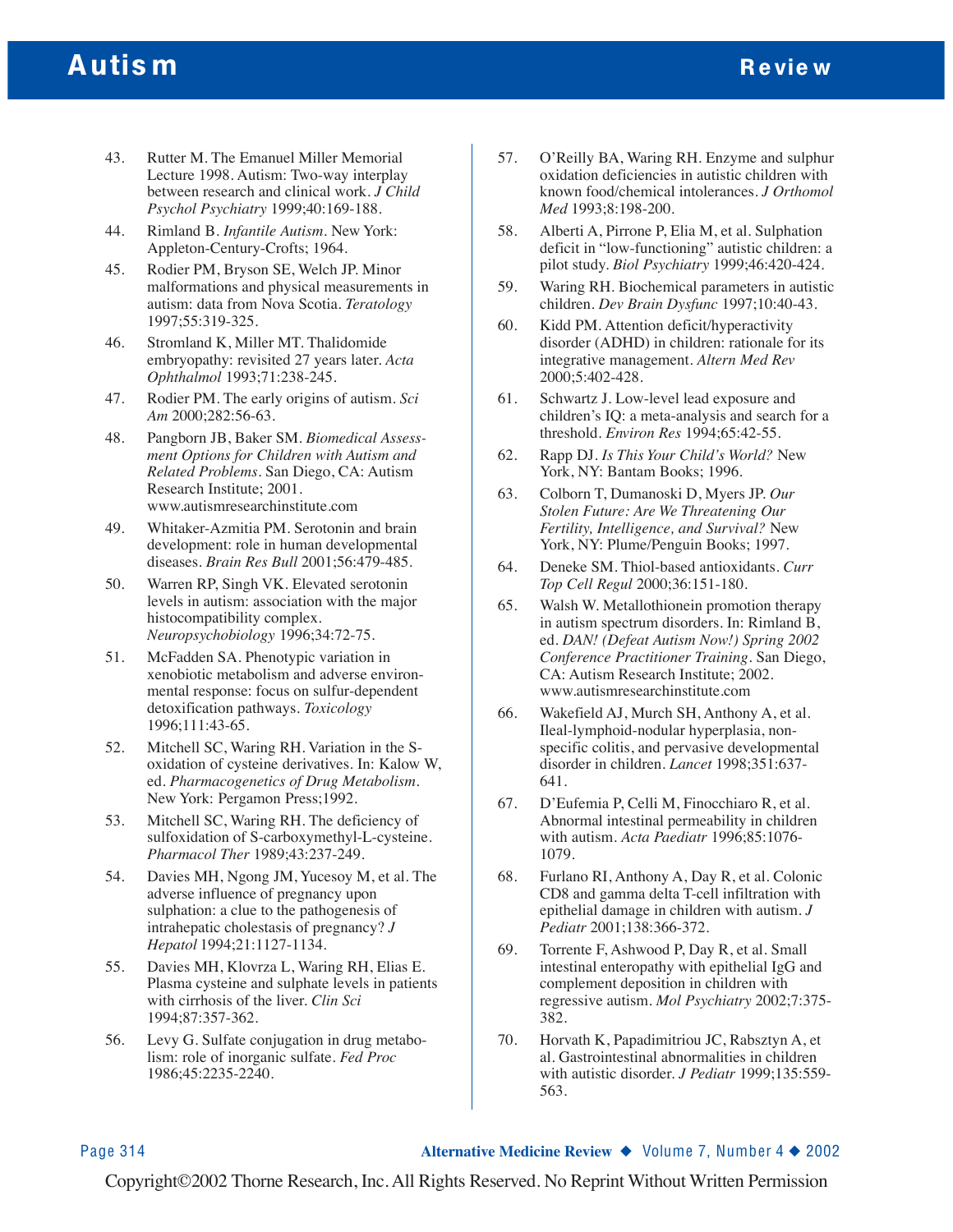43. Rutter M. The Emanuel Miller Memorial Lecture 1998. Autism: Two-way interplay between research and clinical work. *J Child Psychol Psychiatry* 1999;40:169-188.
44. Rimland B. *Infantile Autism*. New York: Appleton-Century-Crofts; 1964.
45. Rodier PM, Bryson SE, Welch JP. Minor malformations and physical measurements in autism: data from Nova Scotia. *Teratology* 1997;55:319-325.
46. Stromland K, Miller MT. Thalidomide embryopathy: revisited 27 years later. *Acta Ophthalmol* 1993;71:238-245.
47. Rodier PM. The early origins of autism. *Sci Am* 2000;282:56-63.
48. Pangborn JB, Baker SM. *Biomedical Assessment Options for Children with Autism and Related Problems*. San Diego, CA: Autism Research Institute; 2001. www.autismresearchinstitute.com
49. Whitaker-Azmitia PM. Serotonin and brain development: role in human developmental diseases. *Brain Res Bull* 2001;56:479-485.
50. Warren RP, Singh VK. Elevated serotonin levels in autism: association with the major histocompatibility complex. *Neuropsychobiology* 1996;34:72-75.
51. McFadden SA. Phenotypic variation in xenobiotic metabolism and adverse environmental response: focus on sulfur-dependent detoxification pathways. *Toxicology* 1996;111:43-65.
52. Mitchell SC, Waring RH. Variation in the S-oxidation of cysteine derivatives. In: Kalow W, ed. *Pharmacogenetics of Drug Metabolism*. New York: Pergamon Press;1992.
53. Mitchell SC, Waring RH. The deficiency of sulfoxidation of S-carboxymethyl-L-cysteine. *Pharmacol Ther* 1989;43:237-249.
54. Davies MH, Ngong JM, Yucesoy M, et al. The adverse influence of pregnancy upon sulphation: a clue to the pathogenesis of intrahepatic cholestasis of pregnancy? *J Hepatol* 1994;21:1127-1134.
55. Davies MH, Klovrza L, Waring RH, Elias E. Plasma cysteine and sulphate levels in patients with cirrhosis of the liver. *Clin Sci* 1994;87:357-362.
56. Levy G. Sulfate conjugation in drug metabolism: role of inorganic sulfate. *Fed Proc* 1986;45:2235-2240.
57. O'Reilly BA, Waring RH. Enzyme and sulphur oxidation deficiencies in autistic children with known food/chemical intolerances. *J Orthomol Med* 1993;8:198-200.
58. Alberti A, Pirrone P, Elia M, et al. Sulphation deficit in "low-functioning" autistic children: a pilot study. *Biol Psychiatry* 1999;46:420-424.
59. Waring RH. Biochemical parameters in autistic children. *Dev Brain Dysfunc* 1997;10:40-43.
60. Kidd PM. Attention deficit/hyperactivity disorder (ADHD) in children: rationale for its integrative management. *Altern Med Rev* 2000;5:402-428.
61. Schwartz J. Low-level lead exposure and children's IQ: a meta-analysis and search for a threshold. *Environ Res* 1994;65:42-55.
62. Rapp DJ. *Is This Your Child's World?* New York, NY: Bantam Books; 1996.
63. Colborn T, Dumanoski D, Myers JP. *Our Stolen Future: Are We Threatening Our Fertility, Intelligence, and Survival?* New York, NY: Plume/Penguin Books; 1997.
64. Deneke SM. Thiol-based antioxidants. *Curr Top Cell Regul* 2000;36:151-180.
65. Walsh W. Metallothionein promotion therapy in autism spectrum disorders. In: Rimland B, ed. *DAN! (Defeat Autism Now!) Spring 2002 Conference Practitioner Training*. San Diego, CA: Autism Research Institute; 2002. www.autismresearchinstitute.com
66. Wakefield AJ, Murch SH, Anthony A, et al. Ileal-lymphoid-nodular hyperplasia, non-specific colitis, and pervasive developmental disorder in children. *Lancet* 1998;351:637-641.
67. D'Eufemia P, Celli M, Finocchiaro R, et al. Abnormal intestinal permeability in children with autism. *Acta Paediatr* 1996;85:1076-1079.
68. Furlano RI, Anthony A, Day R, et al. Colonic CD8 and gamma delta T-cell infiltration with epithelial damage in children with autism. *J Pediatr* 2001;138:366-372.
69. Torrente F, Ashwood P, Day R, et al. Small intestinal enteropathy with epithelial IgG and complement deposition in children with regressive autism. *Mol Psychiatry* 2002;7:375-382.
70. Horvath K, Papadimitriou JC, Rabsztyn A, et al. Gastrointestinal abnormalities in children with autistic disorder. *J Pediatr* 1999;135:559-563.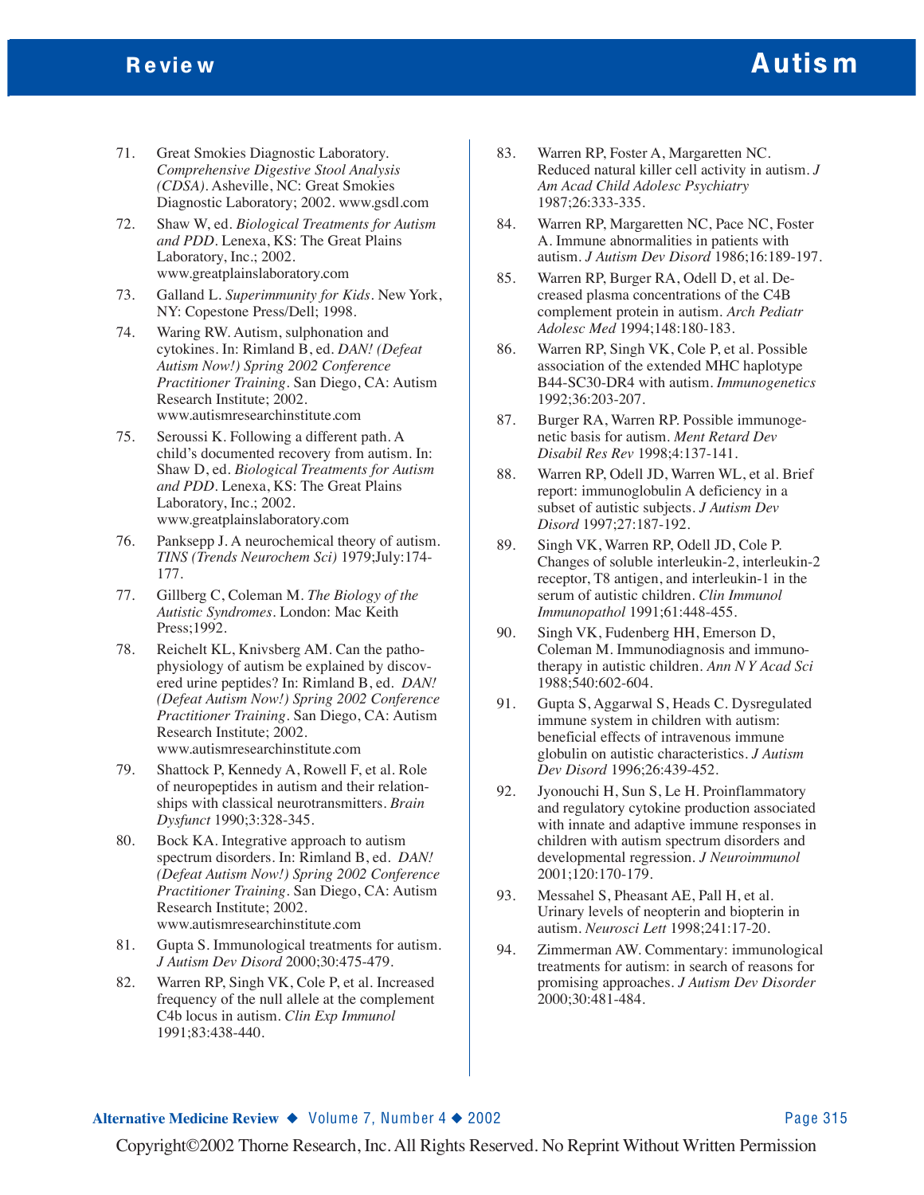71. Great Smokies Diagnostic Laboratory. *Comprehensive Digestive Stool Analysis (CDSA)*. Asheville, NC: Great Smokies Diagnostic Laboratory; 2002. www.gsdl.com

72. Shaw W, ed. *Biological Treatments for Autism and PDD*. Lenexa, KS: The Great Plains Laboratory, Inc.; 2002. www.greatplainslaboratory.com

73. Galland L. *Superimmunity for Kids*. New York, NY: Copestone Press/Dell; 1998.

74. Waring RW. Autism, sulphonation and cytokines. In: Rimland B, ed. *DAN! (Defeat Autism Now!) Spring 2002 Conference Practitioner Training*. San Diego, CA: Autism Research Institute; 2002. www.autismresearchinstitute.com

75. Seroussi K. Following a different path. A child's documented recovery from autism. In: Shaw D, ed. *Biological Treatments for Autism and PDD*. Lenexa, KS: The Great Plains Laboratory, Inc.; 2002. www.greatplainslaboratory.com

76. Panksepp J. A neurochemical theory of autism. *TINS (Trends Neurochem Sci)* 1979;July:174-177.

77. Gillberg C, Coleman M. *The Biology of the Autistic Syndromes*. London: Mac Keith Press;1992.

78. Reichelt KL, Knivsberg AM. Can the pathophysiology of autism be explained by discovered urine peptides? In: Rimland B, ed. *DAN! (Defeat Autism Now!) Spring 2002 Conference Practitioner Training*. San Diego, CA: Autism Research Institute; 2002. www.autismresearchinstitute.com

79. Shattock P, Kennedy A, Rowell F, et al. Role of neuropeptides in autism and their relationships with classical neurotransmitters. *Brain Dysfunct* 1990;3:328-345.

80. Bock KA. Integrative approach to autism spectrum disorders. In: Rimland B, ed. *DAN! (Defeat Autism Now!) Spring 2002 Conference Practitioner Training*. San Diego, CA: Autism Research Institute; 2002. www.autismresearchinstitute.com

81. Gupta S. Immunological treatments for autism. *J Autism Dev Disord* 2000;30:475-479.

82. Warren RP, Singh VK, Cole P, et al. Increased frequency of the null allele at the complement C4b locus in autism. *Clin Exp Immunol* 1991;83:438-440.

83. Warren RP, Foster A, Margaretten NC. Reduced natural killer cell activity in autism. *J Am Acad Child Adolesc Psychiatry* 1987;26:333-335.

84. Warren RP, Margaretten NC, Pace NC, Foster A. Immune abnormalities in patients with autism. *J Autism Dev Disord* 1986;16:189-197.

85. Warren RP, Burger RA, Odell D, et al. Decreased plasma concentrations of the C4B complement protein in autism. *Arch Pediatr Adolesc Med* 1994;148:180-183.

86. Warren RP, Singh VK, Cole P, et al. Possible association of the extended MHC haplotype B44-SC30-DR4 with autism. *Immunogenetics* 1992;36:203-207.

87. Burger RA, Warren RP. Possible immunogenetic basis for autism. *Ment Retard Dev Disabil Res Rev* 1998;4:137-141.

88. Warren RP, Odell JD, Warren WL, et al. Brief report: immunoglobulin A deficiency in a subset of autistic subjects. *J Autism Dev Disord* 1997;27:187-192.

89. Singh VK, Warren RP, Odell JD, Cole P. Changes of soluble interleukin-2, interleukin-2 receptor, T8 antigen, and interleukin-1 in the serum of autistic children. *Clin Immunol Immunopathol* 1991;61:448-455.

90. Singh VK, Fudenberg HH, Emerson D, Coleman M. Immunodiagnosis and immunotherapy in autistic children. *Ann N Y Acad Sci* 1988;540:602-604.

91. Gupta S, Aggarwal S, Heads C. Dysregulated immune system in children with autism: beneficial effects of intravenous immune globulin on autistic characteristics. *J Autism Dev Disord* 1996;26:439-452.

92. Jyonouchi H, Sun S, Le H. Proinflammatory and regulatory cytokine production associated with innate and adaptive immune responses in children with autism spectrum disorders and developmental regression. *J Neuroimmunol* 2001;120:170-179.

93. Messahel S, Pheasant AE, Pall H, et al. Urinary levels of neopterin and biopterin in autism. *Neurosci Lett* 1998;241:17-20.

94. Zimmerman AW. Commentary: immunological treatments for autism: in search of reasons for promising approaches. *J Autism Dev Disorder* 2000;30:481-484.

Copyright©2002 Thorne Research, Inc. All Rights Reserved. No Reprint Without Written Permission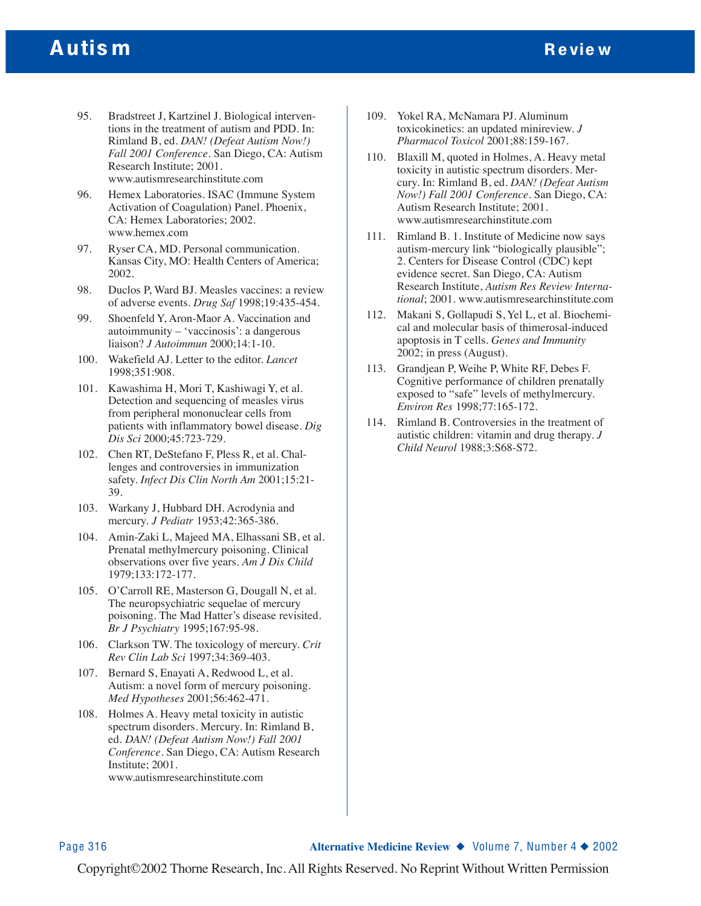95. Bradstreet J, Kartzinel J. Biological interventions in the treatment of autism and PDD. In: Rimland B, ed. *DAN! (Defeat Autism Now!) Fall 2001 Conference*. San Diego, CA: Autism Research Institute; 2001. www.autismresearchinstitute.com
96. Hemex Laboratories. ISAC (Immune System Activation of Coagulation) Panel. Phoenix, CA: Hemex Laboratories; 2002. www.hemex.com
97. Ryser CA, MD. Personal communication. Kansas City, MO: Health Centers of America; 2002.
98. Duclos P, Ward BJ. Measles vaccines: a review of adverse events. *Drug Saf* 1998;19:435-454.
99. Shoenfeld Y, Aron-Maor A. Vaccination and autoimmunity – 'vaccinosis': a dangerous liaison? *J Autoimmun* 2000;14:1-10.
100. Wakefield AJ. Letter to the editor. *Lancet* 1998;351:908.
101. Kawashima H, Mori T, Kashiwagi Y, et al. Detection and sequencing of measles virus from peripheral mononuclear cells from patients with inflammatory bowel disease. *Dig Dis Sci* 2000;45:723-729.
102. Chen RT, DeStefano F, Pless R, et al. Challenges and controversies in immunization safety. *Infect Dis Clin North Am* 2001;15:21-39.
103. Warkany J, Hubbard DH. Acrodynia and mercury. *J Pediatr* 1953;42:365-386.
104. Amin-Zaki L, Majeed MA, Elhassani SB, et al. Prenatal methylmercury poisoning. Clinical observations over five years. *Am J Dis Child* 1979;133:172-177.
105. O'Carroll RE, Masterson G, Dougall N, et al. The neuropsychiatric sequelae of mercury poisoning. The Mad Hatter's disease revisited. *Br J Psychiatry* 1995;167:95-98.
106. Clarkson TW. The toxicology of mercury. *Crit Rev Clin Lab Sci* 1997;34:369-403.
107. Bernard S, Enayati A, Redwood L, et al. Autism: a novel form of mercury poisoning. *Med Hypotheses* 2001;56:462-471.
108. Holmes A. Heavy metal toxicity in autistic spectrum disorders. Mercury. In: Rimland B, ed. *DAN! (Defeat Autism Now!) Fall 2001 Conference*. San Diego, CA: Autism Research Institute; 2001. www.autismresearchinstitute.com
109. Yokel RA, McNamara PJ. Aluminum toxicokinetics: an updated minireview. *J Pharmacol Toxicol* 2001;88:159-167.
110. Blaxill M, quoted in Holmes, A. Heavy metal toxicity in autistic spectrum disorders. Mercury. In: Rimland B, ed. *DAN! (Defeat Autism Now!) Fall 2001 Conference*. San Diego, CA: Autism Research Institute; 2001. www.autismresearchinstitute.com
111. Rimland B. 1. Institute of Medicine now says autism-mercury link "biologically plausible"; 2. Centers for Disease Control (CDC) kept evidence secret. San Diego, CA: Autism Research Institute, *Autism Res Review International*; 2001. www.autismresearchinstitute.com
112. Makani S, Gollapudi S, Yel L, et al. Biochemical and molecular basis of thimerosal-induced apoptosis in T cells. *Genes and Immunity* 2002; in press (August).
113. Grandjean P, Weihe P, White RF, Debes F. Cognitive performance of children prenatally exposed to "safe" levels of methylmercury. *Environ Res* 1998;77:165-172.
114. Rimland B. Controversies in the treatment of autistic children: vitamin and drug therapy. *J Child Neurol* 1988;3:S68-S72.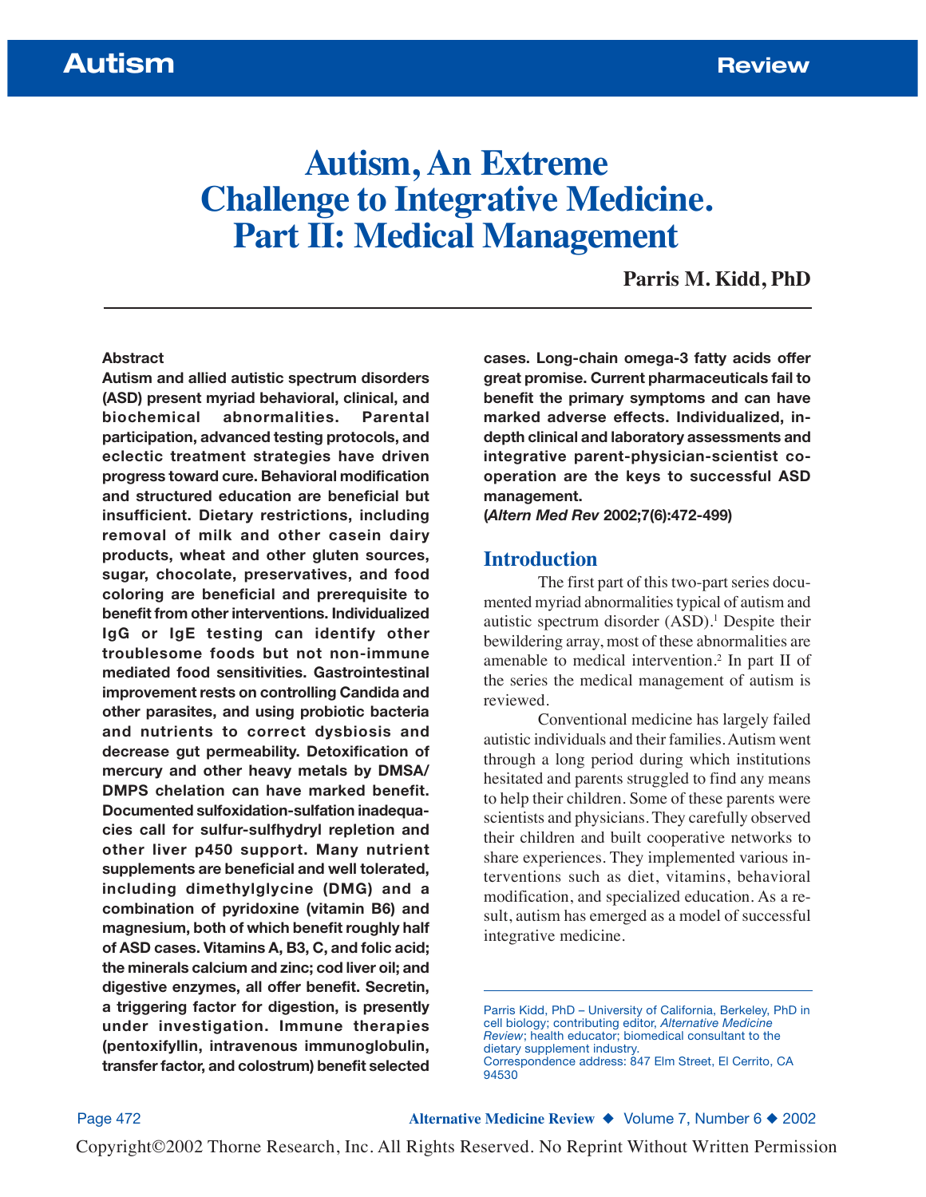Autism

Review

# Autism, An Extreme Challenge to Integrative Medicine. Part II: Medical Management

**Parris M. Kidd, PhD**

**Abstract**

**Autism and allied autistic spectrum disorders (ASD) present myriad behavioral, clinical, and biochemical abnormalities. Parental participation, advanced testing protocols, and eclectic treatment strategies have driven progress toward cure. Behavioral modification and structured education are beneficial but insufficient. Dietary restrictions, including removal of milk and other casein dairy products, wheat and other gluten sources, sugar, chocolate, preservatives, and food coloring are beneficial and prerequisite to benefit from other interventions. Individualized IgG or IgE testing can identify other troublesome foods but not non-immune mediated food sensitivities. Gastrointestinal improvement rests on controlling Candida and other parasites, and using probiotic bacteria and nutrients to correct dysbiosis and decrease gut permeability. Detoxification of mercury and other heavy metals by DMSA/DMPS chelation can have marked benefit. Documented sulfoxidation-sulfation inadequacies call for sulfur-sulfhydryl repletion and other liver p450 support. Many nutrient supplements are beneficial and well tolerated, including dimethylglycine (DMG) and a combination of pyridoxine (vitamin B6) and magnesium, both of which benefit roughly half of ASD cases. Vitamins A, B3, C, and folic acid; the minerals calcium and zinc; cod liver oil; and digestive enzymes, all offer benefit. Secretin, a triggering factor for digestion, is presently under investigation. Immune therapies (pentoxifyllin, intravenous immunoglobulin, transfer factor, and colostrum) benefit selected cases. Long-chain omega-3 fatty acids offer great promise. Current pharmaceuticals fail to benefit the primary symptoms and can have marked adverse effects. Individualized, in-depth clinical and laboratory assessments and integrative parent-physician-scientist co-operation are the keys to successful ASD management.**
**(*Altern Med Rev* 2002;7(6):472-499)**

## Introduction

The first part of this two-part series documented myriad abnormalities typical of autism and autistic spectrum disorder (ASD).[1] Despite their bewildering array, most of these abnormalities are amenable to medical intervention.[2] In part II of the series the medical management of autism is reviewed.

Conventional medicine has largely failed autistic individuals and their families. Autism went through a long period during which institutions hesitated and parents struggled to find any means to help their children. Some of these parents were scientists and physicians. They carefully observed their children and built cooperative networks to share experiences. They implemented various interventions such as diet, vitamins, behavioral modification, and specialized education. As a result, autism has emerged as a model of successful integrative medicine.

Parris Kidd, PhD – University of California, Berkeley, PhD in cell biology; contributing editor, *Alternative Medicine Review*; health educator; biomedical consultant to the dietary supplement industry.
Correspondence address: 847 Elm Street, El Cerrito, CA 94530

Copyright©2002 Thorne Research, Inc. All Rights Reserved. No Reprint Without Written Permission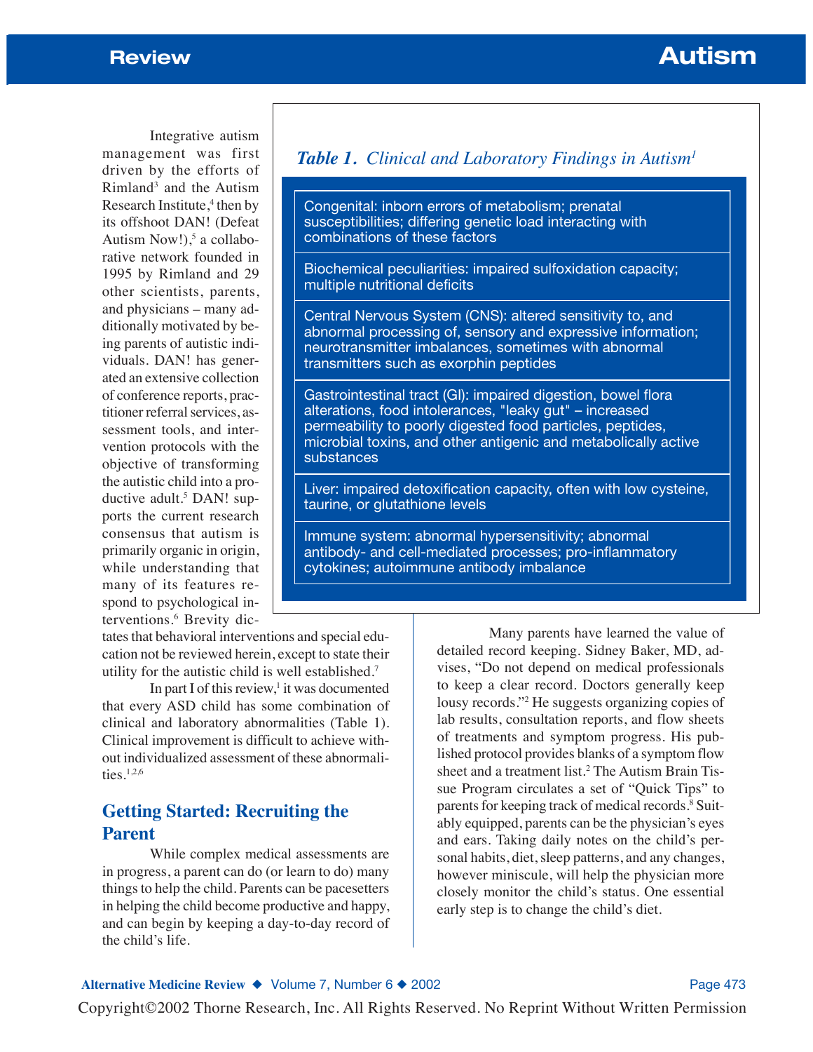Integrative autism management was first driven by the efforts of Rimland[3] and the Autism Research Institute,[4] then by its offshoot DAN! (Defeat Autism Now!),[5] a collaborative network founded in 1995 by Rimland and 29 other scientists, parents, and physicians – many additionally motivated by being parents of autistic individuals. DAN! has generated an extensive collection of conference reports, practitioner referral services, assessment tools, and intervention protocols with the objective of transforming the autistic child into a productive adult.[5] DAN! supports the current research consensus that autism is primarily organic in origin, while understanding that many of its features respond to psychological interventions.[6] Brevity dictates that behavioral interventions and special education not be reviewed herein, except to state their utility for the autistic child is well established.[7]

In part I of this review,[1] it was documented that every ASD child has some combination of clinical and laboratory abnormalities (Table 1). Clinical improvement is difficult to achieve without individualized assessment of these abnormalities.[1,2,6]

***Table 1. Clinical and Laboratory Findings in Autism[1]***

| |
|---|
| Congenital: inborn errors of metabolism; prenatal susceptibilities; differing genetic load interacting with combinations of these factors |
| Biochemical peculiarities: impaired sulfoxidation capacity; multiple nutritional deficits |
| Central Nervous System (CNS): altered sensitivity to, and abnormal processing of, sensory and expressive information; neurotransmitter imbalances, sometimes with abnormal transmitters such as exorphin peptides |
| Gastrointestinal tract (GI): impaired digestion, bowel flora alterations, food intolerances, "leaky gut" – increased permeability to poorly digested food particles, peptides, microbial toxins, and other antigenic and metabolically active substances |
| Liver: impaired detoxification capacity, often with low cysteine, taurine, or glutathione levels |
| Immune system: abnormal hypersensitivity; abnormal antibody- and cell-mediated processes; pro-inflammatory cytokines; autoimmune antibody imbalance |

## Getting Started: Recruiting the Parent

While complex medical assessments are in progress, a parent can do (or learn to do) many things to help the child. Parents can be pacesetters in helping the child become productive and happy, and can begin by keeping a day-to-day record of the child's life.

Many parents have learned the value of detailed record keeping. Sidney Baker, MD, advises, "Do not depend on medical professionals to keep a clear record. Doctors generally keep lousy records."[2] He suggests organizing copies of lab results, consultation reports, and flow sheets of treatments and symptom progress. His published protocol provides blanks of a symptom flow sheet and a treatment list.[2] The Autism Brain Tissue Program circulates a set of "Quick Tips" to parents for keeping track of medical records.[8] Suitably equipped, parents can be the physician's eyes and ears. Taking daily notes on the child's personal habits, diet, sleep patterns, and any changes, however miniscule, will help the physician more closely monitor the child's status. One essential early step is to change the child's diet.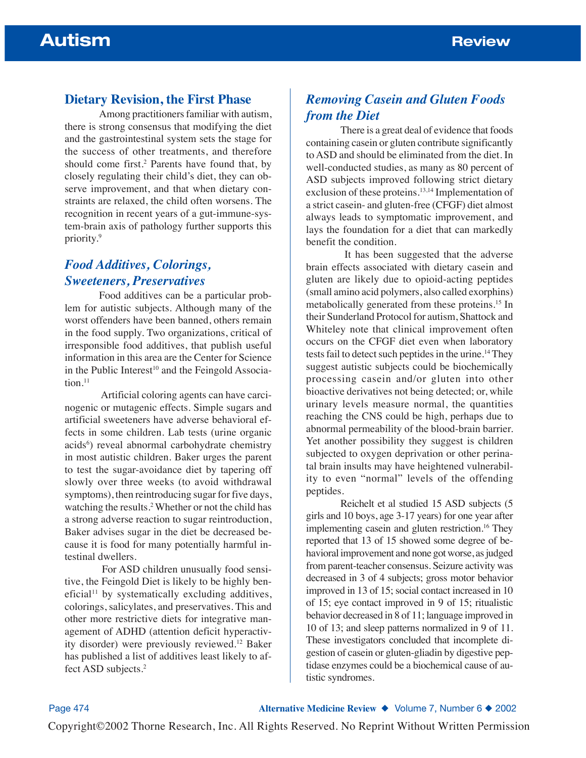## Dietary Revision, the First Phase

Among practitioners familiar with autism, there is strong consensus that modifying the diet and the gastrointestinal system sets the stage for the success of other treatments, and therefore should come first.[2] Parents have found that, by closely regulating their child's diet, they can observe improvement, and that when dietary constraints are relaxed, the child often worsens. The recognition in recent years of a gut-immune-system-brain axis of pathology further supports this priority.[9]

### *Food Additives, Colorings, Sweeteners, Preservatives*

Food additives can be a particular problem for autistic subjects. Although many of the worst offenders have been banned, others remain in the food supply. Two organizations, critical of irresponsible food additives, that publish useful information in this area are the Center for Science in the Public Interest[10] and the Feingold Association.[11]

Artificial coloring agents can have carcinogenic or mutagenic effects. Simple sugars and artificial sweeteners have adverse behavioral effects in some children. Lab tests (urine organic acids[6]) reveal abnormal carbohydrate chemistry in most autistic children. Baker urges the parent to test the sugar-avoidance diet by tapering off slowly over three weeks (to avoid withdrawal symptoms), then reintroducing sugar for five days, watching the results.[2] Whether or not the child has a strong adverse reaction to sugar reintroduction, Baker advises sugar in the diet be decreased because it is food for many potentially harmful intestinal dwellers.

For ASD children unusually food sensitive, the Feingold Diet is likely to be highly beneficial[11] by systematically excluding additives, colorings, salicylates, and preservatives. This and other more restrictive diets for integrative management of ADHD (attention deficit hyperactivity disorder) were previously reviewed.[12] Baker has published a list of additives least likely to affect ASD subjects.[2]

### *Removing Casein and Gluten Foods from the Diet*

There is a great deal of evidence that foods containing casein or gluten contribute significantly to ASD and should be eliminated from the diet. In well-conducted studies, as many as 80 percent of ASD subjects improved following strict dietary exclusion of these proteins.[13,14] Implementation of a strict casein- and gluten-free (CFGF) diet almost always leads to symptomatic improvement, and lays the foundation for a diet that can markedly benefit the condition.

It has been suggested that the adverse brain effects associated with dietary casein and gluten are likely due to opioid-acting peptides (small amino acid polymers, also called exorphins) metabolically generated from these proteins.[15] In their Sunderland Protocol for autism, Shattock and Whiteley note that clinical improvement often occurs on the CFGF diet even when laboratory tests fail to detect such peptides in the urine.[14] They suggest autistic subjects could be biochemically processing casein and/or gluten into other bioactive derivatives not being detected; or, while urinary levels measure normal, the quantities reaching the CNS could be high, perhaps due to abnormal permeability of the blood-brain barrier. Yet another possibility they suggest is children subjected to oxygen deprivation or other perinatal brain insults may have heightened vulnerability to even "normal" levels of the offending peptides.

Reichelt et al studied 15 ASD subjects (5 girls and 10 boys, age 3-17 years) for one year after implementing casein and gluten restriction.[16] They reported that 13 of 15 showed some degree of behavioral improvement and none got worse, as judged from parent-teacher consensus. Seizure activity was decreased in 3 of 4 subjects; gross motor behavior improved in 13 of 15; social contact increased in 10 of 15; eye contact improved in 9 of 15; ritualistic behavior decreased in 8 of 11; language improved in 10 of 13; and sleep patterns normalized in 9 of 11. These investigators concluded that incomplete digestion of casein or gluten-gliadin by digestive peptidase enzymes could be a biochemical cause of autistic syndromes.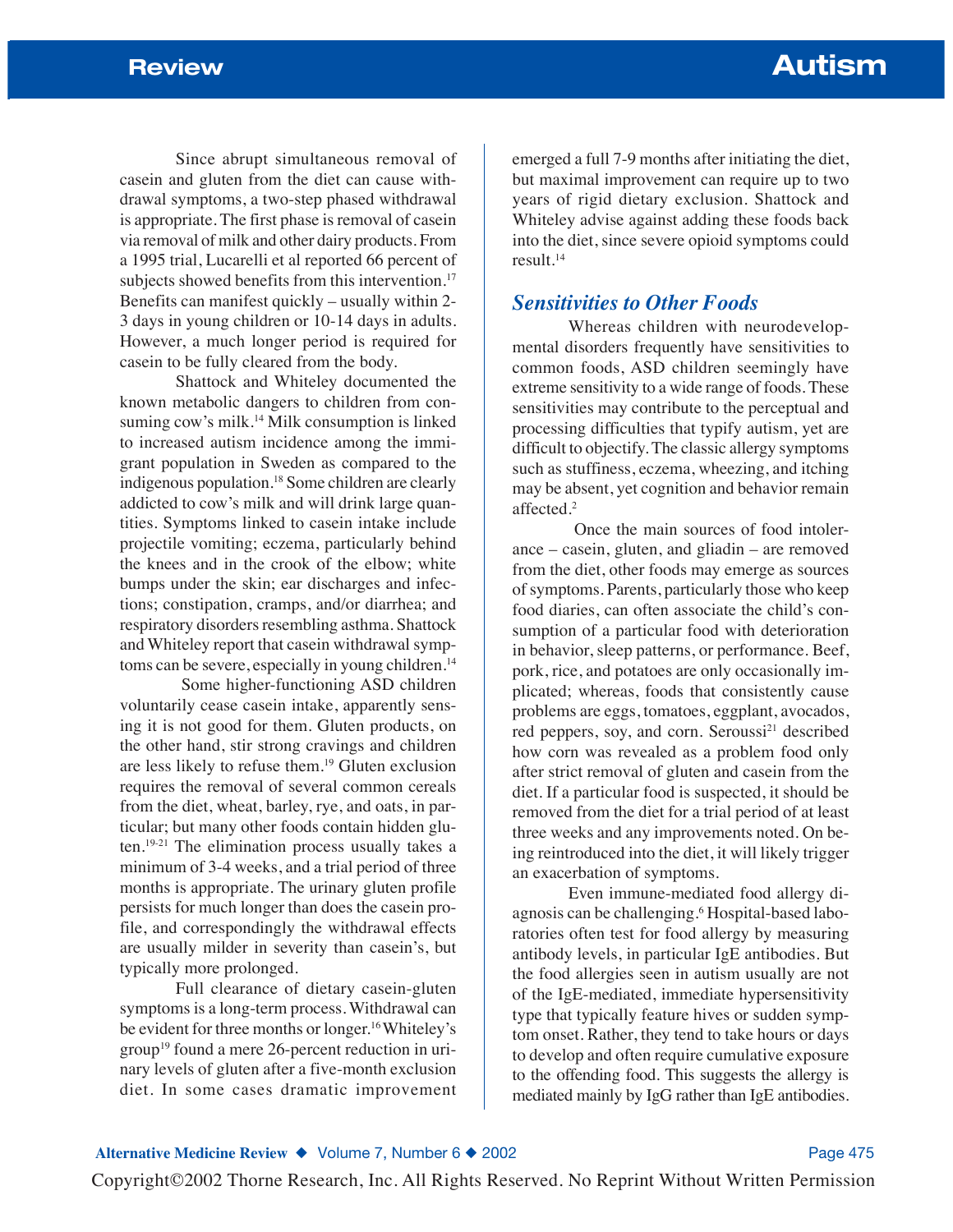Since abrupt simultaneous removal of casein and gluten from the diet can cause withdrawal symptoms, a two-step phased withdrawal is appropriate. The first phase is removal of casein via removal of milk and other dairy products. From a 1995 trial, Lucarelli et al reported 66 percent of subjects showed benefits from this intervention.[17] Benefits can manifest quickly – usually within 2-3 days in young children or 10-14 days in adults. However, a much longer period is required for casein to be fully cleared from the body.

Shattock and Whiteley documented the known metabolic dangers to children from consuming cow's milk.[14] Milk consumption is linked to increased autism incidence among the immigrant population in Sweden as compared to the indigenous population.[18] Some children are clearly addicted to cow's milk and will drink large quantities. Symptoms linked to casein intake include projectile vomiting; eczema, particularly behind the knees and in the crook of the elbow; white bumps under the skin; ear discharges and infections; constipation, cramps, and/or diarrhea; and respiratory disorders resembling asthma. Shattock and Whiteley report that casein withdrawal symptoms can be severe, especially in young children.[14]

Some higher-functioning ASD children voluntarily cease casein intake, apparently sensing it is not good for them. Gluten products, on the other hand, stir strong cravings and children are less likely to refuse them.[19] Gluten exclusion requires the removal of several common cereals from the diet, wheat, barley, rye, and oats, in particular; but many other foods contain hidden gluten.[19-21] The elimination process usually takes a minimum of 3-4 weeks, and a trial period of three months is appropriate. The urinary gluten profile persists for much longer than does the casein profile, and correspondingly the withdrawal effects are usually milder in severity than casein's, but typically more prolonged.

Full clearance of dietary casein-gluten symptoms is a long-term process. Withdrawal can be evident for three months or longer.[16] Whiteley's group[19] found a mere 26-percent reduction in urinary levels of gluten after a five-month exclusion diet. In some cases dramatic improvement emerged a full 7-9 months after initiating the diet, but maximal improvement can require up to two years of rigid dietary exclusion. Shattock and Whiteley advise against adding these foods back into the diet, since severe opioid symptoms could result.[14]

## *Sensitivities to Other Foods*

Whereas children with neurodevelopmental disorders frequently have sensitivities to common foods, ASD children seemingly have extreme sensitivity to a wide range of foods. These sensitivities may contribute to the perceptual and processing difficulties that typify autism, yet are difficult to objectify. The classic allergy symptoms such as stuffiness, eczema, wheezing, and itching may be absent, yet cognition and behavior remain affected.[2]

Once the main sources of food intolerance – casein, gluten, and gliadin – are removed from the diet, other foods may emerge as sources of symptoms. Parents, particularly those who keep food diaries, can often associate the child's consumption of a particular food with deterioration in behavior, sleep patterns, or performance. Beef, pork, rice, and potatoes are only occasionally implicated; whereas, foods that consistently cause problems are eggs, tomatoes, eggplant, avocados, red peppers, soy, and corn. Seroussi[21] described how corn was revealed as a problem food only after strict removal of gluten and casein from the diet. If a particular food is suspected, it should be removed from the diet for a trial period of at least three weeks and any improvements noted. On being reintroduced into the diet, it will likely trigger an exacerbation of symptoms.

Even immune-mediated food allergy diagnosis can be challenging.[6] Hospital-based laboratories often test for food allergy by measuring antibody levels, in particular IgE antibodies. But the food allergies seen in autism usually are not of the IgE-mediated, immediate hypersensitivity type that typically feature hives or sudden symptom onset. Rather, they tend to take hours or days to develop and often require cumulative exposure to the offending food. This suggests the allergy is mediated mainly by IgG rather than IgE antibodies.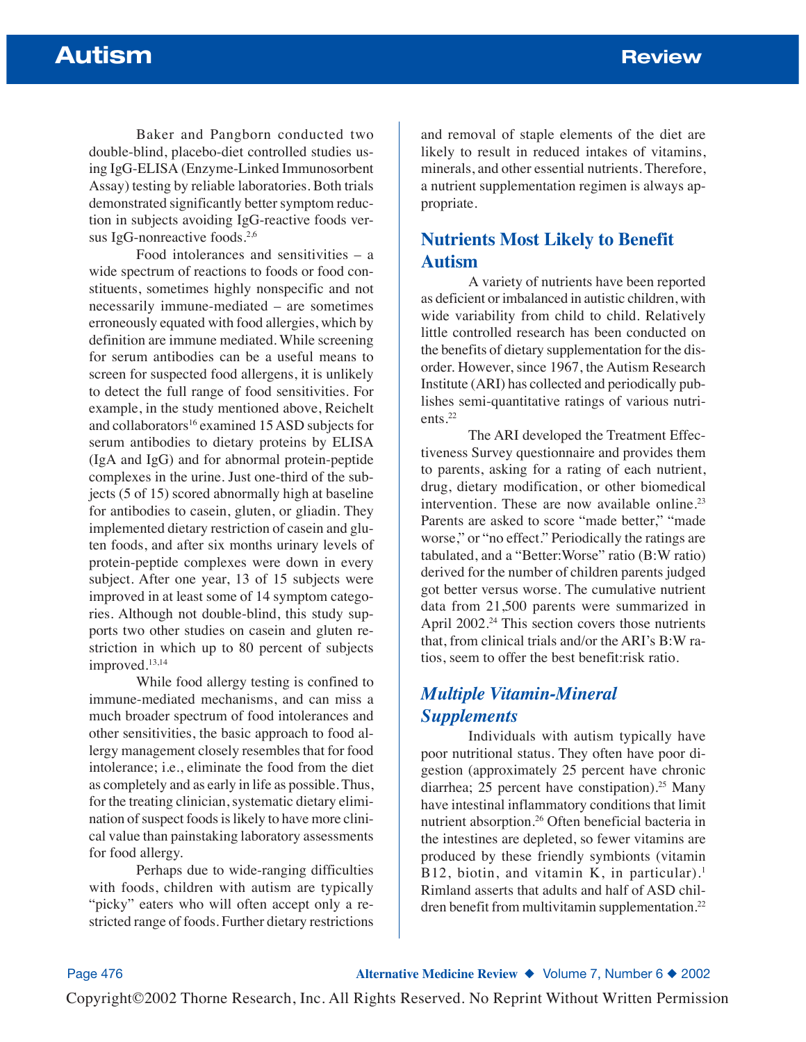Baker and Pangborn conducted two double-blind, placebo-diet controlled studies using IgG-ELISA (Enzyme-Linked Immunosorbent Assay) testing by reliable laboratories. Both trials demonstrated significantly better symptom reduction in subjects avoiding IgG-reactive foods versus IgG-nonreactive foods.[2,6]

Food intolerances and sensitivities – a wide spectrum of reactions to foods or food constituents, sometimes highly nonspecific and not necessarily immune-mediated – are sometimes erroneously equated with food allergies, which by definition are immune mediated. While screening for serum antibodies can be a useful means to screen for suspected food allergens, it is unlikely to detect the full range of food sensitivities. For example, in the study mentioned above, Reichelt and collaborators[16] examined 15 ASD subjects for serum antibodies to dietary proteins by ELISA (IgA and IgG) and for abnormal protein-peptide complexes in the urine. Just one-third of the subjects (5 of 15) scored abnormally high at baseline for antibodies to casein, gluten, or gliadin. They implemented dietary restriction of casein and gluten foods, and after six months urinary levels of protein-peptide complexes were down in every subject. After one year, 13 of 15 subjects were improved in at least some of 14 symptom categories. Although not double-blind, this study supports two other studies on casein and gluten restriction in which up to 80 percent of subjects improved.[13,14]

While food allergy testing is confined to immune-mediated mechanisms, and can miss a much broader spectrum of food intolerances and other sensitivities, the basic approach to food allergy management closely resembles that for food intolerance; i.e., eliminate the food from the diet as completely and as early in life as possible. Thus, for the treating clinician, systematic dietary elimination of suspect foods is likely to have more clinical value than painstaking laboratory assessments for food allergy.

Perhaps due to wide-ranging difficulties with foods, children with autism are typically "picky" eaters who will often accept only a restricted range of foods. Further dietary restrictions and removal of staple elements of the diet are likely to result in reduced intakes of vitamins, minerals, and other essential nutrients. Therefore, a nutrient supplementation regimen is always appropriate.

## Nutrients Most Likely to Benefit Autism

A variety of nutrients have been reported as deficient or imbalanced in autistic children, with wide variability from child to child. Relatively little controlled research has been conducted on the benefits of dietary supplementation for the disorder. However, since 1967, the Autism Research Institute (ARI) has collected and periodically publishes semi-quantitative ratings of various nutrients.[22]

The ARI developed the Treatment Effectiveness Survey questionnaire and provides them to parents, asking for a rating of each nutrient, drug, dietary modification, or other biomedical intervention. These are now available online.[23] Parents are asked to score "made better," "made worse," or "no effect." Periodically the ratings are tabulated, and a "Better:Worse" ratio (B:W ratio) derived for the number of children parents judged got better versus worse. The cumulative nutrient data from 21,500 parents were summarized in April 2002.[24] This section covers those nutrients that, from clinical trials and/or the ARI's B:W ratios, seem to offer the best benefit:risk ratio.

### *Multiple Vitamin-Mineral Supplements*

Individuals with autism typically have poor nutritional status. They often have poor digestion (approximately 25 percent have chronic diarrhea; 25 percent have constipation).[25] Many have intestinal inflammatory conditions that limit nutrient absorption.[26] Often beneficial bacteria in the intestines are depleted, so fewer vitamins are produced by these friendly symbionts (vitamin B12, biotin, and vitamin K, in particular).[1] Rimland asserts that adults and half of ASD children benefit from multivitamin supplementation.[22]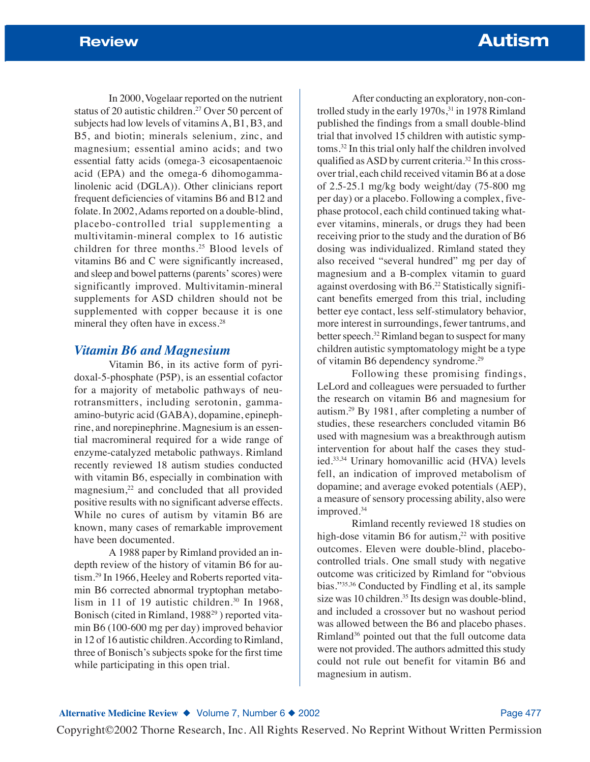In 2000, Vogelaar reported on the nutrient status of 20 autistic children.[27] Over 50 percent of subjects had low levels of vitamins A, B1, B3, and B5, and biotin; minerals selenium, zinc, and magnesium; essential amino acids; and two essential fatty acids (omega-3 eicosapentaenoic acid (EPA) and the omega-6 dihomogamma-linolenic acid (DGLA)). Other clinicians report frequent deficiencies of vitamins B6 and B12 and folate. In 2002, Adams reported on a double-blind, placebo-controlled trial supplementing a multivitamin-mineral complex to 16 autistic children for three months.[25] Blood levels of vitamins B6 and C were significantly increased, and sleep and bowel patterns (parents' scores) were significantly improved. Multivitamin-mineral supplements for ASD children should not be supplemented with copper because it is one mineral they often have in excess.[28]

## *Vitamin B6 and Magnesium*

Vitamin B6, in its active form of pyridoxal-5-phosphate (P5P), is an essential cofactor for a majority of metabolic pathways of neurotransmitters, including serotonin, gamma-amino-butyric acid (GABA), dopamine, epinephrine, and norepinephrine. Magnesium is an essential macromineral required for a wide range of enzyme-catalyzed metabolic pathways. Rimland recently reviewed 18 autism studies conducted with vitamin B6, especially in combination with magnesium,[22] and concluded that all provided positive results with no significant adverse effects. While no cures of autism by vitamin B6 are known, many cases of remarkable improvement have been documented.

A 1988 paper by Rimland provided an in-depth review of the history of vitamin B6 for autism.[29] In 1966, Heeley and Roberts reported vitamin B6 corrected abnormal tryptophan metabolism in 11 of 19 autistic children.[30] In 1968, Bonisch (cited in Rimland, 1988[29]) reported vitamin B6 (100-600 mg per day) improved behavior in 12 of 16 autistic children. According to Rimland, three of Bonisch's subjects spoke for the first time while participating in this open trial.

After conducting an exploratory, non-controlled study in the early 1970s,[31] in 1978 Rimland published the findings from a small double-blind trial that involved 15 children with autistic symptoms.[32] In this trial only half the children involved qualified as ASD by current criteria.[32] In this crossover trial, each child received vitamin B6 at a dose of 2.5-25.1 mg/kg body weight/day (75-800 mg per day) or a placebo. Following a complex, five-phase protocol, each child continued taking whatever vitamins, minerals, or drugs they had been receiving prior to the study and the duration of B6 dosing was individualized. Rimland stated they also received "several hundred" mg per day of magnesium and a B-complex vitamin to guard against overdosing with B6.[22] Statistically significant benefits emerged from this trial, including better eye contact, less self-stimulatory behavior, more interest in surroundings, fewer tantrums, and better speech.[32] Rimland began to suspect for many children autistic symptomatology might be a type of vitamin B6 dependency syndrome.[29]

Following these promising findings, LeLord and colleagues were persuaded to further the research on vitamin B6 and magnesium for autism.[29] By 1981, after completing a number of studies, these researchers concluded vitamin B6 used with magnesium was a breakthrough autism intervention for about half the cases they studied.[33,34] Urinary homovanillic acid (HVA) levels fell, an indication of improved metabolism of dopamine; and average evoked potentials (AEP), a measure of sensory processing ability, also were improved.[34]

Rimland recently reviewed 18 studies on high-dose vitamin B6 for autism,[22] with positive outcomes. Eleven were double-blind, placebo-controlled trials. One small study with negative outcome was criticized by Rimland for "obvious bias."[35,36] Conducted by Findling et al, its sample size was 10 children.[35] Its design was double-blind, and included a crossover but no washout period was allowed between the B6 and placebo phases. Rimland[36] pointed out that the full outcome data were not provided. The authors admitted this study could not rule out benefit for vitamin B6 and magnesium in autism.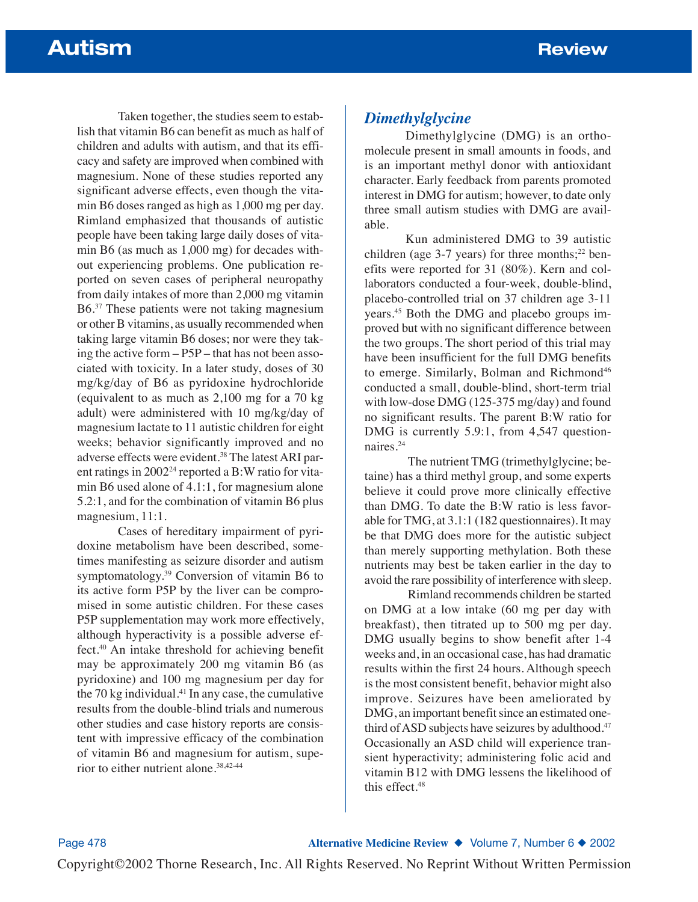Taken together, the studies seem to establish that vitamin B6 can benefit as much as half of children and adults with autism, and that its efficacy and safety are improved when combined with magnesium. None of these studies reported any significant adverse effects, even though the vitamin B6 doses ranged as high as 1,000 mg per day. Rimland emphasized that thousands of autistic people have been taking large daily doses of vitamin B6 (as much as 1,000 mg) for decades without experiencing problems. One publication reported on seven cases of peripheral neuropathy from daily intakes of more than 2,000 mg vitamin B6.[37] These patients were not taking magnesium or other B vitamins, as usually recommended when taking large vitamin B6 doses; nor were they taking the active form – P5P – that has not been associated with toxicity. In a later study, doses of 30 mg/kg/day of B6 as pyridoxine hydrochloride (equivalent to as much as 2,100 mg for a 70 kg adult) were administered with 10 mg/kg/day of magnesium lactate to 11 autistic children for eight weeks; behavior significantly improved and no adverse effects were evident.[38] The latest ARI parent ratings in 2002[24] reported a B:W ratio for vitamin B6 used alone of 4.1:1, for magnesium alone 5.2:1, and for the combination of vitamin B6 plus magnesium, 11:1.

Cases of hereditary impairment of pyridoxine metabolism have been described, sometimes manifesting as seizure disorder and autism symptomatology.[39] Conversion of vitamin B6 to its active form P5P by the liver can be compromised in some autistic children. For these cases P5P supplementation may work more effectively, although hyperactivity is a possible adverse effect.[40] An intake threshold for achieving benefit may be approximately 200 mg vitamin B6 (as pyridoxine) and 100 mg magnesium per day for the 70 kg individual.[41] In any case, the cumulative results from the double-blind trials and numerous other studies and case history reports are consistent with impressive efficacy of the combination of vitamin B6 and magnesium for autism, superior to either nutrient alone.[38,42-44]

## *Dimethylglycine*

Dimethylglycine (DMG) is an orthomolecule present in small amounts in foods, and is an important methyl donor with antioxidant character. Early feedback from parents promoted interest in DMG for autism; however, to date only three small autism studies with DMG are available.

Kun administered DMG to 39 autistic children (age 3-7 years) for three months;[22] benefits were reported for 31 (80%). Kern and collaborators conducted a four-week, double-blind, placebo-controlled trial on 37 children age 3-11 years.[45] Both the DMG and placebo groups improved but with no significant difference between the two groups. The short period of this trial may have been insufficient for the full DMG benefits to emerge. Similarly, Bolman and Richmond[46] conducted a small, double-blind, short-term trial with low-dose DMG (125-375 mg/day) and found no significant results. The parent B:W ratio for DMG is currently 5.9:1, from 4,547 questionnaires.[24]

The nutrient TMG (trimethylglycine; betaine) has a third methyl group, and some experts believe it could prove more clinically effective than DMG. To date the B:W ratio is less favorable for TMG, at 3.1:1 (182 questionnaires). It may be that DMG does more for the autistic subject than merely supporting methylation. Both these nutrients may best be taken earlier in the day to avoid the rare possibility of interference with sleep.

Rimland recommends children be started on DMG at a low intake (60 mg per day with breakfast), then titrated up to 500 mg per day. DMG usually begins to show benefit after 1-4 weeks and, in an occasional case, has had dramatic results within the first 24 hours. Although speech is the most consistent benefit, behavior might also improve. Seizures have been ameliorated by DMG, an important benefit since an estimated one-third of ASD subjects have seizures by adulthood.[47] Occasionally an ASD child will experience transient hyperactivity; administering folic acid and vitamin B12 with DMG lessens the likelihood of this effect.[48]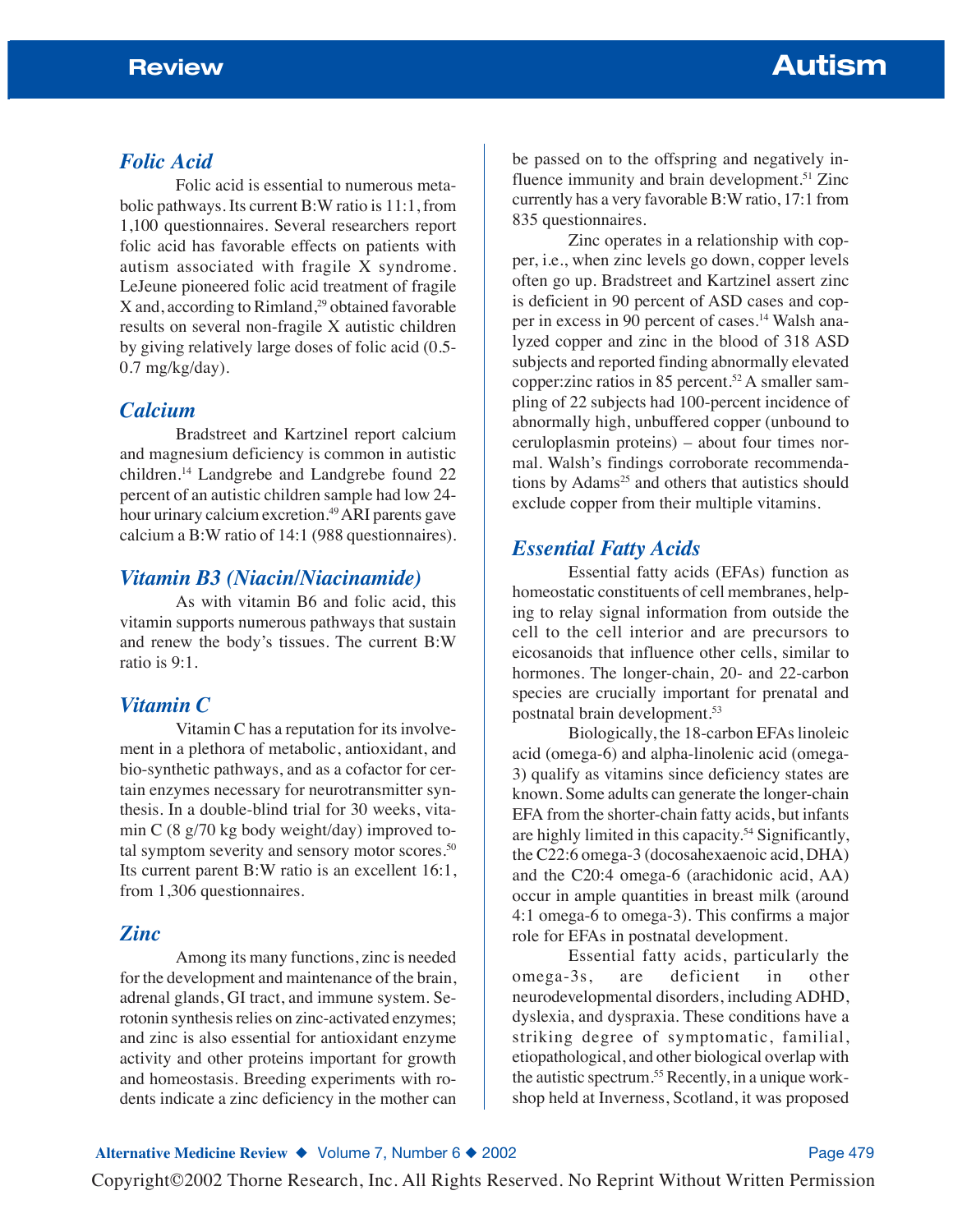### Folic Acid

Folic acid is essential to numerous metabolic pathways. Its current B:W ratio is 11:1, from 1,100 questionnaires. Several researchers report folic acid has favorable effects on patients with autism associated with fragile X syndrome. LeJeune pioneered folic acid treatment of fragile X and, according to Rimland,[29] obtained favorable results on several non-fragile X autistic children by giving relatively large doses of folic acid (0.5-0.7 mg/kg/day).

### Calcium

Bradstreet and Kartzinel report calcium and magnesium deficiency is common in autistic children.[14] Landgrebe and Landgrebe found 22 percent of an autistic children sample had low 24-hour urinary calcium excretion.[49] ARI parents gave calcium a B:W ratio of 14:1 (988 questionnaires).

### Vitamin B3 (Niacin/Niacinamide)

As with vitamin B6 and folic acid, this vitamin supports numerous pathways that sustain and renew the body's tissues. The current B:W ratio is 9:1.

### Vitamin C

Vitamin C has a reputation for its involvement in a plethora of metabolic, antioxidant, and bio-synthetic pathways, and as a cofactor for certain enzymes necessary for neurotransmitter synthesis. In a double-blind trial for 30 weeks, vitamin C (8 g/70 kg body weight/day) improved total symptom severity and sensory motor scores.[50] Its current parent B:W ratio is an excellent 16:1, from 1,306 questionnaires.

### Zinc

Among its many functions, zinc is needed for the development and maintenance of the brain, adrenal glands, GI tract, and immune system. Serotonin synthesis relies on zinc-activated enzymes; and zinc is also essential for antioxidant enzyme activity and other proteins important for growth and homeostasis. Breeding experiments with rodents indicate a zinc deficiency in the mother can be passed on to the offspring and negatively influence immunity and brain development.[51] Zinc currently has a very favorable B:W ratio, 17:1 from 835 questionnaires.

Zinc operates in a relationship with copper, i.e., when zinc levels go down, copper levels often go up. Bradstreet and Kartzinel assert zinc is deficient in 90 percent of ASD cases and copper in excess in 90 percent of cases.[14] Walsh analyzed copper and zinc in the blood of 318 ASD subjects and reported finding abnormally elevated copper:zinc ratios in 85 percent.[52] A smaller sampling of 22 subjects had 100-percent incidence of abnormally high, unbuffered copper (unbound to ceruloplasmin proteins) – about four times normal. Walsh's findings corroborate recommendations by Adams[25] and others that autistics should exclude copper from their multiple vitamins.

### Essential Fatty Acids

Essential fatty acids (EFAs) function as homeostatic constituents of cell membranes, helping to relay signal information from outside the cell to the cell interior and are precursors to eicosanoids that influence other cells, similar to hormones. The longer-chain, 20- and 22-carbon species are crucially important for prenatal and postnatal brain development.[53]

Biologically, the 18-carbon EFAs linoleic acid (omega-6) and alpha-linolenic acid (omega-3) qualify as vitamins since deficiency states are known. Some adults can generate the longer-chain EFA from the shorter-chain fatty acids, but infants are highly limited in this capacity.[54] Significantly, the C22:6 omega-3 (docosahexaenoic acid, DHA) and the C20:4 omega-6 (arachidonic acid, AA) occur in ample quantities in breast milk (around 4:1 omega-6 to omega-3). This confirms a major role for EFAs in postnatal development.

Essential fatty acids, particularly the omega-3s, are deficient in other neurodevelopmental disorders, including ADHD, dyslexia, and dyspraxia. These conditions have a striking degree of symptomatic, familial, etiopathological, and other biological overlap with the autistic spectrum.[55] Recently, in a unique workshop held at Inverness, Scotland, it was proposed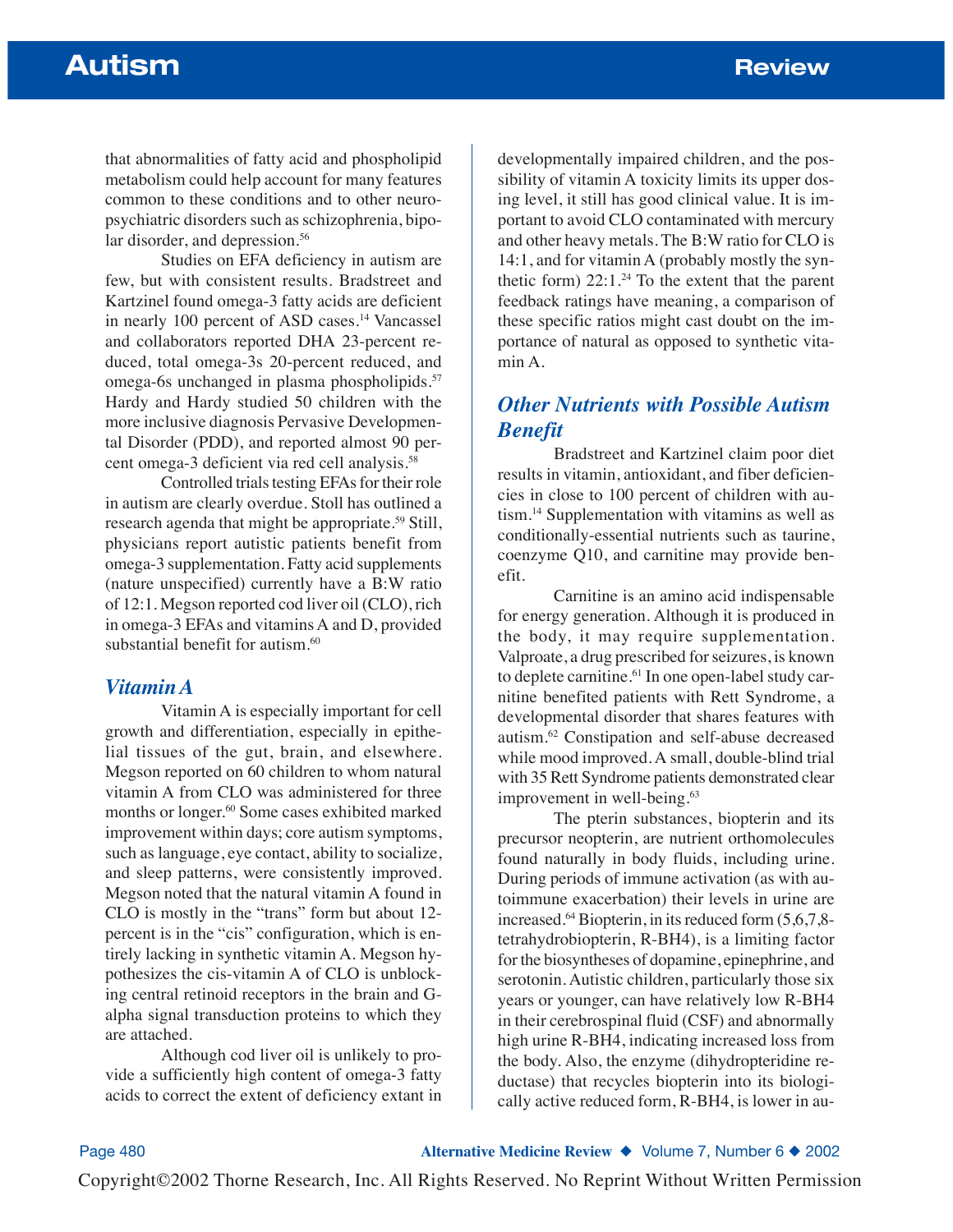that abnormalities of fatty acid and phospholipid metabolism could help account for many features common to these conditions and to other neuropsychiatric disorders such as schizophrenia, bipolar disorder, and depression.[56]

Studies on EFA deficiency in autism are few, but with consistent results. Bradstreet and Kartzinel found omega-3 fatty acids are deficient in nearly 100 percent of ASD cases.[14] Vancassel and collaborators reported DHA 23-percent reduced, total omega-3s 20-percent reduced, and omega-6s unchanged in plasma phospholipids.[57] Hardy and Hardy studied 50 children with the more inclusive diagnosis Pervasive Developmental Disorder (PDD), and reported almost 90 percent omega-3 deficient via red cell analysis.[58]

Controlled trials testing EFAs for their role in autism are clearly overdue. Stoll has outlined a research agenda that might be appropriate.[59] Still, physicians report autistic patients benefit from omega-3 supplementation. Fatty acid supplements (nature unspecified) currently have a B:W ratio of 12:1. Megson reported cod liver oil (CLO), rich in omega-3 EFAs and vitamins A and D, provided substantial benefit for autism.[60]

## *Vitamin A*

Vitamin A is especially important for cell growth and differentiation, especially in epithelial tissues of the gut, brain, and elsewhere. Megson reported on 60 children to whom natural vitamin A from CLO was administered for three months or longer.[60] Some cases exhibited marked improvement within days; core autism symptoms, such as language, eye contact, ability to socialize, and sleep patterns, were consistently improved. Megson noted that the natural vitamin A found in CLO is mostly in the "trans" form but about 12-percent is in the "cis" configuration, which is entirely lacking in synthetic vitamin A. Megson hypothesizes the cis-vitamin A of CLO is unblocking central retinoid receptors in the brain and G-alpha signal transduction proteins to which they are attached.

Although cod liver oil is unlikely to provide a sufficiently high content of omega-3 fatty acids to correct the extent of deficiency extant in developmentally impaired children, and the possibility of vitamin A toxicity limits its upper dosing level, it still has good clinical value. It is important to avoid CLO contaminated with mercury and other heavy metals. The B:W ratio for CLO is 14:1, and for vitamin A (probably mostly the synthetic form) 22:1.[24] To the extent that the parent feedback ratings have meaning, a comparison of these specific ratios might cast doubt on the importance of natural as opposed to synthetic vitamin A.

## *Other Nutrients with Possible Autism Benefit*

Bradstreet and Kartzinel claim poor diet results in vitamin, antioxidant, and fiber deficiencies in close to 100 percent of children with autism.[14] Supplementation with vitamins as well as conditionally-essential nutrients such as taurine, coenzyme Q10, and carnitine may provide benefit.

Carnitine is an amino acid indispensable for energy generation. Although it is produced in the body, it may require supplementation. Valproate, a drug prescribed for seizures, is known to deplete carnitine.[61] In one open-label study carnitine benefited patients with Rett Syndrome, a developmental disorder that shares features with autism.[62] Constipation and self-abuse decreased while mood improved. A small, double-blind trial with 35 Rett Syndrome patients demonstrated clear improvement in well-being.[63]

The pterin substances, biopterin and its precursor neopterin, are nutrient orthomolecules found naturally in body fluids, including urine. During periods of immune activation (as with autoimmune exacerbation) their levels in urine are increased.[64] Biopterin, in its reduced form (5,6,7,8-tetrahydrobiopterin, R-BH4), is a limiting factor for the biosyntheses of dopamine, epinephrine, and serotonin. Autistic children, particularly those six years or younger, can have relatively low R-BH4 in their cerebrospinal fluid (CSF) and abnormally high urine R-BH4, indicating increased loss from the body. Also, the enzyme (dihydropteridine reductase) that recycles biopterin into its biologically active reduced form, R-BH4, is lower in au-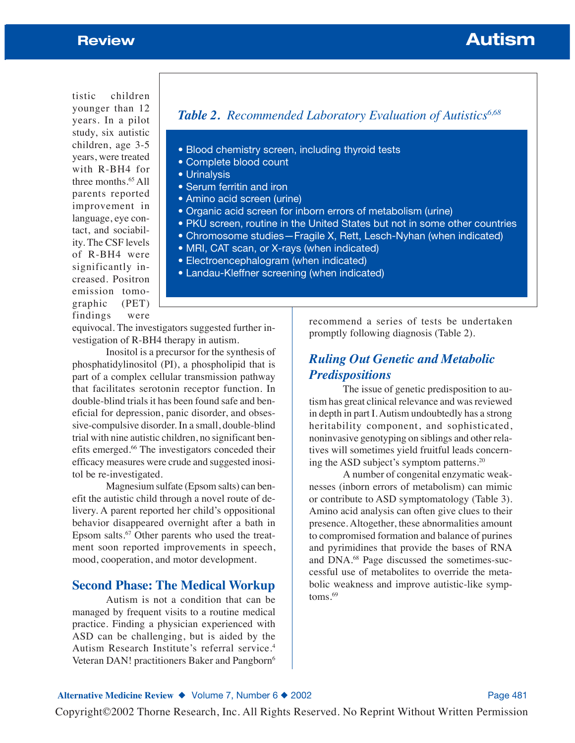tistic children younger than 12 years. In a pilot study, six autistic children, age 3-5 years, were treated with R-BH4 for three months.[65] All parents reported improvement in language, eye contact, and sociability. The CSF levels of R-BH4 were significantly increased. Positron emission tomographic (PET) findings were equivocal. The investigators suggested further investigation of R-BH4 therapy in autism.

Inositol is a precursor for the synthesis of phosphatidylinositol (PI), a phospholipid that is part of a complex cellular transmission pathway that facilitates serotonin receptor function. In double-blind trials it has been found safe and beneficial for depression, panic disorder, and obsessive-compulsive disorder. In a small, double-blind trial with nine autistic children, no significant benefits emerged.[66] The investigators conceded their efficacy measures were crude and suggested inositol be re-investigated.

Magnesium sulfate (Epsom salts) can benefit the autistic child through a novel route of delivery. A parent reported her child's oppositional behavior disappeared overnight after a bath in Epsom salts.[67] Other parents who used the treatment soon reported improvements in speech, mood, cooperation, and motor development.

## Second Phase: The Medical Workup

Autism is not a condition that can be managed by frequent visits to a routine medical practice. Finding a physician experienced with ASD can be challenging, but is aided by the Autism Research Institute's referral service.[4] Veteran DAN! practitioners Baker and Pangborn[6] recommend a series of tests be undertaken promptly following diagnosis (Table 2).

***Table 2.** Recommended Laboratory Evaluation of Autistics*[6,68]

- Blood chemistry screen, including thyroid tests
- Complete blood count
- Urinalysis
- Serum ferritin and iron
- Amino acid screen (urine)
- Organic acid screen for inborn errors of metabolism (urine)
- PKU screen, routine in the United States but not in some other countries
- Chromosome studies—Fragile X, Rett, Lesch-Nyhan (when indicated)
- MRI, CAT scan, or X-rays (when indicated)
- Electroencephalogram (when indicated)
- Landau-Kleffner screening (when indicated)

### Ruling Out Genetic and Metabolic Predispositions

The issue of genetic predisposition to autism has great clinical relevance and was reviewed in depth in part I. Autism undoubtedly has a strong heritability component, and sophisticated, noninvasive genotyping on siblings and other relatives will sometimes yield fruitful leads concerning the ASD subject's symptom patterns.[20]

A number of congenital enzymatic weaknesses (inborn errors of metabolism) can mimic or contribute to ASD symptomatology (Table 3). Amino acid analysis can often give clues to their presence. Altogether, these abnormalities amount to compromised formation and balance of purines and pyrimidines that provide the bases of RNA and DNA.[68] Page discussed the sometimes-successful use of metabolites to override the metabolic weakness and improve autistic-like symptoms.[69]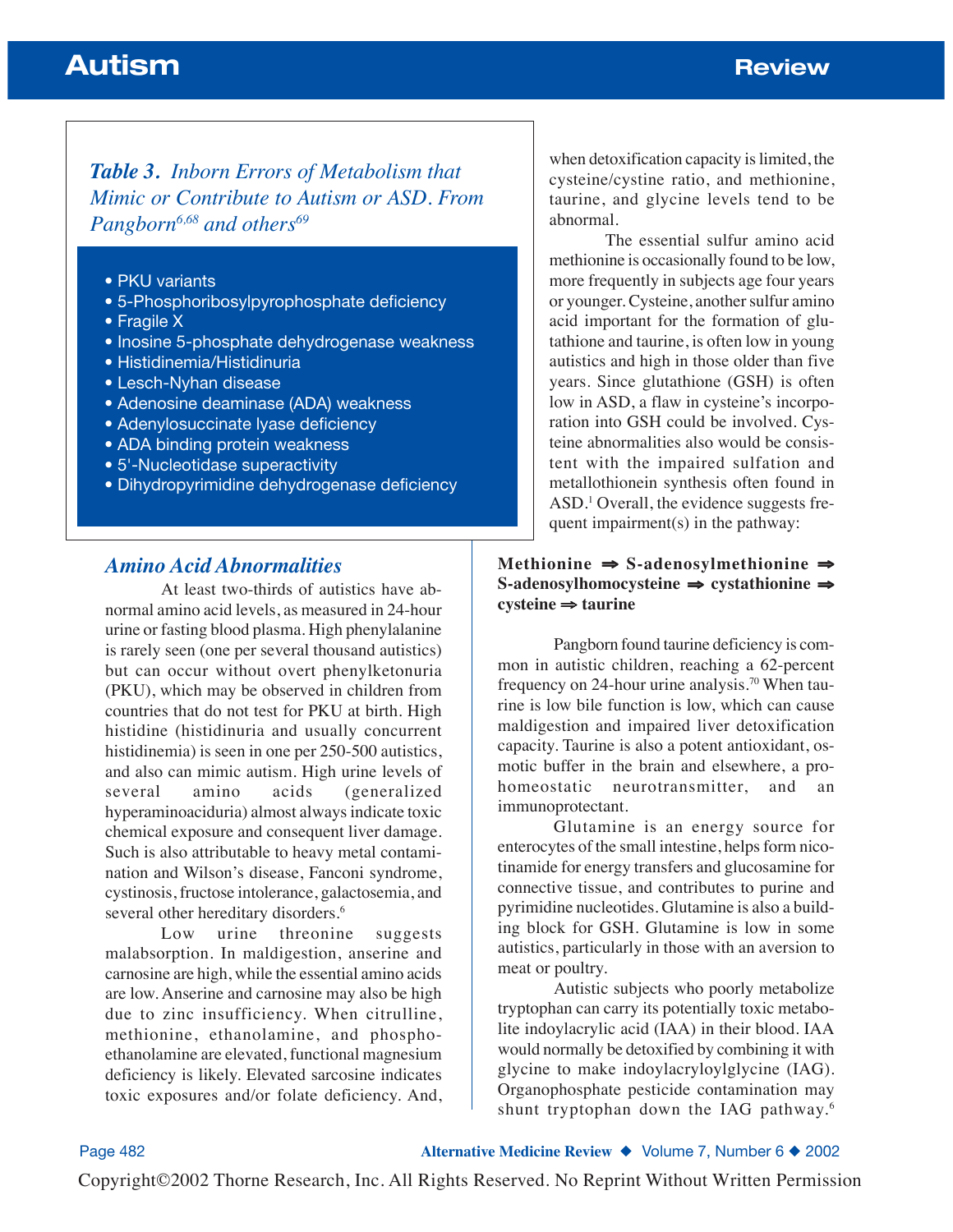*Table 3. Inborn Errors of Metabolism that Mimic or Contribute to Autism or ASD. From Pangborn[6,68] and others[69]*

- PKU variants
- 5-Phosphoribosylpyrophosphate deficiency
- Fragile X
- Inosine 5-phosphate dehydrogenase weakness
- Histidinemia/Histidinuria
- Lesch-Nyhan disease
- Adenosine deaminase (ADA) weakness
- Adenylosuccinate lyase deficiency
- ADA binding protein weakness
- 5'-Nucleotidase superactivity
- Dihydropyrimidine dehydrogenase deficiency

## *Amino Acid Abnormalities*

At least two-thirds of autistics have abnormal amino acid levels, as measured in 24-hour urine or fasting blood plasma. High phenylalanine is rarely seen (one per several thousand autistics) but can occur without overt phenylketonuria (PKU), which may be observed in children from countries that do not test for PKU at birth. High histidine (histidinuria and usually concurrent histidinemia) is seen in one per 250-500 autistics, and also can mimic autism. High urine levels of several amino acids (generalized hyperaminoaciduria) almost always indicate toxic chemical exposure and consequent liver damage. Such is also attributable to heavy metal contamination and Wilson's disease, Fanconi syndrome, cystinosis, fructose intolerance, galactosemia, and several other hereditary disorders.[6]

Low urine threonine suggests malabsorption. In maldigestion, anserine and carnosine are high, while the essential amino acids are low. Anserine and carnosine may also be high due to zinc insufficiency. When citrulline, methionine, ethanolamine, and phosphoethanolamine are elevated, functional magnesium deficiency is likely. Elevated sarcosine indicates toxic exposures and/or folate deficiency. And, when detoxification capacity is limited, the cysteine/cystine ratio, and methionine, taurine, and glycine levels tend to be abnormal.

The essential sulfur amino acid methionine is occasionally found to be low, more frequently in subjects age four years or younger. Cysteine, another sulfur amino acid important for the formation of glutathione and taurine, is often low in young autistics and high in those older than five years. Since glutathione (GSH) is often low in ASD, a flaw in cysteine's incorporation into GSH could be involved. Cysteine abnormalities also would be consistent with the impaired sulfation and metallothionein synthesis often found in ASD.[1] Overall, the evidence suggests frequent impairment(s) in the pathway:

**Methionine ⇒ S-adenosylmethionine ⇒ S-adenosylhomocysteine ⇒ cystathionine ⇒ cysteine ⇒ taurine**

Pangborn found taurine deficiency is common in autistic children, reaching a 62-percent frequency on 24-hour urine analysis.[70] When taurine is low bile function is low, which can cause maldigestion and impaired liver detoxification capacity. Taurine is also a potent antioxidant, osmotic buffer in the brain and elsewhere, a prohomeostatic neurotransmitter, and an immunoprotectant.

Glutamine is an energy source for enterocytes of the small intestine, helps form nicotinamide for energy transfers and glucosamine for connective tissue, and contributes to purine and pyrimidine nucleotides. Glutamine is also a building block for GSH. Glutamine is low in some autistics, particularly in those with an aversion to meat or poultry.

Autistic subjects who poorly metabolize tryptophan can carry its potentially toxic metabolite indoylacrylic acid (IAA) in their blood. IAA would normally be detoxified by combining it with glycine to make indoylacryloylglycine (IAG). Organophosphate pesticide contamination may shunt tryptophan down the IAG pathway.[6]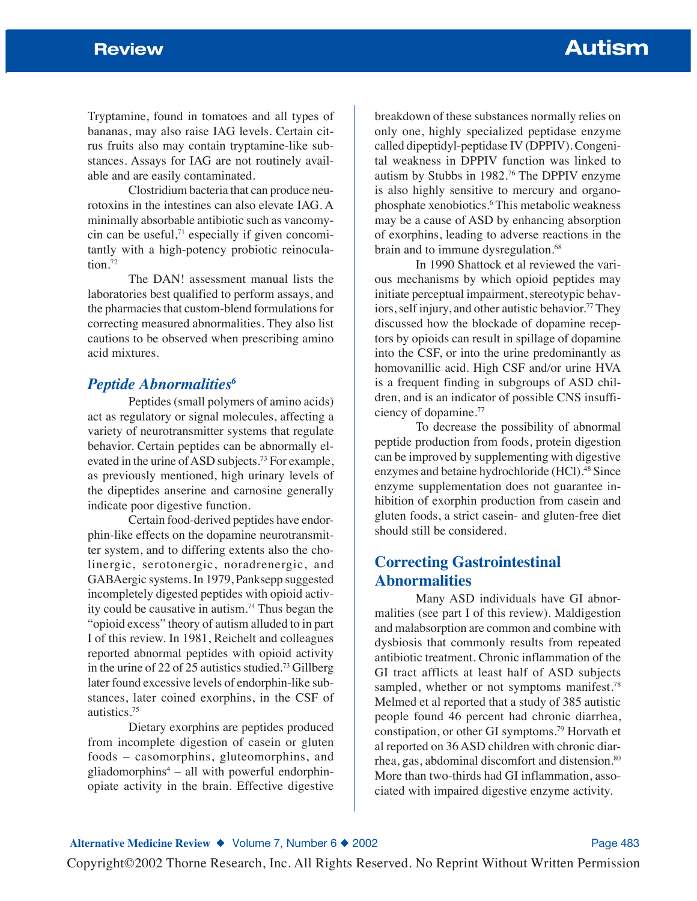Tryptamine, found in tomatoes and all types of bananas, may also raise IAG levels. Certain citrus fruits also may contain tryptamine-like substances. Assays for IAG are not routinely available and are easily contaminated.

Clostridium bacteria that can produce neurotoxins in the intestines can also elevate IAG. A minimally absorbable antibiotic such as vancomycin can be useful,[71] especially if given concomitantly with a high-potency probiotic reinoculation.[72]

The DAN! assessment manual lists the laboratories best qualified to perform assays, and the pharmacies that custom-blend formulations for correcting measured abnormalities. They also list cautions to be observed when prescribing amino acid mixtures.

## *Peptide Abnormalities*[6]

Peptides (small polymers of amino acids) act as regulatory or signal molecules, affecting a variety of neurotransmitter systems that regulate behavior. Certain peptides can be abnormally elevated in the urine of ASD subjects.[73] For example, as previously mentioned, high urinary levels of the dipeptides anserine and carnosine generally indicate poor digestive function.

Certain food-derived peptides have endorphin-like effects on the dopamine neurotransmitter system, and to differing extents also the cholinergic, serotonergic, noradrenergic, and GABAergic systems. In 1979, Panksepp suggested incompletely digested peptides with opioid activity could be causative in autism.[74] Thus began the "opioid excess" theory of autism alluded to in part I of this review. In 1981, Reichelt and colleagues reported abnormal peptides with opioid activity in the urine of 22 of 25 autistics studied.[73] Gillberg later found excessive levels of endorphin-like substances, later coined exorphins, in the CSF of autistics.[75]

Dietary exorphins are peptides produced from incomplete digestion of casein or gluten foods – casomorphins, gluteomorphins, and gliadomorphins[4] – all with powerful endorphin-opiate activity in the brain. Effective digestive breakdown of these substances normally relies on only one, highly specialized peptidase enzyme called dipeptidyl-peptidase IV (DPPIV). Congenital weakness in DPPIV function was linked to autism by Stubbs in 1982.[76] The DPPIV enzyme is also highly sensitive to mercury and organophosphate xenobiotics.[6] This metabolic weakness may be a cause of ASD by enhancing absorption of exorphins, leading to adverse reactions in the brain and to immune dysregulation.[68]

In 1990 Shattock et al reviewed the various mechanisms by which opioid peptides may initiate perceptual impairment, stereotypic behaviors, self injury, and other autistic behavior.[77] They discussed how the blockade of dopamine receptors by opioids can result in spillage of dopamine into the CSF, or into the urine predominantly as homovanillic acid. High CSF and/or urine HVA is a frequent finding in subgroups of ASD children, and is an indicator of possible CNS insufficiency of dopamine.[77]

To decrease the possibility of abnormal peptide production from foods, protein digestion can be improved by supplementing with digestive enzymes and betaine hydrochloride (HCl).[48] Since enzyme supplementation does not guarantee inhibition of exorphin production from casein and gluten foods, a strict casein- and gluten-free diet should still be considered.

## Correcting Gastrointestinal Abnormalities

Many ASD individuals have GI abnormalities (see part I of this review). Maldigestion and malabsorption are common and combine with dysbiosis that commonly results from repeated antibiotic treatment. Chronic inflammation of the GI tract afflicts at least half of ASD subjects sampled, whether or not symptoms manifest.[78] Melmed et al reported that a study of 385 autistic people found 46 percent had chronic diarrhea, constipation, or other GI symptoms.[79] Horvath et al reported on 36 ASD children with chronic diarrhea, gas, abdominal discomfort and distension.[80] More than two-thirds had GI inflammation, associated with impaired digestive enzyme activity.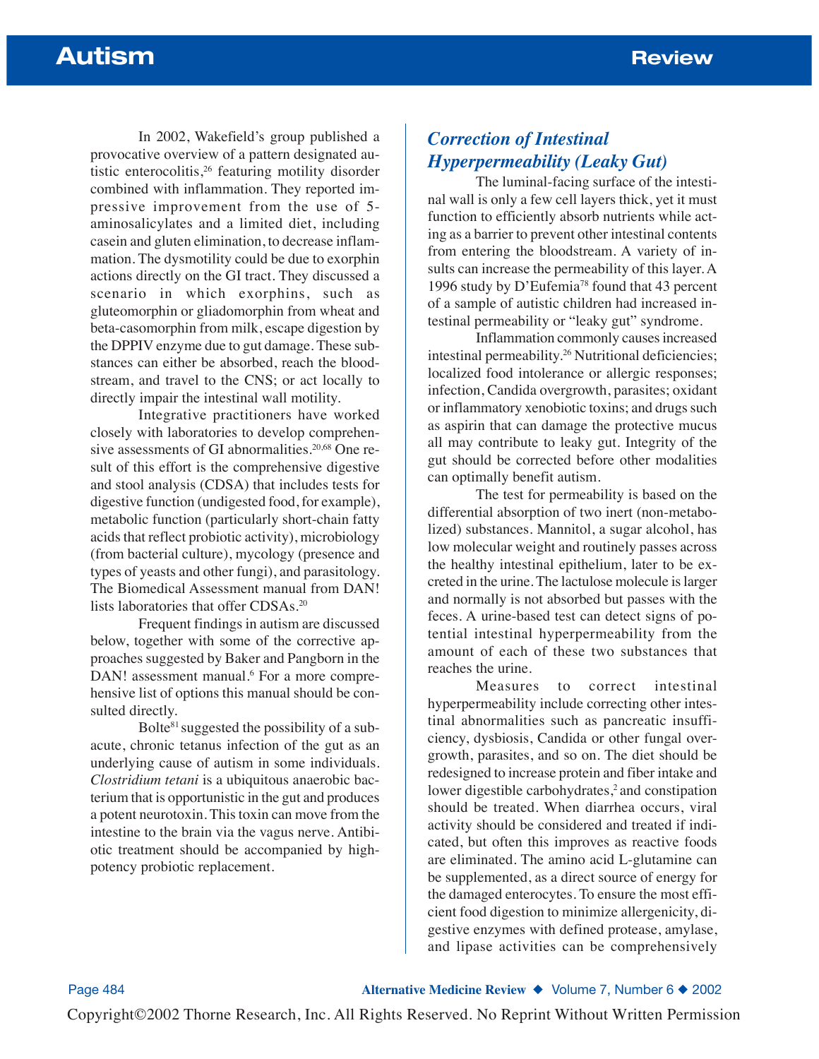In 2002, Wakefield's group published a provocative overview of a pattern designated autistic enterocolitis,[26] featuring motility disorder combined with inflammation. They reported impressive improvement from the use of 5-aminosalicylates and a limited diet, including casein and gluten elimination, to decrease inflammation. The dysmotility could be due to exorphin actions directly on the GI tract. They discussed a scenario in which exorphins, such as gluteomorphin or gliadomorphin from wheat and beta-casomorphin from milk, escape digestion by the DPPIV enzyme due to gut damage. These substances can either be absorbed, reach the bloodstream, and travel to the CNS; or act locally to directly impair the intestinal wall motility.

Integrative practitioners have worked closely with laboratories to develop comprehensive assessments of GI abnormalities.[20,68] One result of this effort is the comprehensive digestive and stool analysis (CDSA) that includes tests for digestive function (undigested food, for example), metabolic function (particularly short-chain fatty acids that reflect probiotic activity), microbiology (from bacterial culture), mycology (presence and types of yeasts and other fungi), and parasitology. The Biomedical Assessment manual from DAN! lists laboratories that offer CDSAs.[20]

Frequent findings in autism are discussed below, together with some of the corrective approaches suggested by Baker and Pangborn in the DAN! assessment manual.[6] For a more comprehensive list of options this manual should be consulted directly.

Bolte[81] suggested the possibility of a subacute, chronic tetanus infection of the gut as an underlying cause of autism in some individuals. *Clostridium tetani* is a ubiquitous anaerobic bacterium that is opportunistic in the gut and produces a potent neurotoxin. This toxin can move from the intestine to the brain via the vagus nerve. Antibiotic treatment should be accompanied by high-potency probiotic replacement.

## *Correction of Intestinal Hyperpermeability (Leaky Gut)*

The luminal-facing surface of the intestinal wall is only a few cell layers thick, yet it must function to efficiently absorb nutrients while acting as a barrier to prevent other intestinal contents from entering the bloodstream. A variety of insults can increase the permeability of this layer. A 1996 study by D'Eufemia[78] found that 43 percent of a sample of autistic children had increased intestinal permeability or "leaky gut" syndrome.

Inflammation commonly causes increased intestinal permeability.[26] Nutritional deficiencies; localized food intolerance or allergic responses; infection, Candida overgrowth, parasites; oxidant or inflammatory xenobiotic toxins; and drugs such as aspirin that can damage the protective mucus all may contribute to leaky gut. Integrity of the gut should be corrected before other modalities can optimally benefit autism.

The test for permeability is based on the differential absorption of two inert (non-metabolized) substances. Mannitol, a sugar alcohol, has low molecular weight and routinely passes across the healthy intestinal epithelium, later to be excreted in the urine. The lactulose molecule is larger and normally is not absorbed but passes with the feces. A urine-based test can detect signs of potential intestinal hyperpermeability from the amount of each of these two substances that reaches the urine.

Measures to correct intestinal hyperpermeability include correcting other intestinal abnormalities such as pancreatic insufficiency, dysbiosis, Candida or other fungal overgrowth, parasites, and so on. The diet should be redesigned to increase protein and fiber intake and lower digestible carbohydrates,[2] and constipation should be treated. When diarrhea occurs, viral activity should be considered and treated if indicated, but often this improves as reactive foods are eliminated. The amino acid L-glutamine can be supplemented, as a direct source of energy for the damaged enterocytes. To ensure the most efficient food digestion to minimize allergenicity, digestive enzymes with defined protease, amylase, and lipase activities can be comprehensively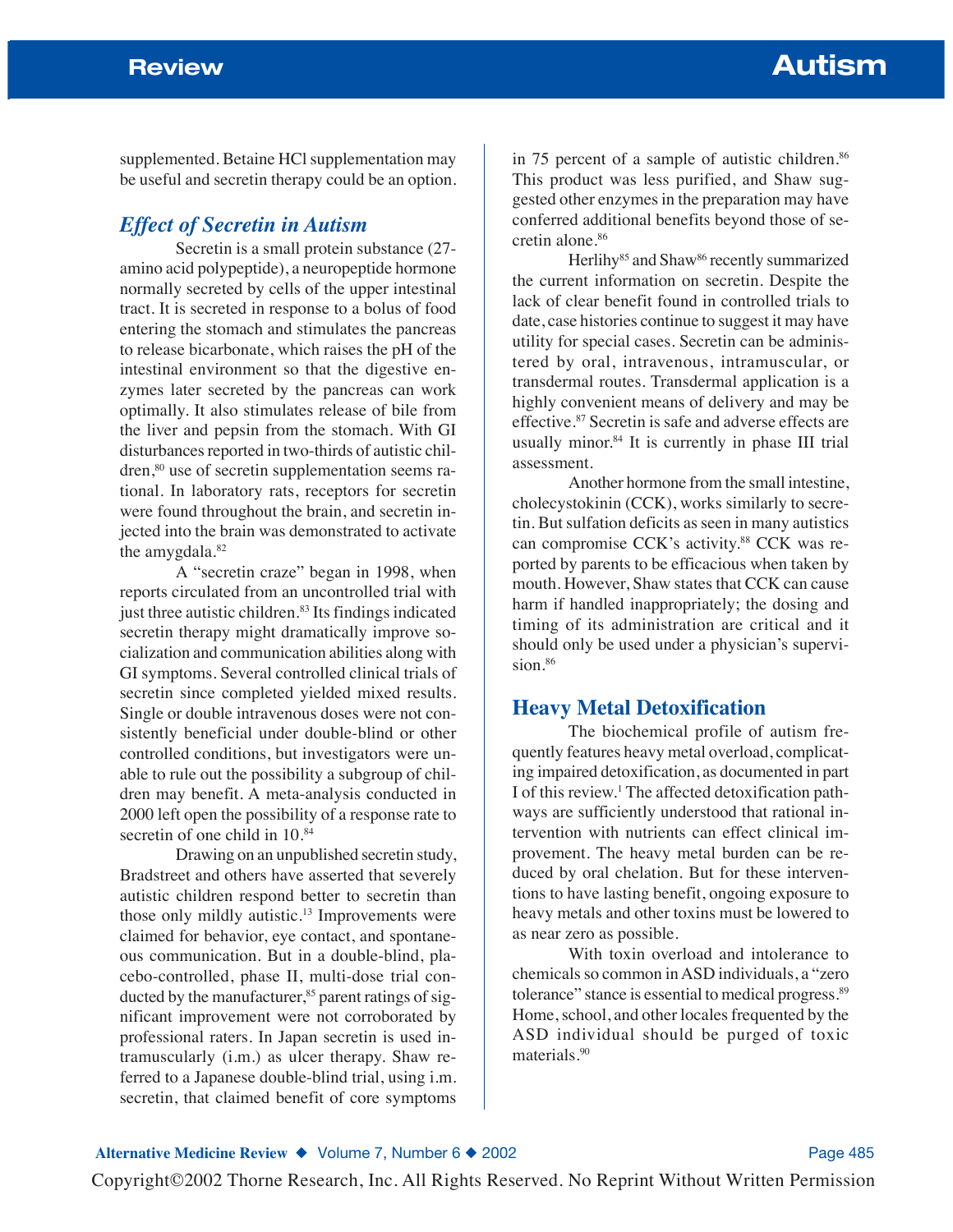supplemented. Betaine HCl supplementation may be useful and secretin therapy could be an option.

### *Effect of Secretin in Autism*

Secretin is a small protein substance (27-amino acid polypeptide), a neuropeptide hormone normally secreted by cells of the upper intestinal tract. It is secreted in response to a bolus of food entering the stomach and stimulates the pancreas to release bicarbonate, which raises the pH of the intestinal environment so that the digestive enzymes later secreted by the pancreas can work optimally. It also stimulates release of bile from the liver and pepsin from the stomach. With GI disturbances reported in two-thirds of autistic children,[80] use of secretin supplementation seems rational. In laboratory rats, receptors for secretin were found throughout the brain, and secretin injected into the brain was demonstrated to activate the amygdala.[82]

A "secretin craze" began in 1998, when reports circulated from an uncontrolled trial with just three autistic children.[83] Its findings indicated secretin therapy might dramatically improve socialization and communication abilities along with GI symptoms. Several controlled clinical trials of secretin since completed yielded mixed results. Single or double intravenous doses were not consistently beneficial under double-blind or other controlled conditions, but investigators were unable to rule out the possibility a subgroup of children may benefit. A meta-analysis conducted in 2000 left open the possibility of a response rate to secretin of one child in 10.[84]

Drawing on an unpublished secretin study, Bradstreet and others have asserted that severely autistic children respond better to secretin than those only mildly autistic.[13] Improvements were claimed for behavior, eye contact, and spontaneous communication. But in a double-blind, placebo-controlled, phase II, multi-dose trial conducted by the manufacturer,[85] parent ratings of significant improvement were not corroborated by professional raters. In Japan secretin is used intramuscularly (i.m.) as ulcer therapy. Shaw referred to a Japanese double-blind trial, using i.m. secretin, that claimed benefit of core symptoms in 75 percent of a sample of autistic children.[86] This product was less purified, and Shaw suggested other enzymes in the preparation may have conferred additional benefits beyond those of secretin alone.[86]

Herlihy[85] and Shaw[86] recently summarized the current information on secretin. Despite the lack of clear benefit found in controlled trials to date, case histories continue to suggest it may have utility for special cases. Secretin can be administered by oral, intravenous, intramuscular, or transdermal routes. Transdermal application is a highly convenient means of delivery and may be effective.[87] Secretin is safe and adverse effects are usually minor.[84] It is currently in phase III trial assessment.

Another hormone from the small intestine, cholecystokinin (CCK), works similarly to secretin. But sulfation deficits as seen in many autistics can compromise CCK's activity.[88] CCK was reported by parents to be efficacious when taken by mouth. However, Shaw states that CCK can cause harm if handled inappropriately; the dosing and timing of its administration are critical and it should only be used under a physician's supervision.[86]

## Heavy Metal Detoxification

The biochemical profile of autism frequently features heavy metal overload, complicating impaired detoxification, as documented in part I of this review.[1] The affected detoxification pathways are sufficiently understood that rational intervention with nutrients can effect clinical improvement. The heavy metal burden can be reduced by oral chelation. But for these interventions to have lasting benefit, ongoing exposure to heavy metals and other toxins must be lowered to as near zero as possible.

With toxin overload and intolerance to chemicals so common in ASD individuals, a "zero tolerance" stance is essential to medical progress.[89] Home, school, and other locales frequented by the ASD individual should be purged of toxic materials.[90]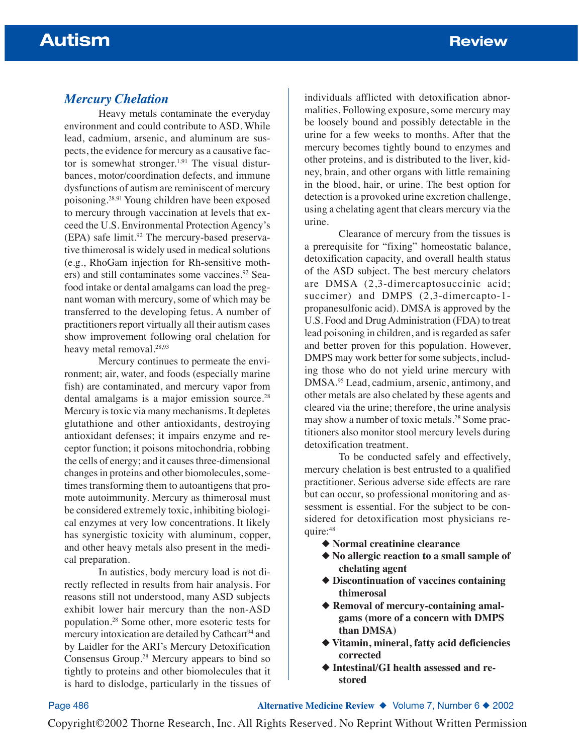## Mercury Chelation

Heavy metals contaminate the everyday environment and could contribute to ASD. While lead, cadmium, arsenic, and aluminum are suspects, the evidence for mercury as a causative factor is somewhat stronger.[1,91] The visual disturbances, motor/coordination defects, and immune dysfunctions of autism are reminiscent of mercury poisoning.[28,91] Young children have been exposed to mercury through vaccination at levels that exceed the U.S. Environmental Protection Agency's (EPA) safe limit.[92] The mercury-based preservative thimerosal is widely used in medical solutions (e.g., RhoGam injection for Rh-sensitive mothers) and still contaminates some vaccines.[92] Seafood intake or dental amalgams can load the pregnant woman with mercury, some of which may be transferred to the developing fetus. A number of practitioners report virtually all their autism cases show improvement following oral chelation for heavy metal removal.[28,93]

Mercury continues to permeate the environment; air, water, and foods (especially marine fish) are contaminated, and mercury vapor from dental amalgams is a major emission source.[28] Mercury is toxic via many mechanisms. It depletes glutathione and other antioxidants, destroying antioxidant defenses; it impairs enzyme and receptor function; it poisons mitochondria, robbing the cells of energy; and it causes three-dimensional changes in proteins and other biomolecules, sometimes transforming them to autoantigens that promote autoimmunity. Mercury as thimerosal must be considered extremely toxic, inhibiting biological enzymes at very low concentrations. It likely has synergistic toxicity with aluminum, copper, and other heavy metals also present in the medical preparation.

In autistics, body mercury load is not directly reflected in results from hair analysis. For reasons still not understood, many ASD subjects exhibit lower hair mercury than the non-ASD population.[28] Some other, more esoteric tests for mercury intoxication are detailed by Cathcart[94] and by Laidler for the ARI's Mercury Detoxification Consensus Group.[28] Mercury appears to bind so tightly to proteins and other biomolecules that it is hard to dislodge, particularly in the tissues of individuals afflicted with detoxification abnormalities. Following exposure, some mercury may be loosely bound and possibly detectable in the urine for a few weeks to months. After that the mercury becomes tightly bound to enzymes and other proteins, and is distributed to the liver, kidney, brain, and other organs with little remaining in the blood, hair, or urine. The best option for detection is a provoked urine excretion challenge, using a chelating agent that clears mercury via the urine.

Clearance of mercury from the tissues is a prerequisite for "fixing" homeostatic balance, detoxification capacity, and overall health status of the ASD subject. The best mercury chelators are DMSA (2,3-dimercaptosuccinic acid; succimer) and DMPS (2,3-dimercapto-1-propanesulfonic acid). DMSA is approved by the U.S. Food and Drug Administration (FDA) to treat lead poisoning in children, and is regarded as safer and better proven for this population. However, DMPS may work better for some subjects, including those who do not yield urine mercury with DMSA.[95] Lead, cadmium, arsenic, antimony, and other metals are also chelated by these agents and cleared via the urine; therefore, the urine analysis may show a number of toxic metals.[28] Some practitioners also monitor stool mercury levels during detoxification treatment.

To be conducted safely and effectively, mercury chelation is best entrusted to a qualified practitioner. Serious adverse side effects are rare but can occur, so professional monitoring and assessment is essential. For the subject to be considered for detoxification most physicians require:[48]

- **Normal creatinine clearance**
- **No allergic reaction to a small sample of chelating agent**
- **Discontinuation of vaccines containing thimerosal**
- **Removal of mercury-containing amalgams (more of a concern with DMPS than DMSA)**
- **Vitamin, mineral, fatty acid deficiencies corrected**
- **Intestinal/GI health assessed and restored**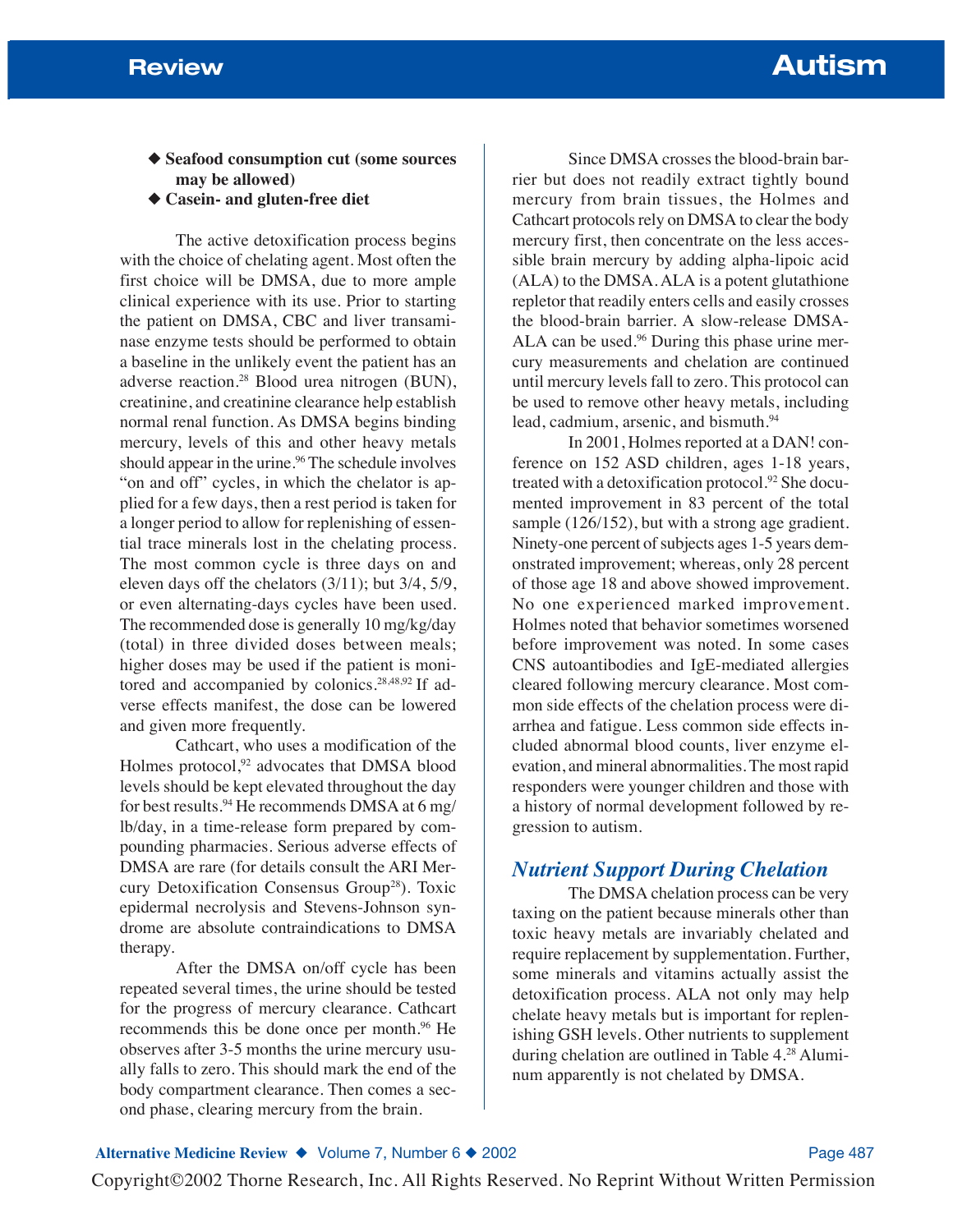- ◆ **Seafood consumption cut (some sources may be allowed)**
- ◆ **Casein- and gluten-free diet**

The active detoxification process begins with the choice of chelating agent. Most often the first choice will be DMSA, due to more ample clinical experience with its use. Prior to starting the patient on DMSA, CBC and liver transaminase enzyme tests should be performed to obtain a baseline in the unlikely event the patient has an adverse reaction.[28] Blood urea nitrogen (BUN), creatinine, and creatinine clearance help establish normal renal function. As DMSA begins binding mercury, levels of this and other heavy metals should appear in the urine.[96] The schedule involves "on and off" cycles, in which the chelator is applied for a few days, then a rest period is taken for a longer period to allow for replenishing of essential trace minerals lost in the chelating process. The most common cycle is three days on and eleven days off the chelators (3/11); but 3/4, 5/9, or even alternating-days cycles have been used. The recommended dose is generally 10 mg/kg/day (total) in three divided doses between meals; higher doses may be used if the patient is monitored and accompanied by colonics.[28,48,92] If adverse effects manifest, the dose can be lowered and given more frequently.

Cathcart, who uses a modification of the Holmes protocol,[92] advocates that DMSA blood levels should be kept elevated throughout the day for best results.[94] He recommends DMSA at 6 mg/lb/day, in a time-release form prepared by compounding pharmacies. Serious adverse effects of DMSA are rare (for details consult the ARI Mercury Detoxification Consensus Group[28]). Toxic epidermal necrolysis and Stevens-Johnson syndrome are absolute contraindications to DMSA therapy.

After the DMSA on/off cycle has been repeated several times, the urine should be tested for the progress of mercury clearance. Cathcart recommends this be done once per month.[96] He observes after 3-5 months the urine mercury usually falls to zero. This should mark the end of the body compartment clearance. Then comes a second phase, clearing mercury from the brain.

Since DMSA crosses the blood-brain barrier but does not readily extract tightly bound mercury from brain tissues, the Holmes and Cathcart protocols rely on DMSA to clear the body mercury first, then concentrate on the less accessible brain mercury by adding alpha-lipoic acid (ALA) to the DMSA. ALA is a potent glutathione repletor that readily enters cells and easily crosses the blood-brain barrier. A slow-release DMSA-ALA can be used.[96] During this phase urine mercury measurements and chelation are continued until mercury levels fall to zero. This protocol can be used to remove other heavy metals, including lead, cadmium, arsenic, and bismuth.[94]

In 2001, Holmes reported at a DAN! conference on 152 ASD children, ages 1-18 years, treated with a detoxification protocol.[92] She documented improvement in 83 percent of the total sample (126/152), but with a strong age gradient. Ninety-one percent of subjects ages 1-5 years demonstrated improvement; whereas, only 28 percent of those age 18 and above showed improvement. No one experienced marked improvement. Holmes noted that behavior sometimes worsened before improvement was noted. In some cases CNS autoantibodies and IgE-mediated allergies cleared following mercury clearance. Most common side effects of the chelation process were diarrhea and fatigue. Less common side effects included abnormal blood counts, liver enzyme elevation, and mineral abnormalities. The most rapid responders were younger children and those with a history of normal development followed by regression to autism.

## *Nutrient Support During Chelation*

The DMSA chelation process can be very taxing on the patient because minerals other than toxic heavy metals are invariably chelated and require replacement by supplementation. Further, some minerals and vitamins actually assist the detoxification process. ALA not only may help chelate heavy metals but is important for replenishing GSH levels. Other nutrients to supplement during chelation are outlined in Table 4.[28] Aluminum apparently is not chelated by DMSA.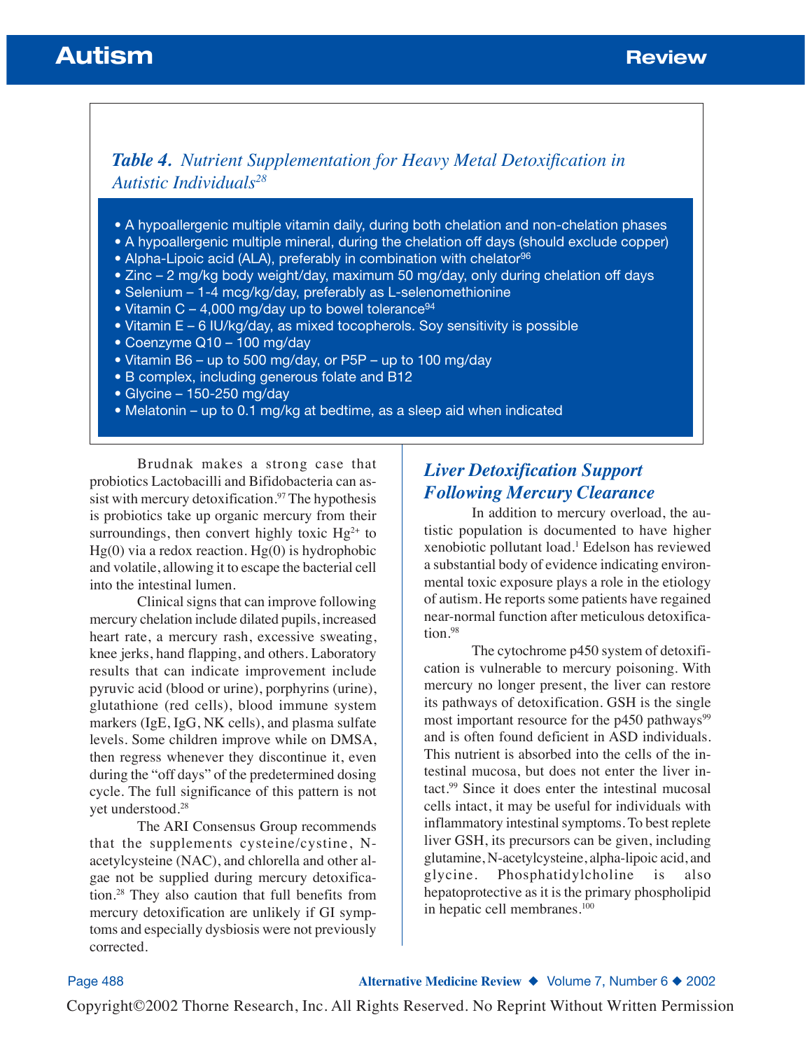*Table 4. Nutrient Supplementation for Heavy Metal Detoxification in Autistic Individuals*[28]

- A hypoallergenic multiple vitamin daily, during both chelation and non-chelation phases
- A hypoallergenic multiple mineral, during the chelation off days (should exclude copper)
- Alpha-Lipoic acid (ALA), preferably in combination with chelator[96]
- Zinc – 2 mg/kg body weight/day, maximum 50 mg/day, only during chelation off days
- Selenium – 1-4 mcg/kg/day, preferably as L-selenomethionine
- Vitamin C – 4,000 mg/day up to bowel tolerance[94]
- Vitamin E – 6 IU/kg/day, as mixed tocopherols. Soy sensitivity is possible
- Coenzyme Q10 – 100 mg/day
- Vitamin B6 – up to 500 mg/day, or P5P – up to 100 mg/day
- B complex, including generous folate and B12
- Glycine – 150-250 mg/day
- Melatonin – up to 0.1 mg/kg at bedtime, as a sleep aid when indicated

Brudnak makes a strong case that probiotics Lactobacilli and Bifidobacteria can assist with mercury detoxification.[97] The hypothesis is probiotics take up organic mercury from their surroundings, then convert highly toxic $Hg^{2+}$ to $Hg(0)$ via a redox reaction. $Hg(0)$ is hydrophobic and volatile, allowing it to escape the bacterial cell into the intestinal lumen.

Clinical signs that can improve following mercury chelation include dilated pupils, increased heart rate, a mercury rash, excessive sweating, knee jerks, hand flapping, and others. Laboratory results that can indicate improvement include pyruvic acid (blood or urine), porphyrins (urine), glutathione (red cells), blood immune system markers (IgE, IgG, NK cells), and plasma sulfate levels. Some children improve while on DMSA, then regress whenever they discontinue it, even during the "off days" of the predetermined dosing cycle. The full significance of this pattern is not yet understood.[28]

The ARI Consensus Group recommends that the supplements cysteine/cystine, N-acetylcysteine (NAC), and chlorella and other algae not be supplied during mercury detoxification.[28] They also caution that full benefits from mercury detoxification are unlikely if GI symptoms and especially dysbiosis were not previously corrected.

## Liver Detoxification Support Following Mercury Clearance

In addition to mercury overload, the autistic population is documented to have higher xenobiotic pollutant load.[1] Edelson has reviewed a substantial body of evidence indicating environmental toxic exposure plays a role in the etiology of autism. He reports some patients have regained near-normal function after meticulous detoxification.[98]

The cytochrome p450 system of detoxification is vulnerable to mercury poisoning. With mercury no longer present, the liver can restore its pathways of detoxification. GSH is the single most important resource for the p450 pathways[99] and is often found deficient in ASD individuals. This nutrient is absorbed into the cells of the intestinal mucosa, but does not enter the liver intact.[99] Since it does enter the intestinal mucosal cells intact, it may be useful for individuals with inflammatory intestinal symptoms. To best replete liver GSH, its precursors can be given, including glutamine, N-acetylcysteine, alpha-lipoic acid, and glycine. Phosphatidylcholine is also hepatoprotective as it is the primary phospholipid in hepatic cell membranes.[100]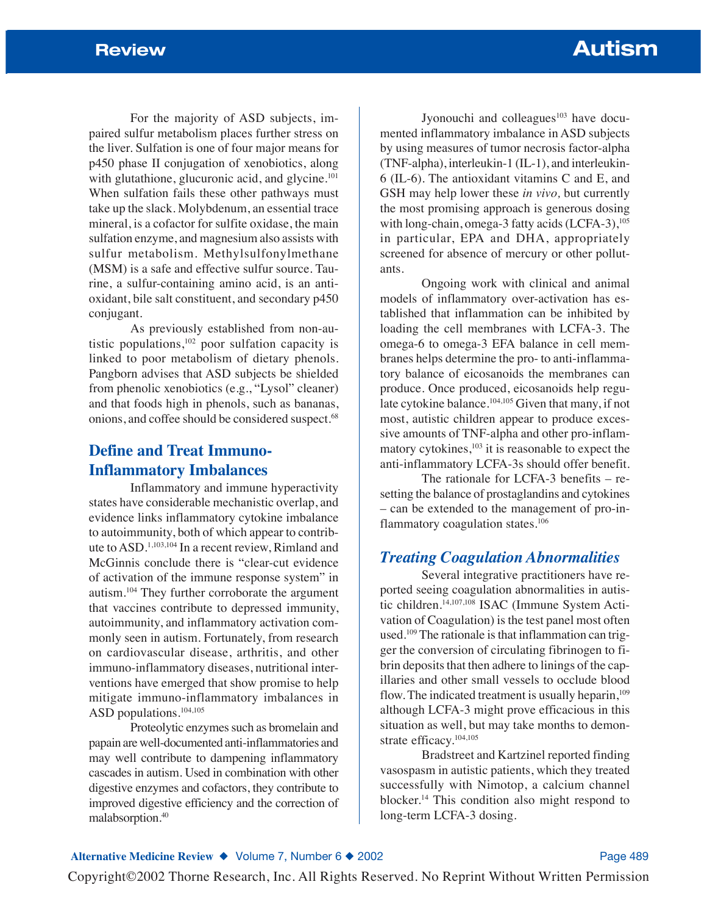For the majority of ASD subjects, impaired sulfur metabolism places further stress on the liver. Sulfation is one of four major means for p450 phase II conjugation of xenobiotics, along with glutathione, glucuronic acid, and glycine.[101] When sulfation fails these other pathways must take up the slack. Molybdenum, an essential trace mineral, is a cofactor for sulfite oxidase, the main sulfation enzyme, and magnesium also assists with sulfur metabolism. Methylsulfonylmethane (MSM) is a safe and effective sulfur source. Taurine, a sulfur-containing amino acid, is an antioxidant, bile salt constituent, and secondary p450 conjugant.

As previously established from non-autistic populations,[102] poor sulfation capacity is linked to poor metabolism of dietary phenols. Pangborn advises that ASD subjects be shielded from phenolic xenobiotics (e.g., "Lysol" cleaner) and that foods high in phenols, such as bananas, onions, and coffee should be considered suspect.[68]

## Define and Treat Immuno-Inflammatory Imbalances

Inflammatory and immune hyperactivity states have considerable mechanistic overlap, and evidence links inflammatory cytokine imbalance to autoimmunity, both of which appear to contribute to ASD.[1,103,104] In a recent review, Rimland and McGinnis conclude there is "clear-cut evidence of activation of the immune response system" in autism.[104] They further corroborate the argument that vaccines contribute to depressed immunity, autoimmunity, and inflammatory activation commonly seen in autism. Fortunately, from research on cardiovascular disease, arthritis, and other immuno-inflammatory diseases, nutritional interventions have emerged that show promise to help mitigate immuno-inflammatory imbalances in ASD populations.[104,105]

Proteolytic enzymes such as bromelain and papain are well-documented anti-inflammatories and may well contribute to dampening inflammatory cascades in autism. Used in combination with other digestive enzymes and cofactors, they contribute to improved digestive efficiency and the correction of malabsorption.[40]

Jyonouchi and colleagues[103] have documented inflammatory imbalance in ASD subjects by using measures of tumor necrosis factor-alpha (TNF-alpha), interleukin-1 (IL-1), and interleukin-6 (IL-6). The antioxidant vitamins C and E, and GSH may help lower these *in vivo,* but currently the most promising approach is generous dosing with long-chain, omega-3 fatty acids (LCFA-3),[105] in particular, EPA and DHA, appropriately screened for absence of mercury or other pollutants.

Ongoing work with clinical and animal models of inflammatory over-activation has established that inflammation can be inhibited by loading the cell membranes with LCFA-3. The omega-6 to omega-3 EFA balance in cell membranes helps determine the pro- to anti-inflammatory balance of eicosanoids the membranes can produce. Once produced, eicosanoids help regulate cytokine balance.[104,105] Given that many, if not most, autistic children appear to produce excessive amounts of TNF-alpha and other pro-inflammatory cytokines,[103] it is reasonable to expect the anti-inflammatory LCFA-3s should offer benefit.

The rationale for LCFA-3 benefits – resetting the balance of prostaglandins and cytokines – can be extended to the management of pro-inflammatory coagulation states.[106]

### *Treating Coagulation Abnormalities*

Several integrative practitioners have reported seeing coagulation abnormalities in autistic children.[14,107,108] ISAC (Immune System Activation of Coagulation) is the test panel most often used.[109] The rationale is that inflammation can trigger the conversion of circulating fibrinogen to fibrin deposits that then adhere to linings of the capillaries and other small vessels to occlude blood flow. The indicated treatment is usually heparin,[109] although LCFA-3 might prove efficacious in this situation as well, but may take months to demonstrate efficacy.[104,105]

Bradstreet and Kartzinel reported finding vasospasm in autistic patients, which they treated successfully with Nimotop, a calcium channel blocker.[14] This condition also might respond to long-term LCFA-3 dosing.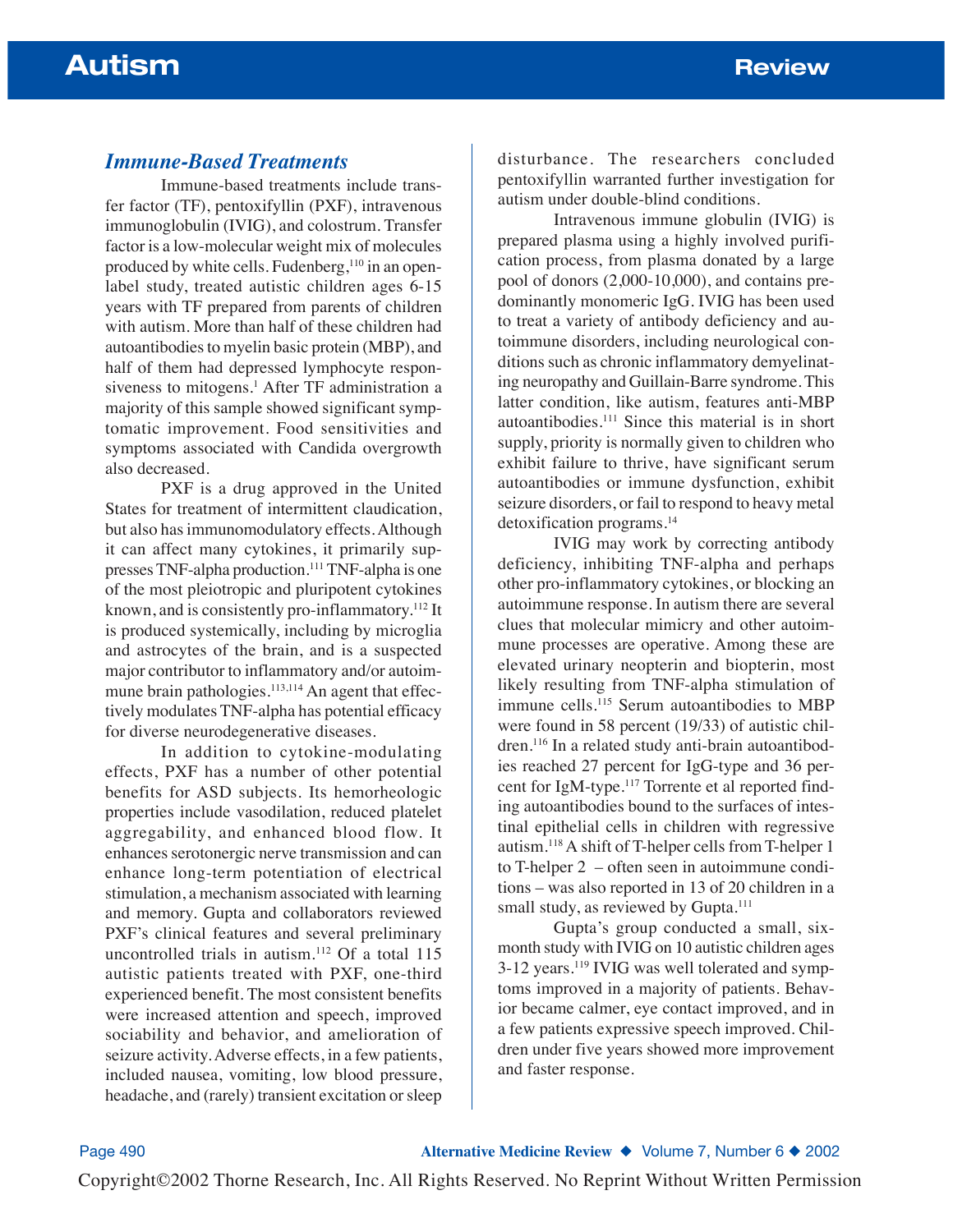### Immune-Based Treatments

Immune-based treatments include transfer factor (TF), pentoxifyllin (PXF), intravenous immunoglobulin (IVIG), and colostrum. Transfer factor is a low-molecular weight mix of molecules produced by white cells. Fudenberg,[110] in an open-label study, treated autistic children ages 6-15 years with TF prepared from parents of children with autism. More than half of these children had autoantibodies to myelin basic protein (MBP), and half of them had depressed lymphocyte responsiveness to mitogens.[1] After TF administration a majority of this sample showed significant symptomatic improvement. Food sensitivities and symptoms associated with Candida overgrowth also decreased.

PXF is a drug approved in the United States for treatment of intermittent claudication, but also has immunomodulatory effects. Although it can affect many cytokines, it primarily suppresses TNF-alpha production.[111] TNF-alpha is one of the most pleiotropic and pluripotent cytokines known, and is consistently pro-inflammatory.[112] It is produced systemically, including by microglia and astrocytes of the brain, and is a suspected major contributor to inflammatory and/or autoimmune brain pathologies.[113,114] An agent that effectively modulates TNF-alpha has potential efficacy for diverse neurodegenerative diseases.

In addition to cytokine-modulating effects, PXF has a number of other potential benefits for ASD subjects. Its hemorheologic properties include vasodilation, reduced platelet aggregability, and enhanced blood flow. It enhances serotonergic nerve transmission and can enhance long-term potentiation of electrical stimulation, a mechanism associated with learning and memory. Gupta and collaborators reviewed PXF's clinical features and several preliminary uncontrolled trials in autism.[112] Of a total 115 autistic patients treated with PXF, one-third experienced benefit. The most consistent benefits were increased attention and speech, improved sociability and behavior, and amelioration of seizure activity. Adverse effects, in a few patients, included nausea, vomiting, low blood pressure, headache, and (rarely) transient excitation or sleep disturbance. The researchers concluded pentoxifyllin warranted further investigation for autism under double-blind conditions.

Intravenous immune globulin (IVIG) is prepared plasma using a highly involved purification process, from plasma donated by a large pool of donors (2,000-10,000), and contains predominantly monomeric IgG. IVIG has been used to treat a variety of antibody deficiency and autoimmune disorders, including neurological conditions such as chronic inflammatory demyelinating neuropathy and Guillain-Barre syndrome. This latter condition, like autism, features anti-MBP autoantibodies.[111] Since this material is in short supply, priority is normally given to children who exhibit failure to thrive, have significant serum autoantibodies or immune dysfunction, exhibit seizure disorders, or fail to respond to heavy metal detoxification programs.[14]

IVIG may work by correcting antibody deficiency, inhibiting TNF-alpha and perhaps other pro-inflammatory cytokines, or blocking an autoimmune response. In autism there are several clues that molecular mimicry and other autoimmune processes are operative. Among these are elevated urinary neopterin and biopterin, most likely resulting from TNF-alpha stimulation of immune cells.[115] Serum autoantibodies to MBP were found in 58 percent (19/33) of autistic children.[116] In a related study anti-brain autoantibodies reached 27 percent for IgG-type and 36 percent for IgM-type.[117] Torrente et al reported finding autoantibodies bound to the surfaces of intestinal epithelial cells in children with regressive autism.[118] A shift of T-helper cells from T-helper 1 to T-helper 2 – often seen in autoimmune conditions – was also reported in 13 of 20 children in a small study, as reviewed by Gupta.[111]

Gupta's group conducted a small, six-month study with IVIG on 10 autistic children ages 3-12 years.[119] IVIG was well tolerated and symptoms improved in a majority of patients. Behavior became calmer, eye contact improved, and in a few patients expressive speech improved. Children under five years showed more improvement and faster response.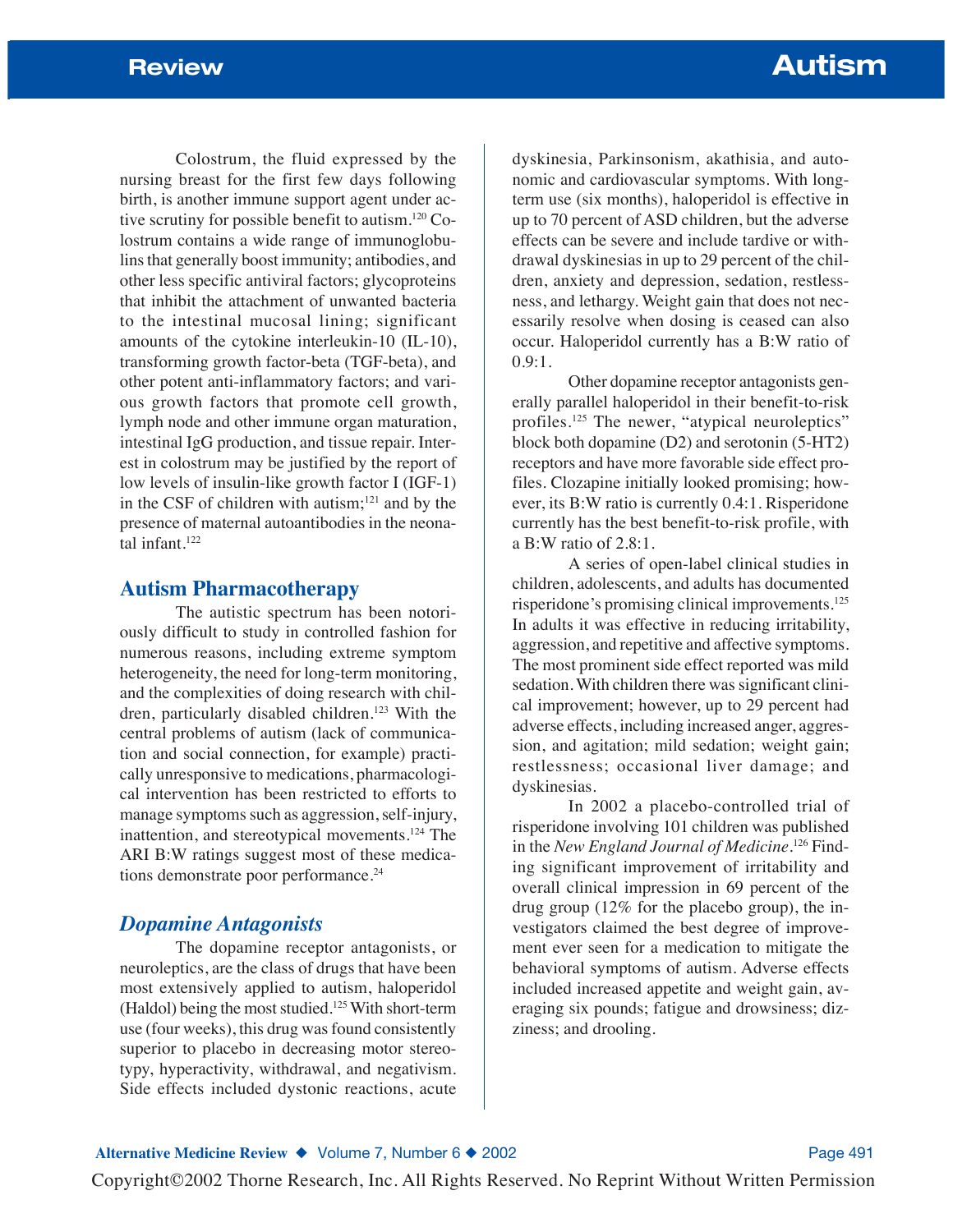Colostrum, the fluid expressed by the nursing breast for the first few days following birth, is another immune support agent under active scrutiny for possible benefit to autism.[120] Colostrum contains a wide range of immunoglobulins that generally boost immunity; antibodies, and other less specific antiviral factors; glycoproteins that inhibit the attachment of unwanted bacteria to the intestinal mucosal lining; significant amounts of the cytokine interleukin-10 (IL-10), transforming growth factor-beta (TGF-beta), and other potent anti-inflammatory factors; and various growth factors that promote cell growth, lymph node and other immune organ maturation, intestinal IgG production, and tissue repair. Interest in colostrum may be justified by the report of low levels of insulin-like growth factor I (IGF-1) in the CSF of children with autism;[121] and by the presence of maternal autoantibodies in the neonatal infant.[122]

## Autism Pharmacotherapy

The autistic spectrum has been notoriously difficult to study in controlled fashion for numerous reasons, including extreme symptom heterogeneity, the need for long-term monitoring, and the complexities of doing research with children, particularly disabled children.[123] With the central problems of autism (lack of communication and social connection, for example) practically unresponsive to medications, pharmacological intervention has been restricted to efforts to manage symptoms such as aggression, self-injury, inattention, and stereotypical movements.[124] The ARI B:W ratings suggest most of these medications demonstrate poor performance.[24]

### *Dopamine Antagonists*

The dopamine receptor antagonists, or neuroleptics, are the class of drugs that have been most extensively applied to autism, haloperidol (Haldol) being the most studied.[125] With short-term use (four weeks), this drug was found consistently superior to placebo in decreasing motor stereotypy, hyperactivity, withdrawal, and negativism. Side effects included dystonic reactions, acute dyskinesia, Parkinsonism, akathisia, and autonomic and cardiovascular symptoms. With long-term use (six months), haloperidol is effective in up to 70 percent of ASD children, but the adverse effects can be severe and include tardive or withdrawal dyskinesias in up to 29 percent of the children, anxiety and depression, sedation, restlessness, and lethargy. Weight gain that does not necessarily resolve when dosing is ceased can also occur. Haloperidol currently has a B:W ratio of 0.9:1.

Other dopamine receptor antagonists generally parallel haloperidol in their benefit-to-risk profiles.[125] The newer, "atypical neuroleptics" block both dopamine (D2) and serotonin (5-HT2) receptors and have more favorable side effect profiles. Clozapine initially looked promising; however, its B:W ratio is currently 0.4:1. Risperidone currently has the best benefit-to-risk profile, with a B:W ratio of 2.8:1.

A series of open-label clinical studies in children, adolescents, and adults has documented risperidone's promising clinical improvements.[125] In adults it was effective in reducing irritability, aggression, and repetitive and affective symptoms. The most prominent side effect reported was mild sedation. With children there was significant clinical improvement; however, up to 29 percent had adverse effects, including increased anger, aggression, and agitation; mild sedation; weight gain; restlessness; occasional liver damage; and dyskinesias.

In 2002 a placebo-controlled trial of risperidone involving 101 children was published in the *New England Journal of Medicine*.[126] Finding significant improvement of irritability and overall clinical impression in 69 percent of the drug group (12% for the placebo group), the investigators claimed the best degree of improvement ever seen for a medication to mitigate the behavioral symptoms of autism. Adverse effects included increased appetite and weight gain, averaging six pounds; fatigue and drowsiness; dizziness; and drooling.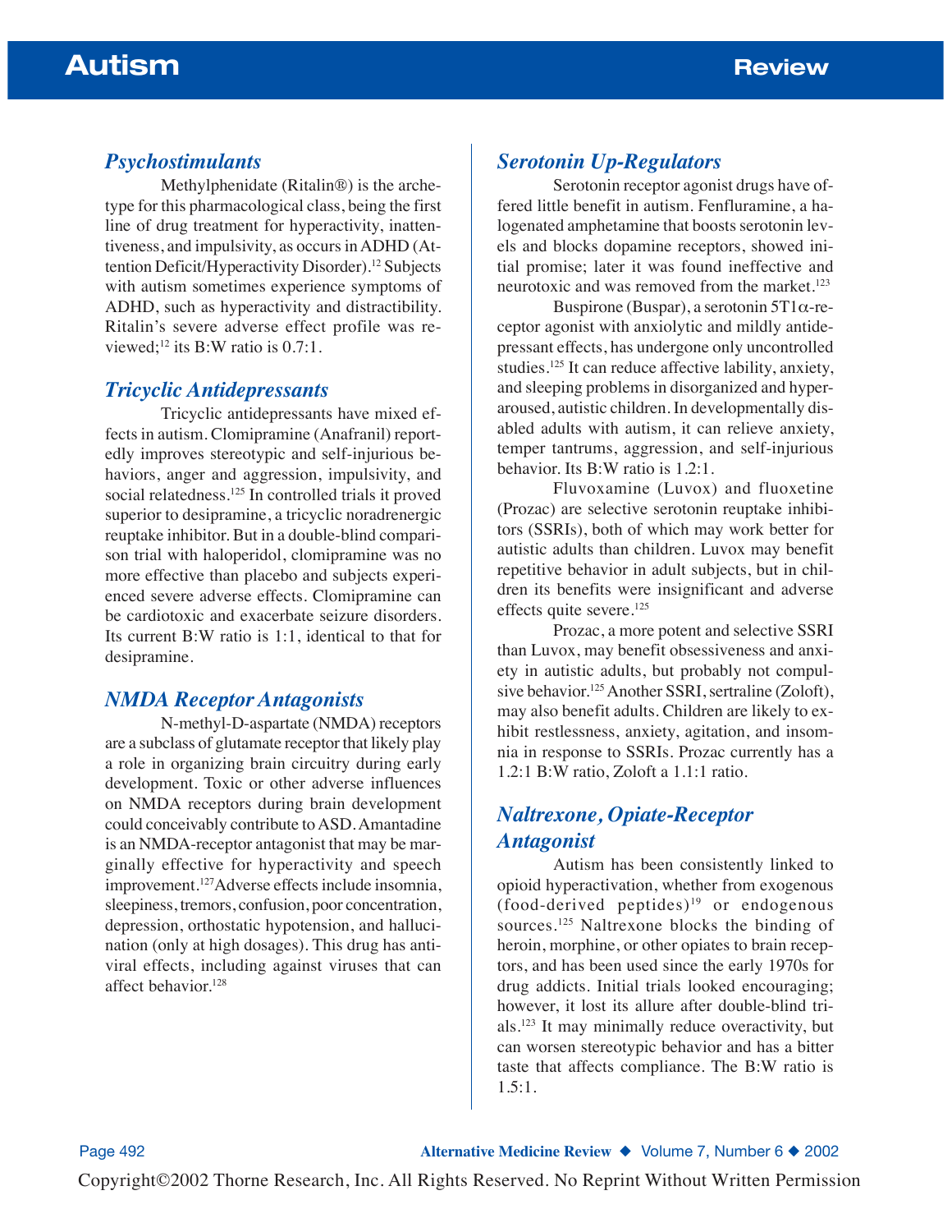### Psychostimulants

Methylphenidate (Ritalin®) is the archetype for this pharmacological class, being the first line of drug treatment for hyperactivity, inattentiveness, and impulsivity, as occurs in ADHD (Attention Deficit/Hyperactivity Disorder).[12] Subjects with autism sometimes experience symptoms of ADHD, such as hyperactivity and distractibility. Ritalin's severe adverse effect profile was reviewed;[12] its B:W ratio is 0.7:1.

### Tricyclic Antidepressants

Tricyclic antidepressants have mixed effects in autism. Clomipramine (Anafranil) reportedly improves stereotypic and self-injurious behaviors, anger and aggression, impulsivity, and social relatedness.[125] In controlled trials it proved superior to desipramine, a tricyclic noradrenergic reuptake inhibitor. But in a double-blind comparison trial with haloperidol, clomipramine was no more effective than placebo and subjects experienced severe adverse effects. Clomipramine can be cardiotoxic and exacerbate seizure disorders. Its current B:W ratio is 1:1, identical to that for desipramine.

### NMDA Receptor Antagonists

N-methyl-D-aspartate (NMDA) receptors are a subclass of glutamate receptor that likely play a role in organizing brain circuitry during early development. Toxic or other adverse influences on NMDA receptors during brain development could conceivably contribute to ASD. Amantadine is an NMDA-receptor antagonist that may be marginally effective for hyperactivity and speech improvement.[127] Adverse effects include insomnia, sleepiness, tremors, confusion, poor concentration, depression, orthostatic hypotension, and hallucination (only at high dosages). This drug has antiviral effects, including against viruses that can affect behavior.[128]

### Serotonin Up-Regulators

Serotonin receptor agonist drugs have offered little benefit in autism. Fenfluramine, a halogenated amphetamine that boosts serotonin levels and blocks dopamine receptors, showed initial promise; later it was found ineffective and neurotoxic and was removed from the market.[123]

Buspirone (Buspar), a serotonin 5T1α-receptor agonist with anxiolytic and mildly antidepressant effects, has undergone only uncontrolled studies.[125] It can reduce affective lability, anxiety, and sleeping problems in disorganized and hyperaroused, autistic children. In developmentally disabled adults with autism, it can relieve anxiety, temper tantrums, aggression, and self-injurious behavior. Its B:W ratio is 1.2:1.

Fluvoxamine (Luvox) and fluoxetine (Prozac) are selective serotonin reuptake inhibitors (SSRIs), both of which may work better for autistic adults than children. Luvox may benefit repetitive behavior in adult subjects, but in children its benefits were insignificant and adverse effects quite severe.[125]

Prozac, a more potent and selective SSRI than Luvox, may benefit obsessiveness and anxiety in autistic adults, but probably not compulsive behavior.[125] Another SSRI, sertraline (Zoloft), may also benefit adults. Children are likely to exhibit restlessness, anxiety, agitation, and insomnia in response to SSRIs. Prozac currently has a 1.2:1 B:W ratio, Zoloft a 1.1:1 ratio.

### Naltrexone, Opiate-Receptor Antagonist

Autism has been consistently linked to opioid hyperactivation, whether from exogenous (food-derived peptides)[19] or endogenous sources.[125] Naltrexone blocks the binding of heroin, morphine, or other opiates to brain receptors, and has been used since the early 1970s for drug addicts. Initial trials looked encouraging; however, it lost its allure after double-blind trials.[123] It may minimally reduce overactivity, but can worsen stereotypic behavior and has a bitter taste that affects compliance. The B:W ratio is 1.5:1.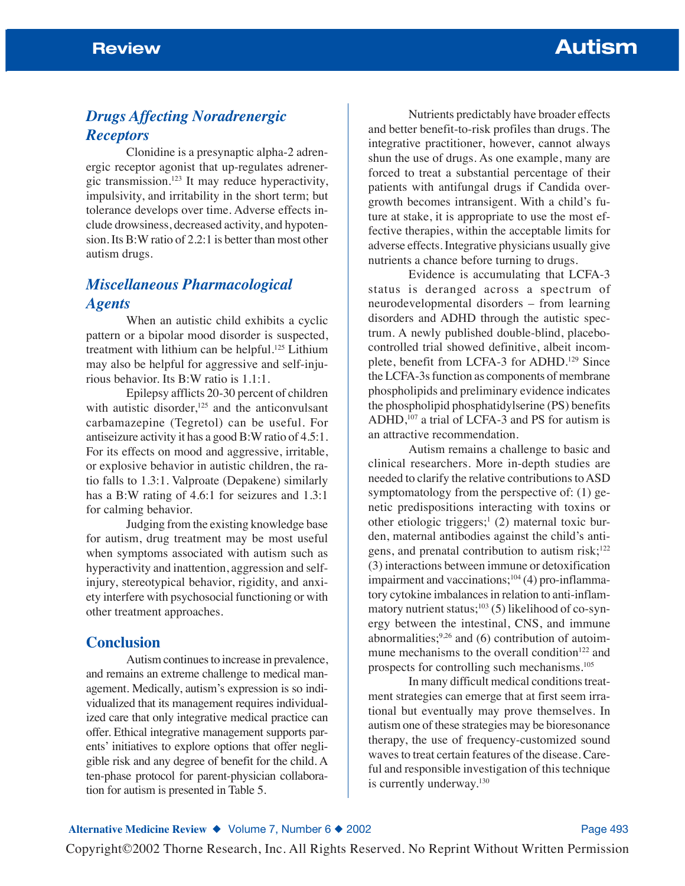### *Drugs Affecting Noradrenergic Receptors*

Clonidine is a presynaptic alpha-2 adrenergic receptor agonist that up-regulates adrenergic transmission.[123] It may reduce hyperactivity, impulsivity, and irritability in the short term; but tolerance develops over time. Adverse effects include drowsiness, decreased activity, and hypotension. Its B:W ratio of 2.2:1 is better than most other autism drugs.

### *Miscellaneous Pharmacological Agents*

When an autistic child exhibits a cyclic pattern or a bipolar mood disorder is suspected, treatment with lithium can be helpful.[125] Lithium may also be helpful for aggressive and self-injurious behavior. Its B:W ratio is 1.1:1.

Epilepsy afflicts 20-30 percent of children with autistic disorder,[125] and the anticonvulsant carbamazepine (Tegretol) can be useful. For antiseizure activity it has a good B:W ratio of 4.5:1. For its effects on mood and aggressive, irritable, or explosive behavior in autistic children, the ratio falls to 1.3:1. Valproate (Depakene) similarly has a B:W rating of 4.6:1 for seizures and 1.3:1 for calming behavior.

Judging from the existing knowledge base for autism, drug treatment may be most useful when symptoms associated with autism such as hyperactivity and inattention, aggression and self-injury, stereotypical behavior, rigidity, and anxiety interfere with psychosocial functioning or with other treatment approaches.

## Conclusion

Autism continues to increase in prevalence, and remains an extreme challenge to medical management. Medically, autism's expression is so individualized that its management requires individualized care that only integrative medical practice can offer. Ethical integrative management supports parents' initiatives to explore options that offer negligible risk and any degree of benefit for the child. A ten-phase protocol for parent-physician collaboration for autism is presented in Table 5.

Nutrients predictably have broader effects and better benefit-to-risk profiles than drugs. The integrative practitioner, however, cannot always shun the use of drugs. As one example, many are forced to treat a substantial percentage of their patients with antifungal drugs if Candida overgrowth becomes intransigent. With a child's future at stake, it is appropriate to use the most effective therapies, within the acceptable limits for adverse effects. Integrative physicians usually give nutrients a chance before turning to drugs.

Evidence is accumulating that LCFA-3 status is deranged across a spectrum of neurodevelopmental disorders – from learning disorders and ADHD through the autistic spectrum. A newly published double-blind, placebo-controlled trial showed definitive, albeit incomplete, benefit from LCFA-3 for ADHD.[129] Since the LCFA-3s function as components of membrane phospholipids and preliminary evidence indicates the phospholipid phosphatidylserine (PS) benefits ADHD,[107] a trial of LCFA-3 and PS for autism is an attractive recommendation.

Autism remains a challenge to basic and clinical researchers. More in-depth studies are needed to clarify the relative contributions to ASD symptomatology from the perspective of: (1) genetic predispositions interacting with toxins or other etiologic triggers;[1] (2) maternal toxic burden, maternal antibodies against the child's antigens, and prenatal contribution to autism risk;[122] (3) interactions between immune or detoxification impairment and vaccinations;[104] (4) pro-inflammatory cytokine imbalances in relation to anti-inflammatory nutrient status;[103] (5) likelihood of co-synergy between the intestinal, CNS, and immune abnormalities;[9,26] and (6) contribution of autoimmune mechanisms to the overall condition[122] and prospects for controlling such mechanisms.[105]

In many difficult medical conditions treatment strategies can emerge that at first seem irrational but eventually may prove themselves. In autism one of these strategies may be bioresonance therapy, the use of frequency-customized sound waves to treat certain features of the disease. Careful and responsible investigation of this technique is currently underway.[130]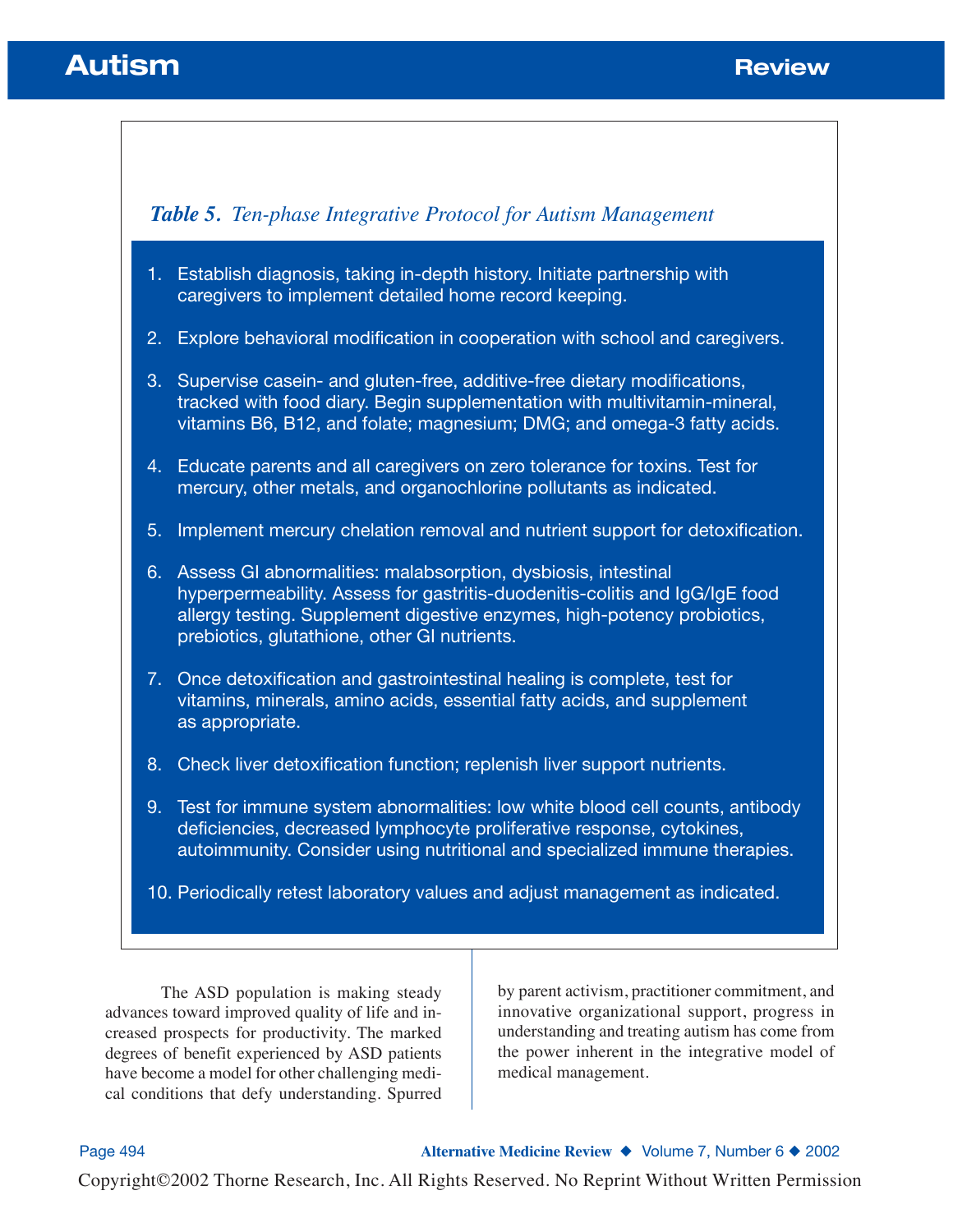*Table 5. Ten-phase Integrative Protocol for Autism Management*

1. Establish diagnosis, taking in-depth history. Initiate partnership with caregivers to implement detailed home record keeping.

2. Explore behavioral modification in cooperation with school and caregivers.

3. Supervise casein- and gluten-free, additive-free dietary modifications, tracked with food diary. Begin supplementation with multivitamin-mineral, vitamins B6, B12, and folate; magnesium; DMG; and omega-3 fatty acids.

4. Educate parents and all caregivers on zero tolerance for toxins. Test for mercury, other metals, and organochlorine pollutants as indicated.

5. Implement mercury chelation removal and nutrient support for detoxification.

6. Assess GI abnormalities: malabsorption, dysbiosis, intestinal hyperpermeability. Assess for gastritis-duodenitis-colitis and IgG/IgE food allergy testing. Supplement digestive enzymes, high-potency probiotics, prebiotics, glutathione, other GI nutrients.

7. Once detoxification and gastrointestinal healing is complete, test for vitamins, minerals, amino acids, essential fatty acids, and supplement as appropriate.

8. Check liver detoxification function; replenish liver support nutrients.

9. Test for immune system abnormalities: low white blood cell counts, antibody deficiencies, decreased lymphocyte proliferative response, cytokines, autoimmunity. Consider using nutritional and specialized immune therapies.

10. Periodically retest laboratory values and adjust management as indicated.

The ASD population is making steady advances toward improved quality of life and increased prospects for productivity. The marked degrees of benefit experienced by ASD patients have become a model for other challenging medical conditions that defy understanding. Spurred by parent activism, practitioner commitment, and innovative organizational support, progress in understanding and treating autism has come from the power inherent in the integrative model of medical management.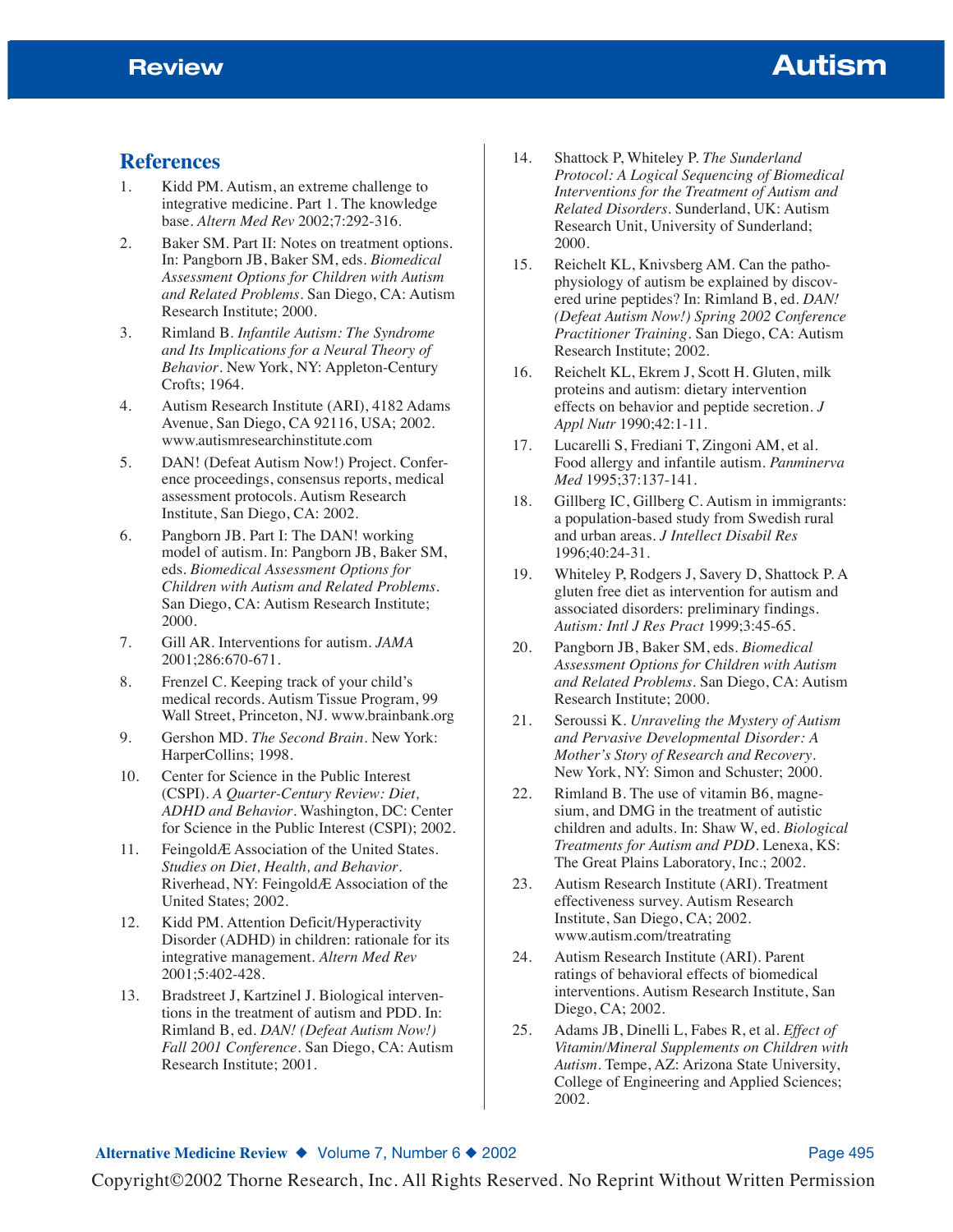## References

1. Kidd PM. Autism, an extreme challenge to integrative medicine. Part 1. The knowledge base. *Altern Med Rev* 2002;7:292-316.
2. Baker SM. Part II: Notes on treatment options. In: Pangborn JB, Baker SM, eds. *Biomedical Assessment Options for Children with Autism and Related Problems*. San Diego, CA: Autism Research Institute; 2000.
3. Rimland B. *Infantile Autism: The Syndrome and Its Implications for a Neural Theory of Behavior*. New York, NY: Appleton-Century Crofts; 1964.
4. Autism Research Institute (ARI), 4182 Adams Avenue, San Diego, CA 92116, USA; 2002. www.autismresearchinstitute.com
5. DAN! (Defeat Autism Now!) Project. Conference proceedings, consensus reports, medical assessment protocols. Autism Research Institute, San Diego, CA: 2002.
6. Pangborn JB. Part I: The DAN! working model of autism. In: Pangborn JB, Baker SM, eds. *Biomedical Assessment Options for Children with Autism and Related Problems*. San Diego, CA: Autism Research Institute; 2000.
7. Gill AR. Interventions for autism. *JAMA* 2001;286:670-671.
8. Frenzel C. Keeping track of your child's medical records. Autism Tissue Program, 99 Wall Street, Princeton, NJ. www.brainbank.org
9. Gershon MD. *The Second Brain*. New York: HarperCollins; 1998.
10. Center for Science in the Public Interest (CSPI). *A Quarter-Century Review: Diet, ADHD and Behavior*. Washington, DC: Center for Science in the Public Interest (CSPI); 2002.
11. FeingoldÆ Association of the United States. *Studies on Diet, Health, and Behavior*. Riverhead, NY: FeingoldÆ Association of the United States; 2002.
12. Kidd PM. Attention Deficit/Hyperactivity Disorder (ADHD) in children: rationale for its integrative management. *Altern Med Rev* 2001;5:402-428.
13. Bradstreet J, Kartzinel J. Biological interventions in the treatment of autism and PDD. In: Rimland B, ed. *DAN! (Defeat Autism Now!) Fall 2001 Conference*. San Diego, CA: Autism Research Institute; 2001.
14. Shattock P, Whiteley P. *The Sunderland Protocol: A Logical Sequencing of Biomedical Interventions for the Treatment of Autism and Related Disorders*. Sunderland, UK: Autism Research Unit, University of Sunderland; 2000.
15. Reichelt KL, Knivsberg AM. Can the pathophysiology of autism be explained by discovered urine peptides? In: Rimland B, ed. *DAN! (Defeat Autism Now!) Spring 2002 Conference Practitioner Training*. San Diego, CA: Autism Research Institute; 2002.
16. Reichelt KL, Ekrem J, Scott H. Gluten, milk proteins and autism: dietary intervention effects on behavior and peptide secretion. *J Appl Nutr* 1990;42:1-11.
17. Lucarelli S, Frediani T, Zingoni AM, et al. Food allergy and infantile autism. *Panminerva Med* 1995;37:137-141.
18. Gillberg IC, Gillberg C. Autism in immigrants: a population-based study from Swedish rural and urban areas. *J Intellect Disabil Res* 1996;40:24-31.
19. Whiteley P, Rodgers J, Savery D, Shattock P. A gluten free diet as intervention for autism and associated disorders: preliminary findings. *Autism: Intl J Res Pract* 1999;3:45-65.
20. Pangborn JB, Baker SM, eds. *Biomedical Assessment Options for Children with Autism and Related Problems*. San Diego, CA: Autism Research Institute; 2000.
21. Seroussi K. *Unraveling the Mystery of Autism and Pervasive Developmental Disorder: A Mother's Story of Research and Recovery*. New York, NY: Simon and Schuster; 2000.
22. Rimland B. The use of vitamin B6, magnesium, and DMG in the treatment of autistic children and adults. In: Shaw W, ed. *Biological Treatments for Autism and PDD*. Lenexa, KS: The Great Plains Laboratory, Inc.; 2002.
23. Autism Research Institute (ARI). Treatment effectiveness survey. Autism Research Institute, San Diego, CA; 2002. www.autism.com/treatrating
24. Autism Research Institute (ARI). Parent ratings of behavioral effects of biomedical interventions. Autism Research Institute, San Diego, CA; 2002.
25. Adams JB, Dinelli L, Fabes R, et al. *Effect of Vitamin/Mineral Supplements on Children with Autism*. Tempe, AZ: Arizona State University, College of Engineering and Applied Sciences; 2002.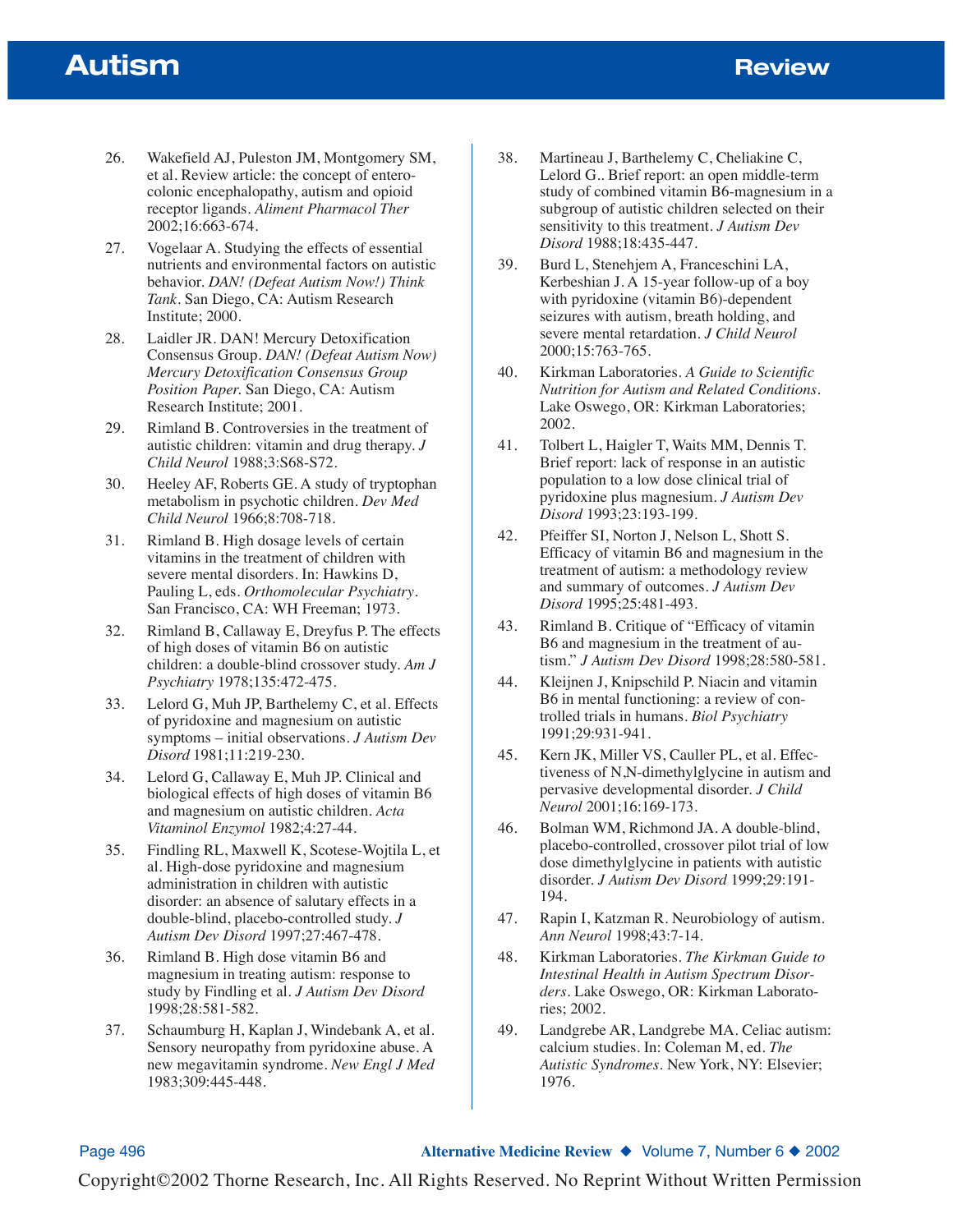26. Wakefield AJ, Puleston JM, Montgomery SM, et al. Review article: the concept of entero-colonic encephalopathy, autism and opioid receptor ligands. *Aliment Pharmacol Ther* 2002;16:663-674.
27. Vogelaar A. Studying the effects of essential nutrients and environmental factors on autistic behavior. *DAN! (Defeat Autism Now!) Think Tank*. San Diego, CA: Autism Research Institute; 2000.
28. Laidler JR. DAN! Mercury Detoxification Consensus Group. *DAN! (Defeat Autism Now) Mercury Detoxification Consensus Group Position Paper.* San Diego, CA: Autism Research Institute; 2001.
29. Rimland B. Controversies in the treatment of autistic children: vitamin and drug therapy. *J Child Neurol* 1988;3:S68-S72.
30. Heeley AF, Roberts GE. A study of tryptophan metabolism in psychotic children. *Dev Med Child Neurol* 1966;8:708-718.
31. Rimland B. High dosage levels of certain vitamins in the treatment of children with severe mental disorders. In: Hawkins D, Pauling L, eds. *Orthomolecular Psychiatry*. San Francisco, CA: WH Freeman; 1973.
32. Rimland B, Callaway E, Dreyfus P. The effects of high doses of vitamin B6 on autistic children: a double-blind crossover study. *Am J Psychiatry* 1978;135:472-475.
33. Lelord G, Muh JP, Barthelemy C, et al. Effects of pyridoxine and magnesium on autistic symptoms – initial observations. *J Autism Dev Disord* 1981;11:219-230.
34. Lelord G, Callaway E, Muh JP. Clinical and biological effects of high doses of vitamin B6 and magnesium on autistic children. *Acta Vitaminol Enzymol* 1982;4:27-44.
35. Findling RL, Maxwell K, Scotese-Wojtila L, et al. High-dose pyridoxine and magnesium administration in children with autistic disorder: an absence of salutary effects in a double-blind, placebo-controlled study. *J Autism Dev Disord* 1997;27:467-478.
36. Rimland B. High dose vitamin B6 and magnesium in treating autism: response to study by Findling et al. *J Autism Dev Disord* 1998;28:581-582.
37. Schaumburg H, Kaplan J, Windebank A, et al. Sensory neuropathy from pyridoxine abuse. A new megavitamin syndrome. *New Engl J Med* 1983;309:445-448.
38. Martineau J, Barthelemy C, Cheliakine C, Lelord G.. Brief report: an open middle-term study of combined vitamin B6-magnesium in a subgroup of autistic children selected on their sensitivity to this treatment. *J Autism Dev Disord* 1988;18:435-447.
39. Burd L, Stenehjem A, Franceschini LA, Kerbeshian J. A 15-year follow-up of a boy with pyridoxine (vitamin B6)-dependent seizures with autism, breath holding, and severe mental retardation. *J Child Neurol* 2000;15:763-765.
40. Kirkman Laboratories. *A Guide to Scientific Nutrition for Autism and Related Conditions*. Lake Oswego, OR: Kirkman Laboratories; 2002.
41. Tolbert L, Haigler T, Waits MM, Dennis T. Brief report: lack of response in an autistic population to a low dose clinical trial of pyridoxine plus magnesium. *J Autism Dev Disord* 1993;23:193-199.
42. Pfeiffer SI, Norton J, Nelson L, Shott S. Efficacy of vitamin B6 and magnesium in the treatment of autism: a methodology review and summary of outcomes. *J Autism Dev Disord* 1995;25:481-493.
43. Rimland B. Critique of "Efficacy of vitamin B6 and magnesium in the treatment of autism." *J Autism Dev Disord* 1998;28:580-581.
44. Kleijnen J, Knipschild P. Niacin and vitamin B6 in mental functioning: a review of controlled trials in humans. *Biol Psychiatry* 1991;29:931-941.
45. Kern JK, Miller VS, Cauller PL, et al. Effectiveness of N,N-dimethylglycine in autism and pervasive developmental disorder. *J Child Neurol* 2001;16:169-173.
46. Bolman WM, Richmond JA. A double-blind, placebo-controlled, crossover pilot trial of low dose dimethylglycine in patients with autistic disorder. *J Autism Dev Disord* 1999;29:191-194.
47. Rapin I, Katzman R. Neurobiology of autism. *Ann Neurol* 1998;43:7-14.
48. Kirkman Laboratories. *The Kirkman Guide to Intestinal Health in Autism Spectrum Disorders*. Lake Oswego, OR: Kirkman Laboratories; 2002.
49. Landgrebe AR, Landgrebe MA. Celiac autism: calcium studies. In: Coleman M, ed. *The Autistic Syndromes*. New York, NY: Elsevier; 1976.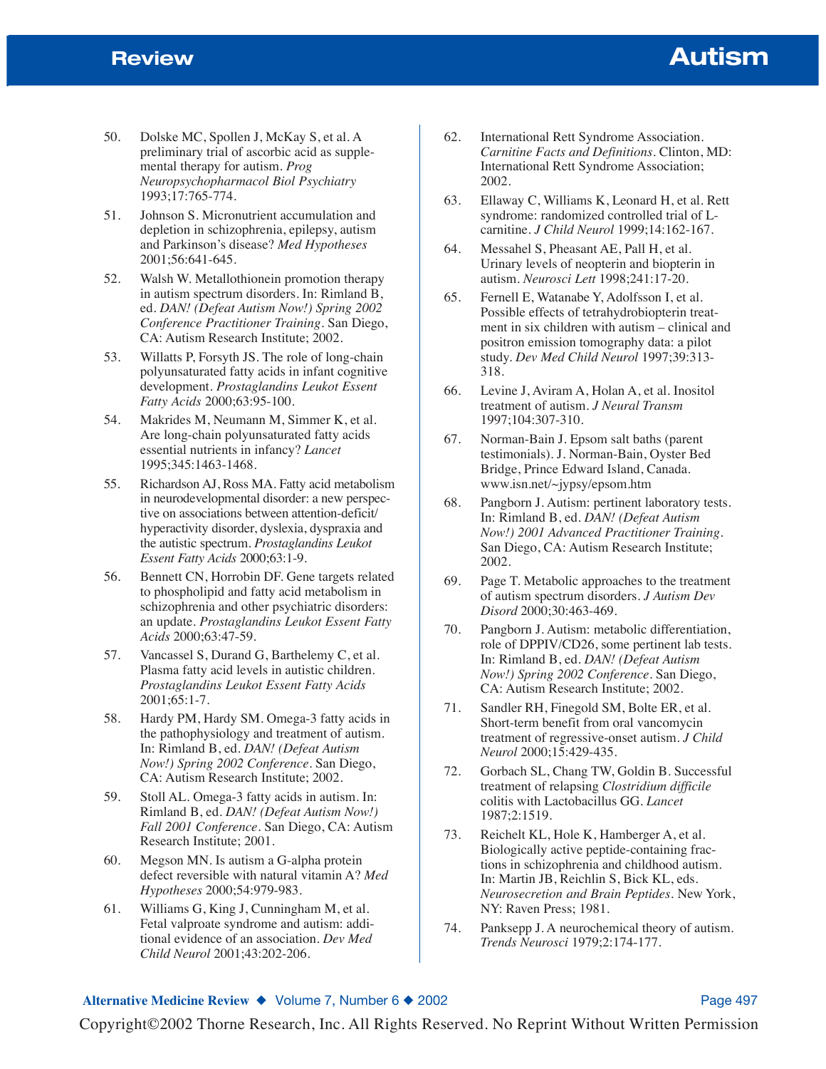50. Dolske MC, Spollen J, McKay S, et al. A preliminary trial of ascorbic acid as supplemental therapy for autism. *Prog Neuropsychopharmacol Biol Psychiatry* 1993;17:765-774.
51. Johnson S. Micronutrient accumulation and depletion in schizophrenia, epilepsy, autism and Parkinson's disease? *Med Hypotheses* 2001;56:641-645.
52. Walsh W. Metallothionein promotion therapy in autism spectrum disorders. In: Rimland B, ed. *DAN! (Defeat Autism Now!) Spring 2002 Conference Practitioner Training*. San Diego, CA: Autism Research Institute; 2002.
53. Willatts P, Forsyth JS. The role of long-chain polyunsaturated fatty acids in infant cognitive development. *Prostaglandins Leukot Essent Fatty Acids* 2000;63:95-100.
54. Makrides M, Neumann M, Simmer K, et al. Are long-chain polyunsaturated fatty acids essential nutrients in infancy? *Lancet* 1995;345:1463-1468.
55. Richardson AJ, Ross MA. Fatty acid metabolism in neurodevelopmental disorder: a new perspective on associations between attention-deficit/hyperactivity disorder, dyslexia, dyspraxia and the autistic spectrum. *Prostaglandins Leukot Essent Fatty Acids* 2000;63:1-9.
56. Bennett CN, Horrobin DF. Gene targets related to phospholipid and fatty acid metabolism in schizophrenia and other psychiatric disorders: an update. *Prostaglandins Leukot Essent Fatty Acids* 2000;63:47-59.
57. Vancassel S, Durand G, Barthelemy C, et al. Plasma fatty acid levels in autistic children. *Prostaglandins Leukot Essent Fatty Acids* 2001;65:1-7.
58. Hardy PM, Hardy SM. Omega-3 fatty acids in the pathophysiology and treatment of autism. In: Rimland B, ed. *DAN! (Defeat Autism Now!) Spring 2002 Conference*. San Diego, CA: Autism Research Institute; 2002.
59. Stoll AL. Omega-3 fatty acids in autism. In: Rimland B, ed. *DAN! (Defeat Autism Now!) Fall 2001 Conference*. San Diego, CA: Autism Research Institute; 2001.
60. Megson MN. Is autism a G-alpha protein defect reversible with natural vitamin A? *Med Hypotheses* 2000;54:979-983.
61. Williams G, King J, Cunningham M, et al. Fetal valproate syndrome and autism: additional evidence of an association. *Dev Med Child Neurol* 2001;43:202-206.
62. International Rett Syndrome Association. *Carnitine Facts and Definitions*. Clinton, MD: International Rett Syndrome Association; 2002.
63. Ellaway C, Williams K, Leonard H, et al. Rett syndrome: randomized controlled trial of L-carnitine. *J Child Neurol* 1999;14:162-167.
64. Messahel S, Pheasant AE, Pall H, et al. Urinary levels of neopterin and biopterin in autism. *Neurosci Lett* 1998;241:17-20.
65. Fernell E, Watanabe Y, Adolfsson I, et al. Possible effects of tetrahydrobiopterin treatment in six children with autism – clinical and positron emission tomography data: a pilot study. *Dev Med Child Neurol* 1997;39:313-318.
66. Levine J, Aviram A, Holan A, et al. Inositol treatment of autism. *J Neural Transm* 1997;104:307-310.
67. Norman-Bain J. Epsom salt baths (parent testimonials). J. Norman-Bain, Oyster Bed Bridge, Prince Edward Island, Canada. www.isn.net/~jypsy/epsom.htm
68. Pangborn J. Autism: pertinent laboratory tests. In: Rimland B, ed. *DAN! (Defeat Autism Now!) 2001 Advanced Practitioner Training*. San Diego, CA: Autism Research Institute; 2002.
69. Page T. Metabolic approaches to the treatment of autism spectrum disorders. *J Autism Dev Disord* 2000;30:463-469.
70. Pangborn J. Autism: metabolic differentiation, role of DPPIV/CD26, some pertinent lab tests. In: Rimland B, ed. *DAN! (Defeat Autism Now!) Spring 2002 Conference*. San Diego, CA: Autism Research Institute; 2002.
71. Sandler RH, Finegold SM, Bolte ER, et al. Short-term benefit from oral vancomycin treatment of regressive-onset autism. *J Child Neurol* 2000;15:429-435.
72. Gorbach SL, Chang TW, Goldin B. Successful treatment of relapsing *Clostridium difficile* colitis with Lactobacillus GG. *Lancet* 1987;2:1519.
73. Reichelt KL, Hole K, Hamberger A, et al. Biologically active peptide-containing fractions in schizophrenia and childhood autism. In: Martin JB, Reichlin S, Bick KL, eds. *Neurosecretion and Brain Peptides*. New York, NY: Raven Press; 1981.
74. Panksepp J. A neurochemical theory of autism. *Trends Neurosci* 1979;2:174-177.

Copyright©2002 Thorne Research, Inc. All Rights Reserved. No Reprint Without Written Permission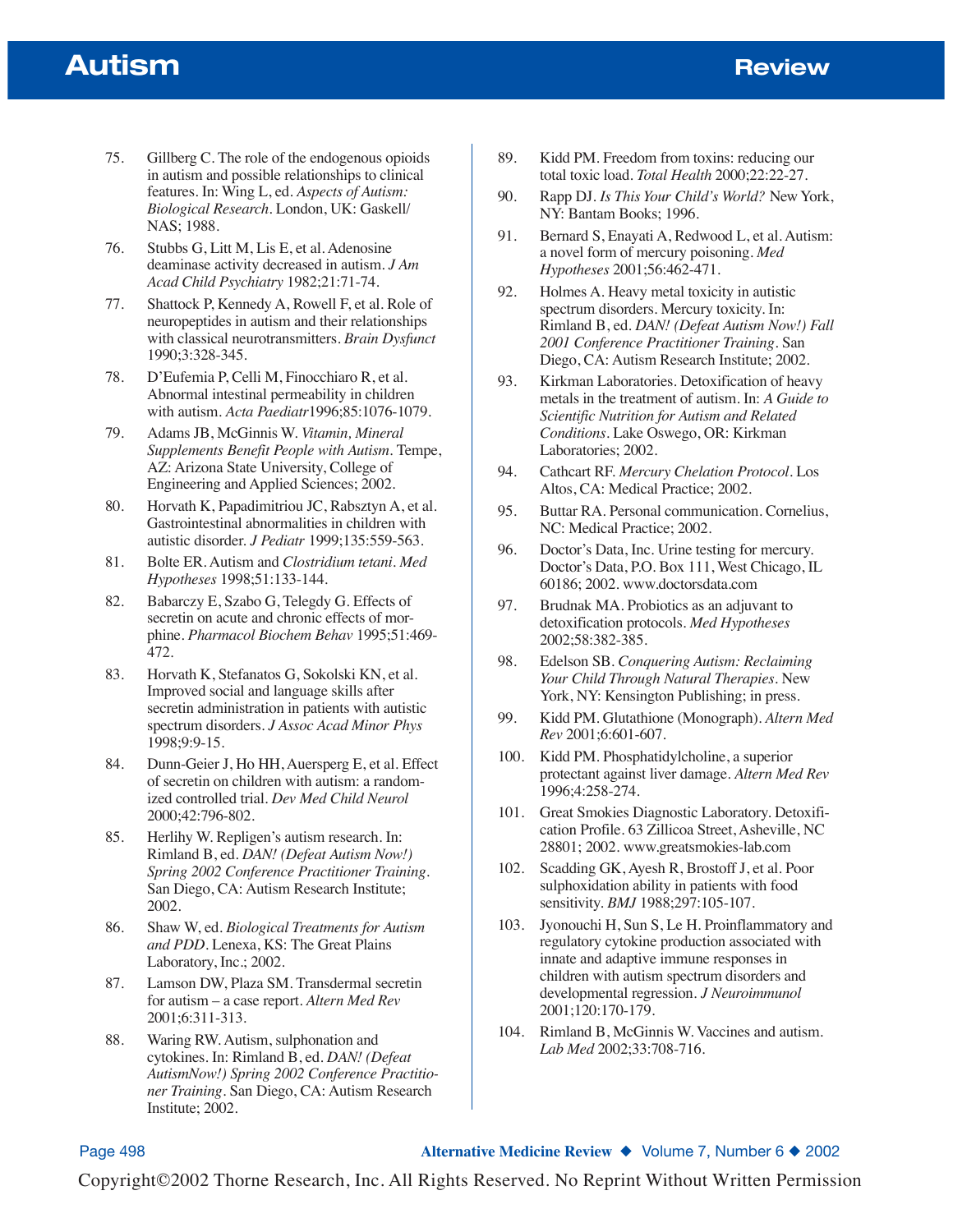75. Gillberg C. The role of the endogenous opioids in autism and possible relationships to clinical features. In: Wing L, ed. *Aspects of Autism: Biological Research*. London, UK: Gaskell/NAS; 1988.
76. Stubbs G, Litt M, Lis E, et al. Adenosine deaminase activity decreased in autism. *J Am Acad Child Psychiatry* 1982;21:71-74.
77. Shattock P, Kennedy A, Rowell F, et al. Role of neuropeptides in autism and their relationships with classical neurotransmitters. *Brain Dysfunct* 1990;3:328-345.
78. D'Eufemia P, Celli M, Finocchiaro R, et al. Abnormal intestinal permeability in children with autism. *Acta Paediatr*1996;85:1076-1079.
79. Adams JB, McGinnis W. *Vitamin, Mineral Supplements Benefit People with Autism*. Tempe, AZ: Arizona State University, College of Engineering and Applied Sciences; 2002.
80. Horvath K, Papadimitriou JC, Rabsztyn A, et al. Gastrointestinal abnormalities in children with autistic disorder. *J Pediatr* 1999;135:559-563.
81. Bolte ER. Autism and *Clostridium tetani*. *Med Hypotheses* 1998;51:133-144.
82. Babarczy E, Szabo G, Telegdy G. Effects of secretin on acute and chronic effects of morphine. *Pharmacol Biochem Behav* 1995;51:469-472.
83. Horvath K, Stefanatos G, Sokolski KN, et al. Improved social and language skills after secretin administration in patients with autistic spectrum disorders. *J Assoc Acad Minor Phys* 1998;9:9-15.
84. Dunn-Geier J, Ho HH, Auersperg E, et al. Effect of secretin on children with autism: a randomized controlled trial. *Dev Med Child Neurol* 2000;42:796-802.
85. Herlihy W. Repligen's autism research. In: Rimland B, ed. *DAN! (Defeat Autism Now!) Spring 2002 Conference Practitioner Training*. San Diego, CA: Autism Research Institute; 2002.
86. Shaw W, ed. *Biological Treatments for Autism and PDD*. Lenexa, KS: The Great Plains Laboratory, Inc.; 2002.
87. Lamson DW, Plaza SM. Transdermal secretin for autism – a case report. *Altern Med Rev* 2001;6:311-313.
88. Waring RW. Autism, sulphonation and cytokines. In: Rimland B, ed. *DAN! (Defeat AutismNow!) Spring 2002 Conference Practitioner Training*. San Diego, CA: Autism Research Institute; 2002.
89. Kidd PM. Freedom from toxins: reducing our total toxic load. *Total Health* 2000;22:22-27.
90. Rapp DJ. *Is This Your Child's World?* New York, NY: Bantam Books; 1996.
91. Bernard S, Enayati A, Redwood L, et al. Autism: a novel form of mercury poisoning. *Med Hypotheses* 2001;56:462-471.
92. Holmes A. Heavy metal toxicity in autistic spectrum disorders. Mercury toxicity. In: Rimland B, ed. *DAN! (Defeat Autism Now!) Fall 2001 Conference Practitioner Training*. San Diego, CA: Autism Research Institute; 2002.
93. Kirkman Laboratories. Detoxification of heavy metals in the treatment of autism. In: *A Guide to Scientific Nutrition for Autism and Related Conditions*. Lake Oswego, OR: Kirkman Laboratories; 2002.
94. Cathcart RF. *Mercury Chelation Protocol*. Los Altos, CA: Medical Practice; 2002.
95. Buttar RA. Personal communication. Cornelius, NC: Medical Practice; 2002.
96. Doctor's Data, Inc. Urine testing for mercury. Doctor's Data, P.O. Box 111, West Chicago, IL 60186; 2002. www.doctorsdata.com
97. Brudnak MA. Probiotics as an adjuvant to detoxification protocols. *Med Hypotheses* 2002;58:382-385.
98. Edelson SB. *Conquering Autism: Reclaiming Your Child Through Natural Therapies*. New York, NY: Kensington Publishing; in press.
99. Kidd PM. Glutathione (Monograph). *Altern Med Rev* 2001;6:601-607.
100. Kidd PM. Phosphatidylcholine, a superior protectant against liver damage. *Altern Med Rev* 1996;4:258-274.
101. Great Smokies Diagnostic Laboratory. Detoxification Profile. 63 Zillicoa Street, Asheville, NC 28801; 2002. www.greatsmokies-lab.com
102. Scadding GK, Ayesh R, Brostoff J, et al. Poor sulphoxidation ability in patients with food sensitivity. *BMJ* 1988;297:105-107.
103. Jyonouchi H, Sun S, Le H. Proinflammatory and regulatory cytokine production associated with innate and adaptive immune responses in children with autism spectrum disorders and developmental regression. *J Neuroimmunol* 2001;120:170-179.
104. Rimland B, McGinnis W. Vaccines and autism. *Lab Med* 2002;33:708-716.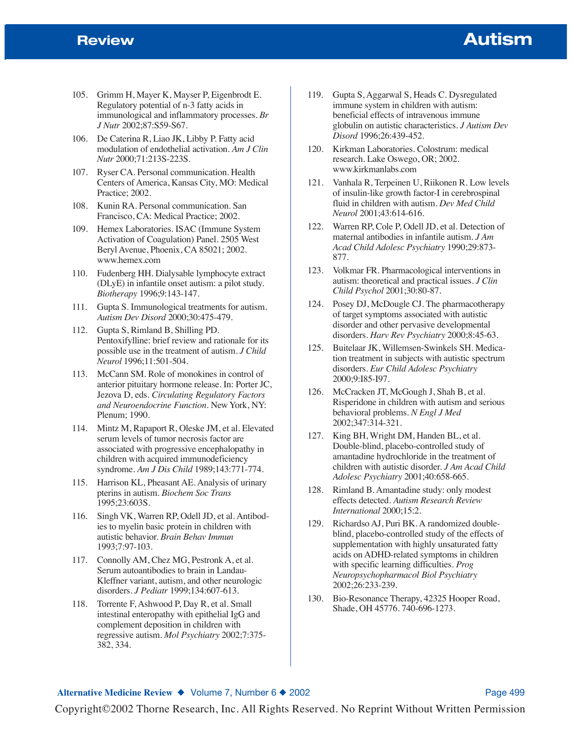105. Grimm H, Mayer K, Mayser P, Eigenbrodt E. Regulatory potential of n-3 fatty acids in immunological and inflammatory processes. *Br J Nutr* 2002;87:S59-S67.

106. De Caterina R, Liao JK, Libby P. Fatty acid modulation of endothelial activation. *Am J Clin Nutr* 2000;71:213S-223S.

107. Ryser CA. Personal communication. Health Centers of America, Kansas City, MO: Medical Practice; 2002.

108. Kunin RA. Personal communication. San Francisco, CA: Medical Practice; 2002.

109. Hemex Laboratories. ISAC (Immune System Activation of Coagulation) Panel. 2505 West Beryl Avenue, Phoenix, CA 85021; 2002. www.hemex.com

110. Fudenberg HH. Dialysable lymphocyte extract (DLyE) in infantile onset autism: a pilot study. *Biotherapy* 1996;9:143-147.

111. Gupta S. Immunological treatments for autism. *Autism Dev Disord* 2000;30:475-479.

112. Gupta S, Rimland B, Shilling PD. Pentoxifylline: brief review and rationale for its possible use in the treatment of autism. *J Child Neurol* 1996;11:501-504.

113. McCann SM. Role of monokines in control of anterior pituitary hormone release. In: Porter JC, Jezova D, eds. *Circulating Regulatory Factors and Neuroendocrine Function*. New York, NY: Plenum; 1990.

114. Mintz M, Rapaport R, Oleske JM, et al. Elevated serum levels of tumor necrosis factor are associated with progressive encephalopathy in children with acquired immunodeficiency syndrome. *Am J Dis Child* 1989;143:771-774.

115. Harrison KL, Pheasant AE. Analysis of urinary pterins in autism. *Biochem Soc Trans* 1995;23:603S.

116. Singh VK, Warren RP, Odell JD, et al. Antibodies to myelin basic protein in children with autistic behavior. *Brain Behav Immun* 1993;7:97-103.

117. Connolly AM, Chez MG, Pestronk A, et al. Serum autoantibodies to brain in Landau-Kleffner variant, autism, and other neurologic disorders. *J Pediatr* 1999;134:607-613.

118. Torrente F, Ashwood P, Day R, et al. Small intestinal enteropathy with epithelial IgG and complement deposition in children with regressive autism. *Mol Psychiatry* 2002;7:375-382, 334.

119. Gupta S, Aggarwal S, Heads C. Dysregulated immune system in children with autism: beneficial effects of intravenous immune globulin on autistic characteristics. *J Autism Dev Disord* 1996;26:439-452.

120. Kirkman Laboratories. Colostrum: medical research. Lake Oswego, OR; 2002. www.kirkmanlabs.com

121. Vanhala R, Terpeinen U, Riikonen R. Low levels of insulin-like growth factor-I in cerebrospinal fluid in children with autism. *Dev Med Child Neurol* 2001;43:614-616.

122. Warren RP, Cole P, Odell JD, et al. Detection of maternal antibodies in infantile autism. *J Am Acad Child Adolesc Psychiatry* 1990;29:873-877.

123. Volkmar FR. Pharmacological interventions in autism: theoretical and practical issues. *J Clin Child Psychol* 2001;30:80-87.

124. Posey DJ, McDougle CJ. The pharmacotherapy of target symptoms associated with autistic disorder and other pervasive developmental disorders. *Harv Rev Psychiatry* 2000;8:45-63.

125. Buitelaar JK, Willemsen-Swinkels SH. Medication treatment in subjects with autistic spectrum disorders. *Eur Child Adolesc Psychiatry* 2000;9:I85-I97.

126. McCracken JT, McGough J, Shah B, et al. Risperidone in children with autism and serious behavioral problems. *N Engl J Med* 2002;347:314-321.

127. King BH, Wright DM, Handen BL, et al. Double-blind, placebo-controlled study of amantadine hydrochloride in the treatment of children with autistic disorder. *J Am Acad Child Adolesc Psychiatry* 2001;40:658-665.

128. Rimland B. Amantadine study: only modest effects detected. *Autism Research Review International* 2000;15:2.

129. Richardso AJ, Puri BK. A randomized double-blind, placebo-controlled study of the effects of supplementation with highly unsaturated fatty acids on ADHD-related symptoms in children with specific learning difficulties. *Prog Neuropsychopharmacol Biol Psychiatry* 2002;26:233-239.

130. Bio-Resonance Therapy, 42325 Hooper Road, Shade, OH 45776. 740-696-1273.